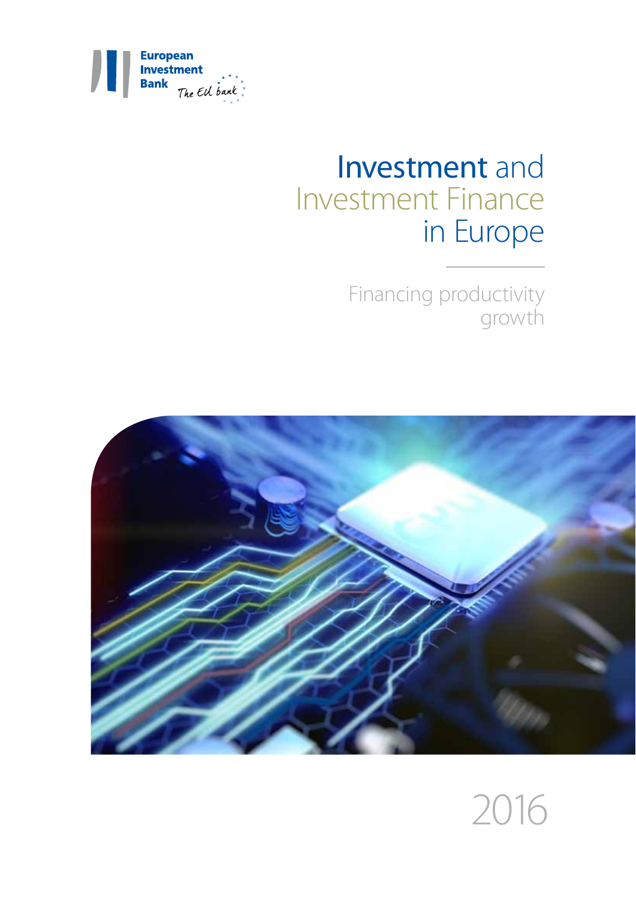European Investment Bank

The EU bank

# Investment and Investment Finance in Europe

## Financing productivity growth

2016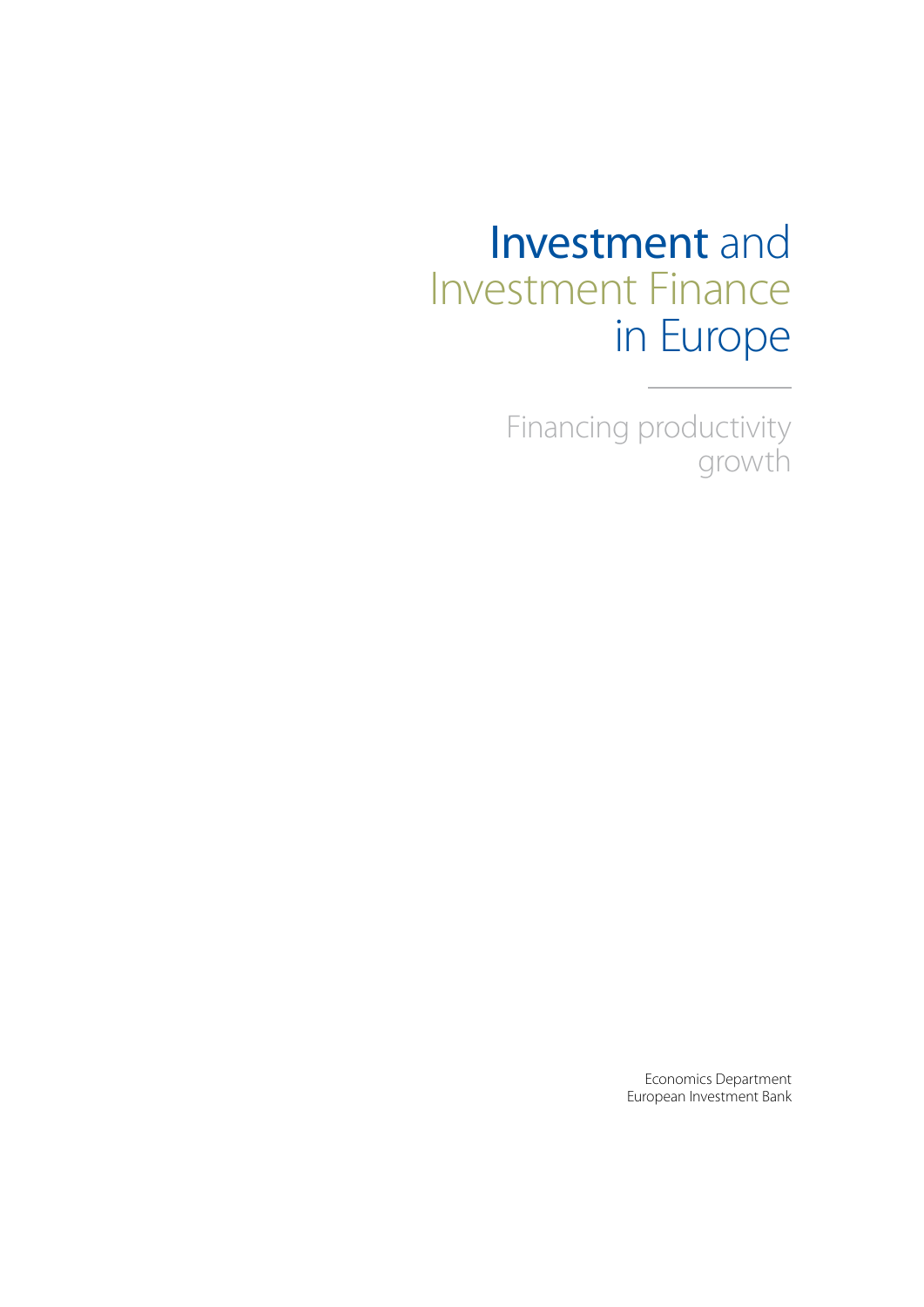# Investment and Investment Finance in Europe

## Financing productivity growth

Economics Department
European Investment Bank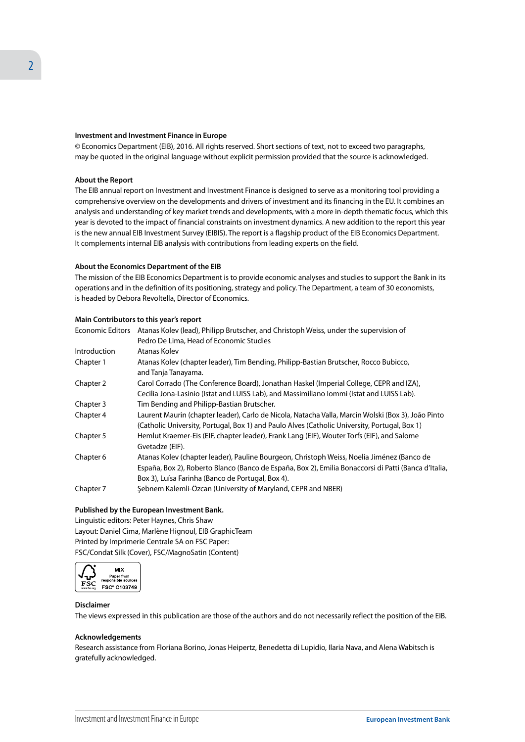**Investment and Investment Finance in Europe**

© Economics Department (EIB), 2016. All rights reserved. Short sections of text, not to exceed two paragraphs, may be quoted in the original language without explicit permission provided that the source is acknowledged.

**About the Report**

The EIB annual report on Investment and Investment Finance is designed to serve as a monitoring tool providing a comprehensive overview on the developments and drivers of investment and its financing in the EU. It combines an analysis and understanding of key market trends and developments, with a more in-depth thematic focus, which this year is devoted to the impact of financial constraints on investment dynamics. A new addition to the report this year is the new annual EIB Investment Survey (EIBIS). The report is a flagship product of the EIB Economics Department. It complements internal EIB analysis with contributions from leading experts on the field.

**About the Economics Department of the EIB**

The mission of the EIB Economics Department is to provide economic analyses and studies to support the Bank in its operations and in the definition of its positioning, strategy and policy. The Department, a team of 30 economists, is headed by Debora Revoltella, Director of Economics.

**Main Contributors to this year's report**

| | |
|---|---|
| Economic Editors | Atanas Kolev (lead), Philipp Brutscher, and Christoph Weiss, under the supervision of Pedro De Lima, Head of Economic Studies |
| Introduction | Atanas Kolev |
| Chapter 1 | Atanas Kolev (chapter leader), Tim Bending, Philipp-Bastian Brutscher, Rocco Bubicco, and Tanja Tanayama. |
| Chapter 2 | Carol Corrado (The Conference Board), Jonathan Haskel (Imperial College, CEPR and IZA), Cecilia Jona-Lasinio (Istat and LUISS Lab), and Massimiliano Iommi (Istat and LUISS Lab). |
| Chapter 3 | Tim Bending and Philipp-Bastian Brutscher. |
| Chapter 4 | Laurent Maurin (chapter leader), Carlo de Nicola, Natacha Valla, Marcin Wolski (Box 3), João Pinto (Catholic University, Portugal, Box 1) and Paulo Alves (Catholic University, Portugal, Box 1) |
| Chapter 5 | Hemlut Kraemer-Eis (EIF, chapter leader), Frank Lang (EIF), Wouter Torfs (EIF), and Salome Gvetadze (EIF). |
| Chapter 6 | Atanas Kolev (chapter leader), Pauline Bourgeon, Christoph Weiss, Noelia Jiménez (Banco de España, Box 2), Roberto Blanco (Banco de España, Box 2), Emilia Bonaccorsi di Patti (Banca d'Italia, Box 3), Luísa Farinha (Banco de Portugal, Box 4). |
| Chapter 7 | Şebnem Kalemli-Özcan (University of Maryland, CEPR and NBER) |

**Published by the European Investment Bank.**

Linguistic editors: Peter Haynes, Chris Shaw
Layout: Daniel Cima, Marlène Hignoul, EIB GraphicTeam
Printed by Imprimerie Centrale SA on FSC Paper:
FSC/Condat Silk (Cover), FSC/MagnoSatin (Content)

MIX Paper from responsible sources FSC® C103749

**Disclaimer**

The views expressed in this publication are those of the authors and do not necessarily reflect the position of the EIB.

**Acknowledgements**

Research assistance from Floriana Borino, Jonas Heipertz, Benedetta di Lupidio, Ilaria Nava, and Alena Wabitsch is gratefully acknowledged.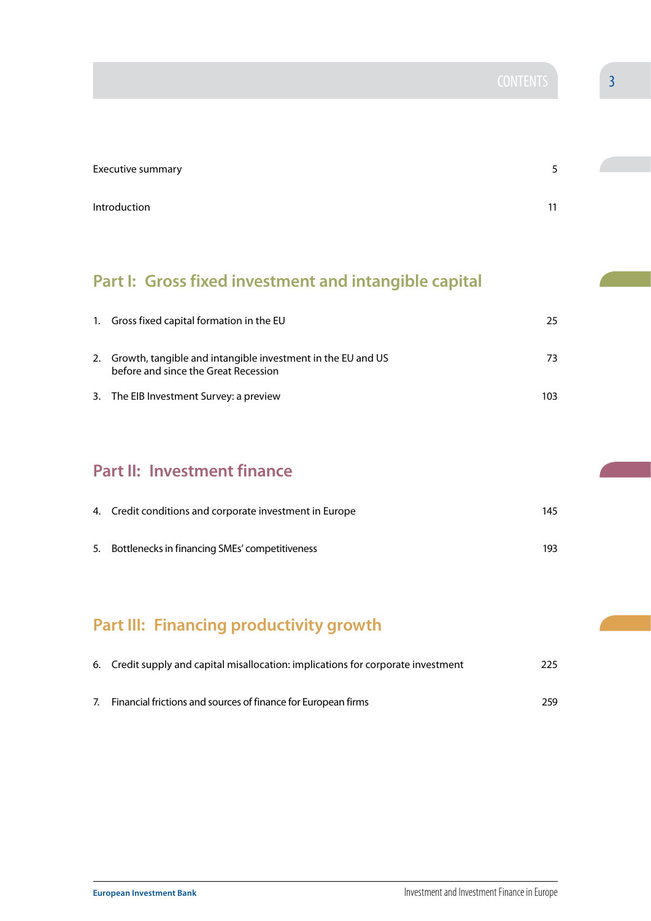# CONTENTS

| | |
|---|---|
| Executive summary | 5 |
| Introduction | 11 |

## Part I: Gross fixed investment and intangible capital

| | |
|---|---|
| 1. Gross fixed capital formation in the EU | 25 |
| 2. Growth, tangible and intangible investment in the EU and US before and since the Great Recession | 73 |
| 3. The EIB Investment Survey: a preview | 103 |

## Part II: Investment finance

| | |
|---|---|
| 4. Credit conditions and corporate investment in Europe | 145 |
| 5. Bottlenecks in financing SMEs' competitiveness | 193 |

## Part III: Financing productivity growth

| | |
|---|---|
| 6. Credit supply and capital misallocation: implications for corporate investment | 225 |
| 7. Financial frictions and sources of finance for European firms | 259 |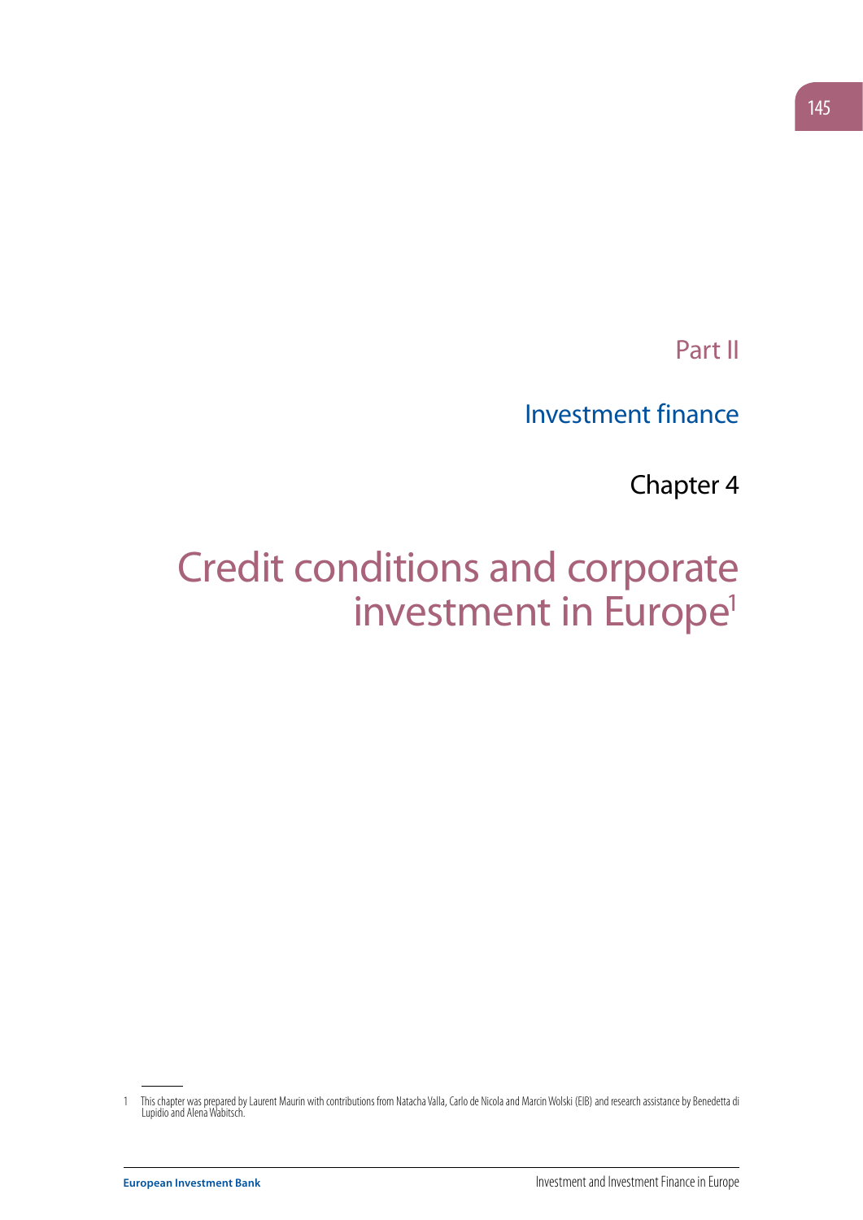# Part II

## Investment finance

### Chapter 4

# Credit conditions and corporate investment in Europe[1]

---

1 This chapter was prepared by Laurent Maurin with contributions from Natacha Valla, Carlo de Nicola and Marcin Wolski (EIB) and research assistance by Benedetta di Lupidio and Alena Wabitsch.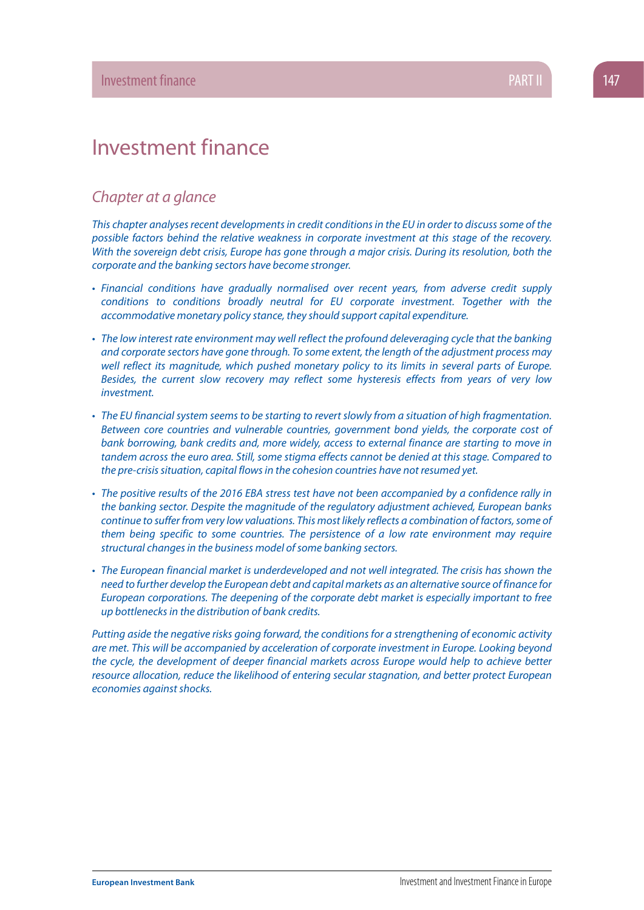# Investment finance

## Chapter at a glance

*This chapter analyses recent developments in credit conditions in the EU in order to discuss some of the possible factors behind the relative weakness in corporate investment at this stage of the recovery. With the sovereign debt crisis, Europe has gone through a major crisis. During its resolution, both the corporate and the banking sectors have become stronger.*

- *Financial conditions have gradually normalised over recent years, from adverse credit supply conditions to conditions broadly neutral for EU corporate investment. Together with the accommodative monetary policy stance, they should support capital expenditure.*
- *The low interest rate environment may well reflect the profound deleveraging cycle that the banking and corporate sectors have gone through. To some extent, the length of the adjustment process may well reflect its magnitude, which pushed monetary policy to its limits in several parts of Europe. Besides, the current slow recovery may reflect some hysteresis effects from years of very low investment.*
- *The EU financial system seems to be starting to revert slowly from a situation of high fragmentation. Between core countries and vulnerable countries, government bond yields, the corporate cost of bank borrowing, bank credits and, more widely, access to external finance are starting to move in tandem across the euro area. Still, some stigma effects cannot be denied at this stage. Compared to the pre-crisis situation, capital flows in the cohesion countries have not resumed yet.*
- *The positive results of the 2016 EBA stress test have not been accompanied by a confidence rally in the banking sector. Despite the magnitude of the regulatory adjustment achieved, European banks continue to suffer from very low valuations. This most likely reflects a combination of factors, some of them being specific to some countries. The persistence of a low rate environment may require structural changes in the business model of some banking sectors.*
- *The European financial market is underdeveloped and not well integrated. The crisis has shown the need to further develop the European debt and capital markets as an alternative source of finance for European corporations. The deepening of the corporate debt market is especially important to free up bottlenecks in the distribution of bank credits.*

*Putting aside the negative risks going forward, the conditions for a strengthening of economic activity are met. This will be accompanied by acceleration of corporate investment in Europe. Looking beyond the cycle, the development of deeper financial markets across Europe would help to achieve better resource allocation, reduce the likelihood of entering secular stagnation, and better protect European economies against shocks.*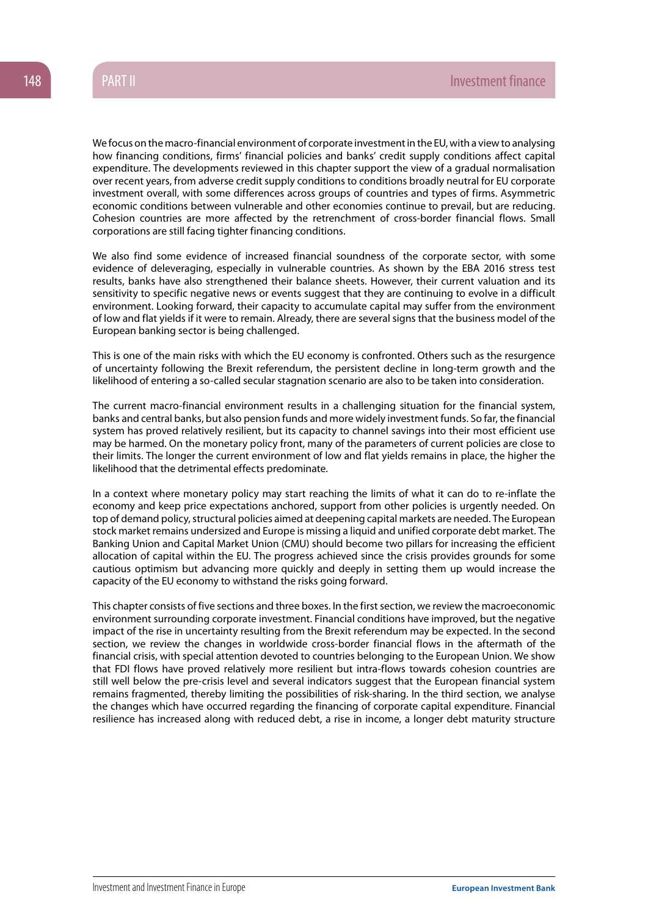We focus on the macro-financial environment of corporate investment in the EU, with a view to analysing how financing conditions, firms' financial policies and banks' credit supply conditions affect capital expenditure. The developments reviewed in this chapter support the view of a gradual normalisation over recent years, from adverse credit supply conditions to conditions broadly neutral for EU corporate investment overall, with some differences across groups of countries and types of firms. Asymmetric economic conditions between vulnerable and other economies continue to prevail, but are reducing. Cohesion countries are more affected by the retrenchment of cross-border financial flows. Small corporations are still facing tighter financing conditions.

We also find some evidence of increased financial soundness of the corporate sector, with some evidence of deleveraging, especially in vulnerable countries. As shown by the EBA 2016 stress test results, banks have also strengthened their balance sheets. However, their current valuation and its sensitivity to specific negative news or events suggest that they are continuing to evolve in a difficult environment. Looking forward, their capacity to accumulate capital may suffer from the environment of low and flat yields if it were to remain. Already, there are several signs that the business model of the European banking sector is being challenged.

This is one of the main risks with which the EU economy is confronted. Others such as the resurgence of uncertainty following the Brexit referendum, the persistent decline in long-term growth and the likelihood of entering a so-called secular stagnation scenario are also to be taken into consideration.

The current macro-financial environment results in a challenging situation for the financial system, banks and central banks, but also pension funds and more widely investment funds. So far, the financial system has proved relatively resilient, but its capacity to channel savings into their most efficient use may be harmed. On the monetary policy front, many of the parameters of current policies are close to their limits. The longer the current environment of low and flat yields remains in place, the higher the likelihood that the detrimental effects predominate.

In a context where monetary policy may start reaching the limits of what it can do to re-inflate the economy and keep price expectations anchored, support from other policies is urgently needed. On top of demand policy, structural policies aimed at deepening capital markets are needed. The European stock market remains undersized and Europe is missing a liquid and unified corporate debt market. The Banking Union and Capital Market Union (CMU) should become two pillars for increasing the efficient allocation of capital within the EU. The progress achieved since the crisis provides grounds for some cautious optimism but advancing more quickly and deeply in setting them up would increase the capacity of the EU economy to withstand the risks going forward.

This chapter consists of five sections and three boxes. In the first section, we review the macroeconomic environment surrounding corporate investment. Financial conditions have improved, but the negative impact of the rise in uncertainty resulting from the Brexit referendum may be expected. In the second section, we review the changes in worldwide cross-border financial flows in the aftermath of the financial crisis, with special attention devoted to countries belonging to the European Union. We show that FDI flows have proved relatively more resilient but intra-flows towards cohesion countries are still well below the pre-crisis level and several indicators suggest that the European financial system remains fragmented, thereby limiting the possibilities of risk-sharing. In the third section, we analyse the changes which have occurred regarding the financing of corporate capital expenditure. Financial resilience has increased along with reduced debt, a rise in income, a longer debt maturity structure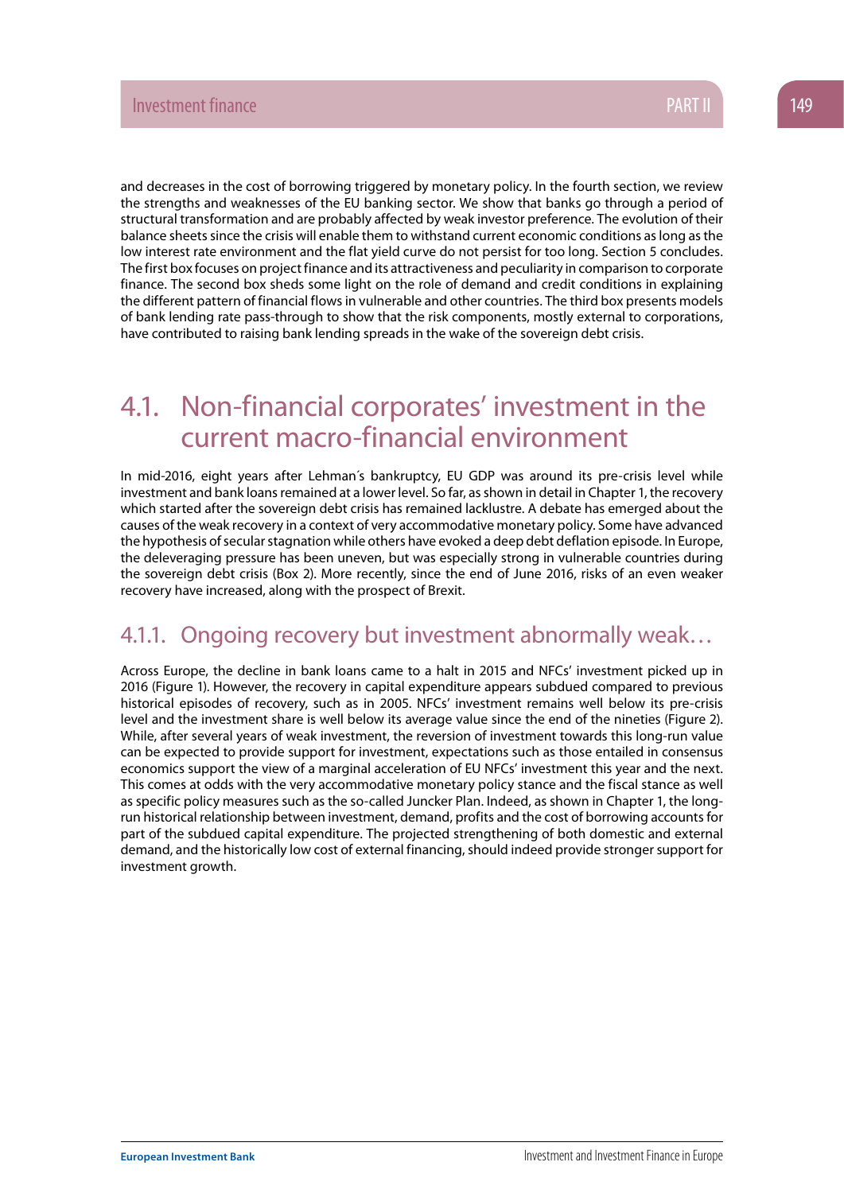and decreases in the cost of borrowing triggered by monetary policy. In the fourth section, we review the strengths and weaknesses of the EU banking sector. We show that banks go through a period of structural transformation and are probably affected by weak investor preference. The evolution of their balance sheets since the crisis will enable them to withstand current economic conditions as long as the low interest rate environment and the flat yield curve do not persist for too long. Section 5 concludes. The first box focuses on project finance and its attractiveness and peculiarity in comparison to corporate finance. The second box sheds some light on the role of demand and credit conditions in explaining the different pattern of financial flows in vulnerable and other countries. The third box presents models of bank lending rate pass-through to show that the risk components, mostly external to corporations, have contributed to raising bank lending spreads in the wake of the sovereign debt crisis.

## 4.1. Non-financial corporates' investment in the current macro-financial environment

In mid-2016, eight years after Lehman´s bankruptcy, EU GDP was around its pre-crisis level while investment and bank loans remained at a lower level. So far, as shown in detail in Chapter 1, the recovery which started after the sovereign debt crisis has remained lacklustre. A debate has emerged about the causes of the weak recovery in a context of very accommodative monetary policy. Some have advanced the hypothesis of secular stagnation while others have evoked a deep debt deflation episode. In Europe, the deleveraging pressure has been uneven, but was especially strong in vulnerable countries during the sovereign debt crisis (Box 2). More recently, since the end of June 2016, risks of an even weaker recovery have increased, along with the prospect of Brexit.

### 4.1.1. Ongoing recovery but investment abnormally weak…

Across Europe, the decline in bank loans came to a halt in 2015 and NFCs' investment picked up in 2016 (Figure 1). However, the recovery in capital expenditure appears subdued compared to previous historical episodes of recovery, such as in 2005. NFCs' investment remains well below its pre-crisis level and the investment share is well below its average value since the end of the nineties (Figure 2). While, after several years of weak investment, the reversion of investment towards this long-run value can be expected to provide support for investment, expectations such as those entailed in consensus economics support the view of a marginal acceleration of EU NFCs' investment this year and the next. This comes at odds with the very accommodative monetary policy stance and the fiscal stance as well as specific policy measures such as the so-called Juncker Plan. Indeed, as shown in Chapter 1, the long-run historical relationship between investment, demand, profits and the cost of borrowing accounts for part of the subdued capital expenditure. The projected strengthening of both domestic and external demand, and the historically low cost of external financing, should indeed provide stronger support for investment growth.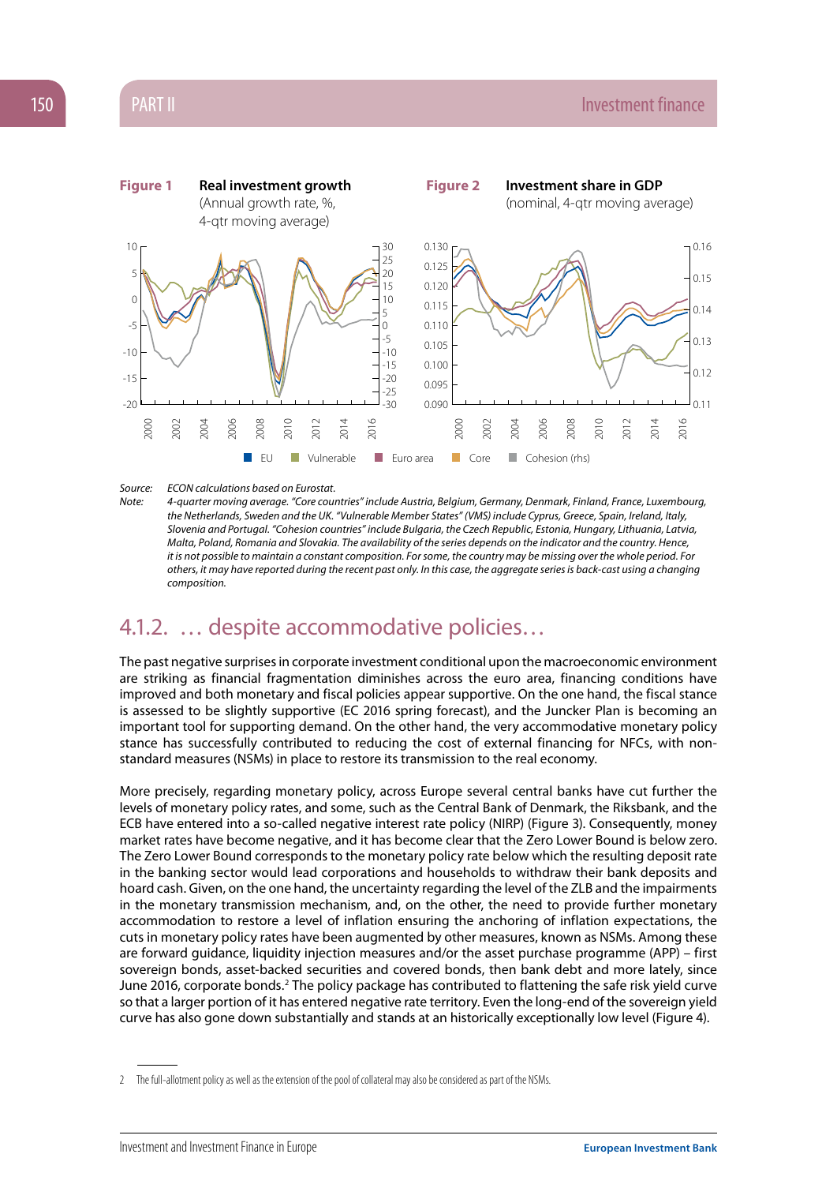**Figure 1** **Real investment growth** (Annual growth rate, %, 4-qtr moving average)

**Figure 2** **Investment share in GDP** (nominal, 4-qtr moving average)

Source: *ECON calculations based on Eurostat.*

Note: *4-quarter moving average. "Core countries" include Austria, Belgium, Germany, Denmark, Finland, France, Luxembourg, the Netherlands, Sweden and the UK. "Vulnerable Member States" (VMS) include Cyprus, Greece, Spain, Ireland, Italy, Slovenia and Portugal. "Cohesion countries" include Bulgaria, the Czech Republic, Estonia, Hungary, Lithuania, Latvia, Malta, Poland, Romania and Slovakia. The availability of the series depends on the indicator and the country. Hence, it is not possible to maintain a constant composition. For some, the country may be missing over the whole period. For others, it may have reported during the recent past only. In this case, the aggregate series is back-cast using a changing composition.*

## 4.1.2. … despite accommodative policies…

The past negative surprises in corporate investment conditional upon the macroeconomic environment are striking as financial fragmentation diminishes across the euro area, financing conditions have improved and both monetary and fiscal policies appear supportive. On the one hand, the fiscal stance is assessed to be slightly supportive (EC 2016 spring forecast), and the Juncker Plan is becoming an important tool for supporting demand. On the other hand, the very accommodative monetary policy stance has successfully contributed to reducing the cost of external financing for NFCs, with non-standard measures (NSMs) in place to restore its transmission to the real economy.

More precisely, regarding monetary policy, across Europe several central banks have cut further the levels of monetary policy rates, and some, such as the Central Bank of Denmark, the Riksbank, and the ECB have entered into a so-called negative interest rate policy (NIRP) (Figure 3). Consequently, money market rates have become negative, and it has become clear that the Zero Lower Bound is below zero. The Zero Lower Bound corresponds to the monetary policy rate below which the resulting deposit rate in the banking sector would lead corporations and households to withdraw their bank deposits and hoard cash. Given, on the one hand, the uncertainty regarding the level of the ZLB and the impairments in the monetary transmission mechanism, and, on the other, the need to provide further monetary accommodation to restore a level of inflation ensuring the anchoring of inflation expectations, the cuts in monetary policy rates have been augmented by other measures, known as NSMs. Among these are forward guidance, liquidity injection measures and/or the asset purchase programme (APP) – first sovereign bonds, asset-backed securities and covered bonds, then bank debt and more lately, since June 2016, corporate bonds.[2] The policy package has contributed to flattening the safe risk yield curve so that a larger portion of it has entered negative rate territory. Even the long-end of the sovereign yield curve has also gone down substantially and stands at an historically exceptionally low level (Figure 4).

---

2 The full-allotment policy as well as the extension of the pool of collateral may also be considered as part of the NSMs.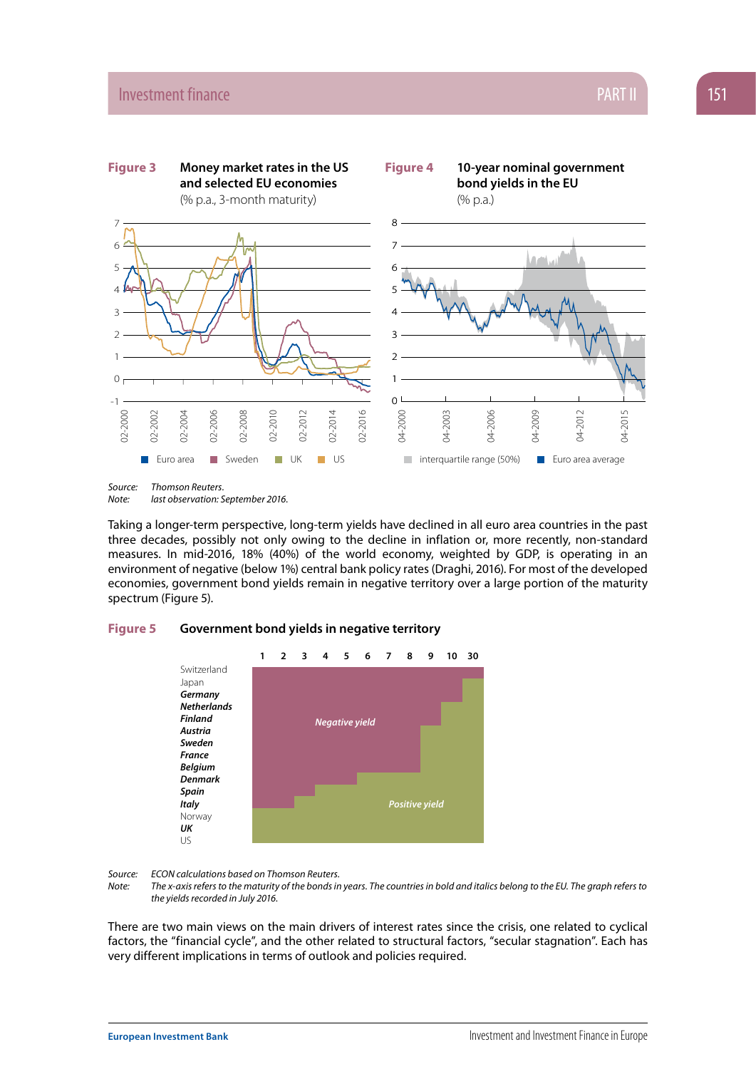**Figure 3** **Money market rates in the US and selected EU economies**
(% p.a., 3-month maturity)

**Figure 4** **10-year nominal government bond yields in the EU**
(% p.a.)

*Source:* *Thomson Reuters.*
*Note:* *last observation: September 2016.*

Taking a longer-term perspective, long-term yields have declined in all euro area countries in the past three decades, possibly not only owing to the decline in inflation or, more recently, non-standard measures. In mid-2016, 18% (40%) of the world economy, weighted by GDP, is operating in an environment of negative (below 1%) central bank policy rates (Draghi, 2016). For most of the developed economies, government bond yields remain in negative territory over a large portion of the maturity spectrum (Figure 5).

**Figure 5** **Government bond yields in negative territory**

*Source:* *ECON calculations based on Thomson Reuters.*
*Note:* *The x-axis refers to the maturity of the bonds in years. The countries in bold and italics belong to the EU. The graph refers to the yields recorded in July 2016.*

There are two main views on the main drivers of interest rates since the crisis, one related to cyclical factors, the "financial cycle", and the other related to structural factors, "secular stagnation". Each has very different implications in terms of outlook and policies required.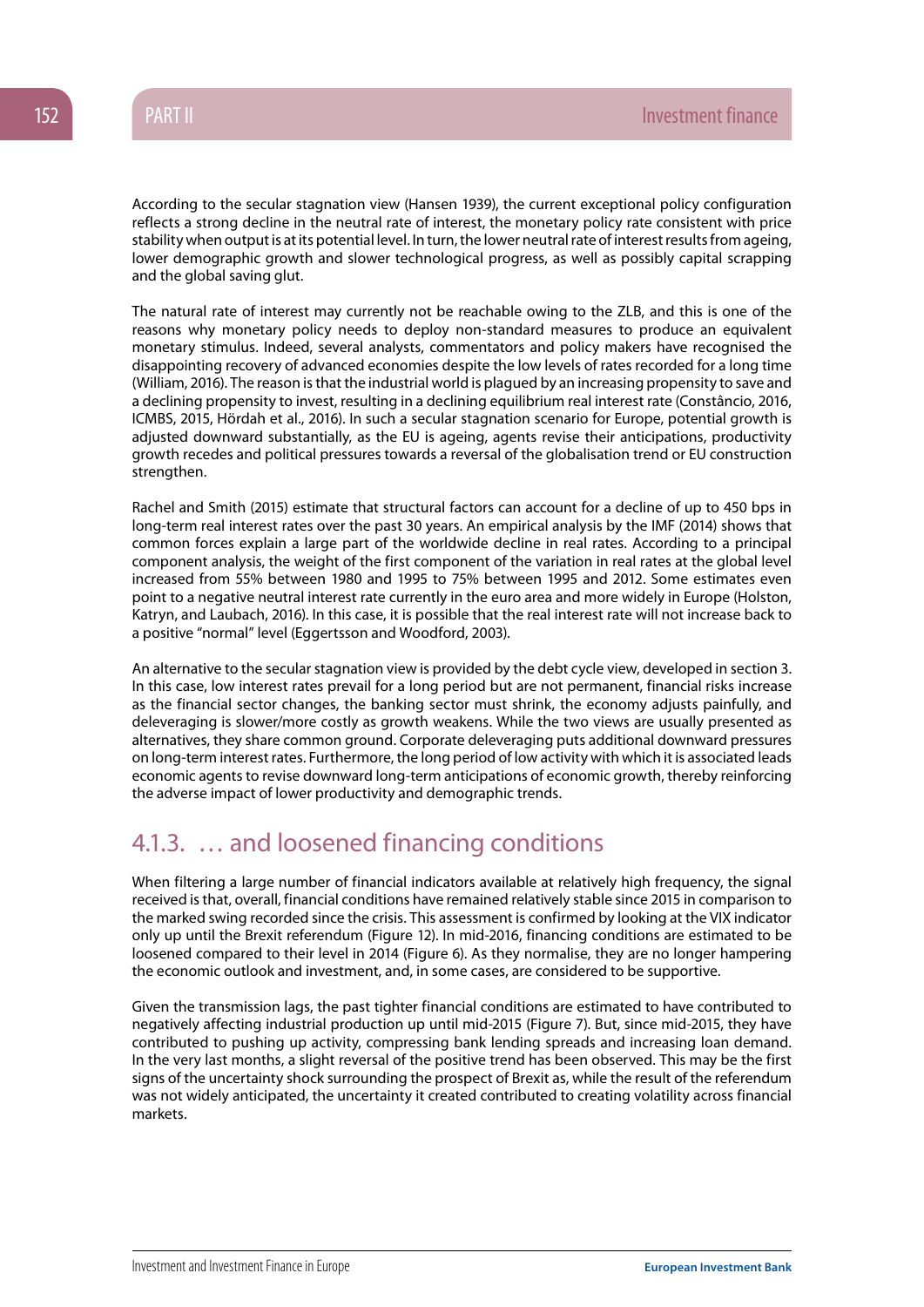According to the secular stagnation view (Hansen 1939), the current exceptional policy configuration reflects a strong decline in the neutral rate of interest, the monetary policy rate consistent with price stability when output is at its potential level. In turn, the lower neutral rate of interest results from ageing, lower demographic growth and slower technological progress, as well as possibly capital scrapping and the global saving glut.

The natural rate of interest may currently not be reachable owing to the ZLB, and this is one of the reasons why monetary policy needs to deploy non-standard measures to produce an equivalent monetary stimulus. Indeed, several analysts, commentators and policy makers have recognised the disappointing recovery of advanced economies despite the low levels of rates recorded for a long time (William, 2016). The reason is that the industrial world is plagued by an increasing propensity to save and a declining propensity to invest, resulting in a declining equilibrium real interest rate (Constâncio, 2016, ICMBS, 2015, Hördah et al., 2016). In such a secular stagnation scenario for Europe, potential growth is adjusted downward substantially, as the EU is ageing, agents revise their anticipations, productivity growth recedes and political pressures towards a reversal of the globalisation trend or EU construction strengthen.

Rachel and Smith (2015) estimate that structural factors can account for a decline of up to 450 bps in long-term real interest rates over the past 30 years. An empirical analysis by the IMF (2014) shows that common forces explain a large part of the worldwide decline in real rates. According to a principal component analysis, the weight of the first component of the variation in real rates at the global level increased from 55% between 1980 and 1995 to 75% between 1995 and 2012. Some estimates even point to a negative neutral interest rate currently in the euro area and more widely in Europe (Holston, Katryn, and Laubach, 2016). In this case, it is possible that the real interest rate will not increase back to a positive "normal" level (Eggertsson and Woodford, 2003).

An alternative to the secular stagnation view is provided by the debt cycle view, developed in section 3. In this case, low interest rates prevail for a long period but are not permanent, financial risks increase as the financial sector changes, the banking sector must shrink, the economy adjusts painfully, and deleveraging is slower/more costly as growth weakens. While the two views are usually presented as alternatives, they share common ground. Corporate deleveraging puts additional downward pressures on long-term interest rates. Furthermore, the long period of low activity with which it is associated leads economic agents to revise downward long-term anticipations of economic growth, thereby reinforcing the adverse impact of lower productivity and demographic trends.

### 4.1.3. … and loosened financing conditions

When filtering a large number of financial indicators available at relatively high frequency, the signal received is that, overall, financial conditions have remained relatively stable since 2015 in comparison to the marked swing recorded since the crisis. This assessment is confirmed by looking at the VIX indicator only up until the Brexit referendum (Figure 12). In mid-2016, financing conditions are estimated to be loosened compared to their level in 2014 (Figure 6). As they normalise, they are no longer hampering the economic outlook and investment, and, in some cases, are considered to be supportive.

Given the transmission lags, the past tighter financial conditions are estimated to have contributed to negatively affecting industrial production up until mid-2015 (Figure 7). But, since mid-2015, they have contributed to pushing up activity, compressing bank lending spreads and increasing loan demand. In the very last months, a slight reversal of the positive trend has been observed. This may be the first signs of the uncertainty shock surrounding the prospect of Brexit as, while the result of the referendum was not widely anticipated, the uncertainty it created contributed to creating volatility across financial markets.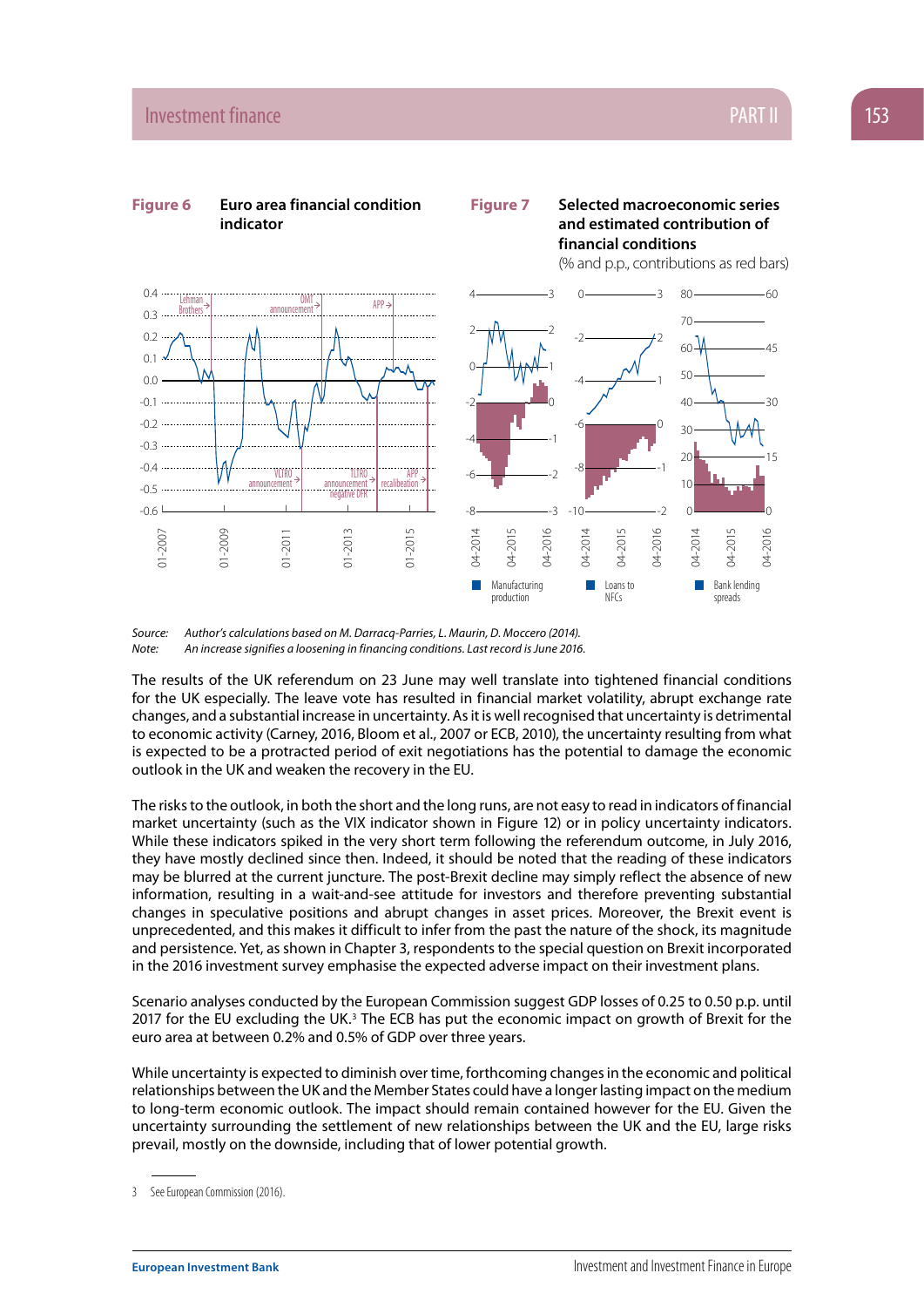**Figure 6** Euro area financial condition indicator

**Figure 7** Selected macroeconomic series and estimated contribution of financial conditions

(% and p.p., contributions as red bars)

*Source:* *Author's calculations based on M. Darracq-Parries, L. Maurin, D. Moccero (2014).*
*Note:* *An increase signifies a loosening in financing conditions. Last record is June 2016.*

The results of the UK referendum on 23 June may well translate into tightened financial conditions for the UK especially. The leave vote has resulted in financial market volatility, abrupt exchange rate changes, and a substantial increase in uncertainty. As it is well recognised that uncertainty is detrimental to economic activity (Carney, 2016, Bloom et al., 2007 or ECB, 2010), the uncertainty resulting from what is expected to be a protracted period of exit negotiations has the potential to damage the economic outlook in the UK and weaken the recovery in the EU.

The risks to the outlook, in both the short and the long runs, are not easy to read in indicators of financial market uncertainty (such as the VIX indicator shown in Figure 12) or in policy uncertainty indicators. While these indicators spiked in the very short term following the referendum outcome, in July 2016, they have mostly declined since then. Indeed, it should be noted that the reading of these indicators may be blurred at the current juncture. The post-Brexit decline may simply reflect the absence of new information, resulting in a wait-and-see attitude for investors and therefore preventing substantial changes in speculative positions and abrupt changes in asset prices. Moreover, the Brexit event is unprecedented, and this makes it difficult to infer from the past the nature of the shock, its magnitude and persistence. Yet, as shown in Chapter 3, respondents to the special question on Brexit incorporated in the 2016 investment survey emphasise the expected adverse impact on their investment plans.

Scenario analyses conducted by the European Commission suggest GDP losses of 0.25 to 0.50 p.p. until 2017 for the EU excluding the UK.[3] The ECB has put the economic impact on growth of Brexit for the euro area at between 0.2% and 0.5% of GDP over three years.

While uncertainty is expected to diminish over time, forthcoming changes in the economic and political relationships between the UK and the Member States could have a longer lasting impact on the medium to long-term economic outlook. The impact should remain contained however for the EU. Given the uncertainty surrounding the settlement of new relationships between the UK and the EU, large risks prevail, mostly on the downside, including that of lower potential growth.

3 See European Commission (2016).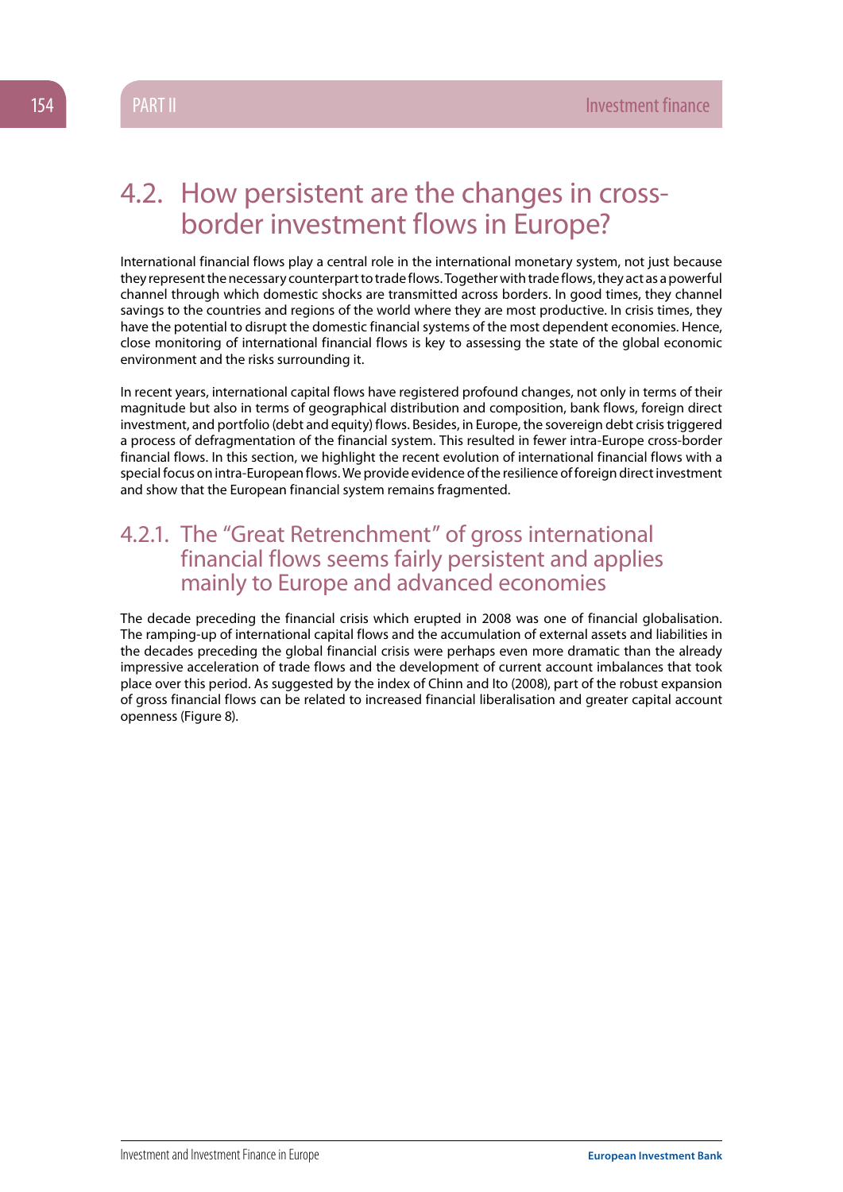## 4.2. How persistent are the changes in cross-border investment flows in Europe?

International financial flows play a central role in the international monetary system, not just because they represent the necessary counterpart to trade flows. Together with trade flows, they act as a powerful channel through which domestic shocks are transmitted across borders. In good times, they channel savings to the countries and regions of the world where they are most productive. In crisis times, they have the potential to disrupt the domestic financial systems of the most dependent economies. Hence, close monitoring of international financial flows is key to assessing the state of the global economic environment and the risks surrounding it.

In recent years, international capital flows have registered profound changes, not only in terms of their magnitude but also in terms of geographical distribution and composition, bank flows, foreign direct investment, and portfolio (debt and equity) flows. Besides, in Europe, the sovereign debt crisis triggered a process of defragmentation of the financial system. This resulted in fewer intra-Europe cross-border financial flows. In this section, we highlight the recent evolution of international financial flows with a special focus on intra-European flows. We provide evidence of the resilience of foreign direct investment and show that the European financial system remains fragmented.

### 4.2.1. The "Great Retrenchment" of gross international financial flows seems fairly persistent and applies mainly to Europe and advanced economies

The decade preceding the financial crisis which erupted in 2008 was one of financial globalisation. The ramping-up of international capital flows and the accumulation of external assets and liabilities in the decades preceding the global financial crisis were perhaps even more dramatic than the already impressive acceleration of trade flows and the development of current account imbalances that took place over this period. As suggested by the index of Chinn and Ito (2008), part of the robust expansion of gross financial flows can be related to increased financial liberalisation and greater capital account openness (Figure 8).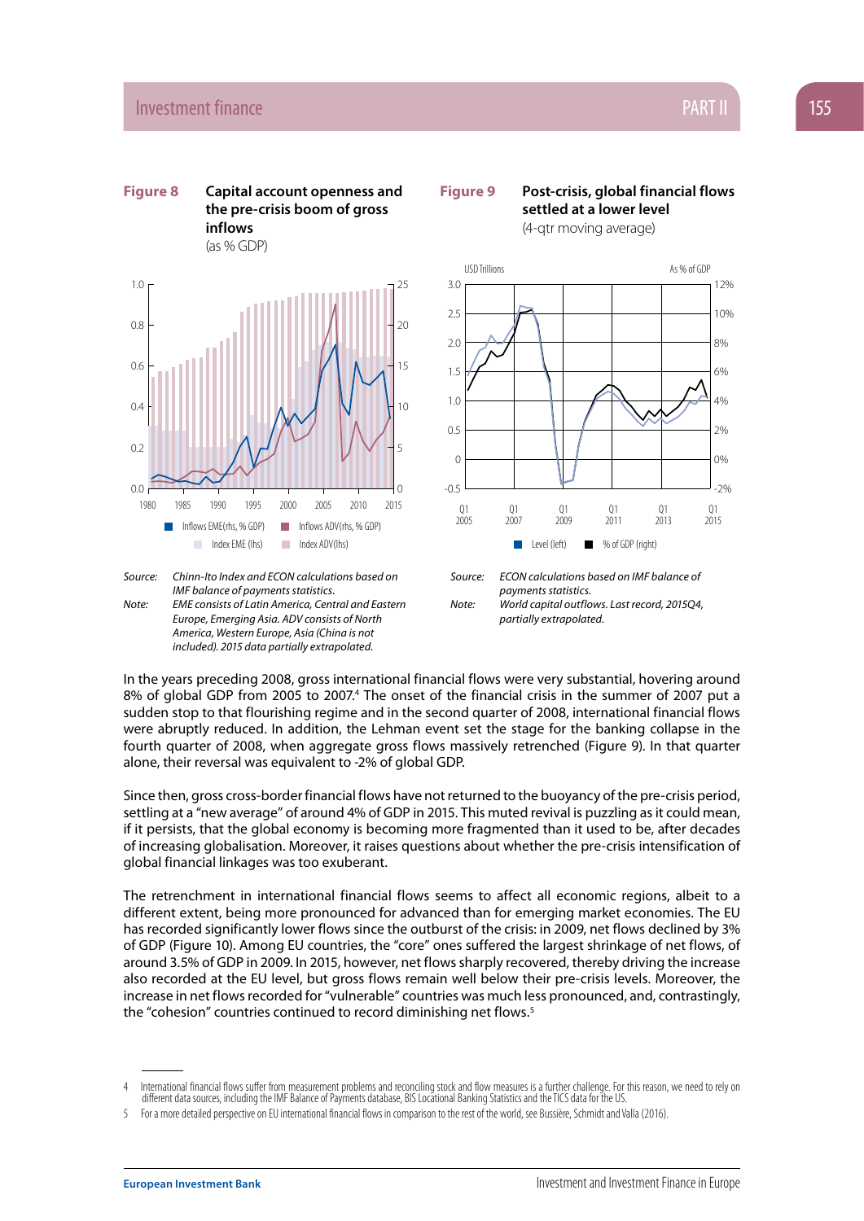**Figure 8** **Capital account openness and the pre-crisis boom of gross inflows**
(as % GDP)

*Source:* *Chinn-Ito Index and ECON calculations based on IMF balance of payments statistics.*
*Note:* *EME consists of Latin America, Central and Eastern Europe, Emerging Asia. ADV consists of North America, Western Europe, Asia (China is not included). 2015 data partially extrapolated.*

**Figure 9** **Post-crisis, global financial flows settled at a lower level**
(4-qtr moving average)

*Source:* *ECON calculations based on IMF balance of payments statistics.*
*Note:* *World capital outflows. Last record, 2015Q4, partially extrapolated.*

In the years preceding 2008, gross international financial flows were very substantial, hovering around 8% of global GDP from 2005 to 2007.[4] The onset of the financial crisis in the summer of 2007 put a sudden stop to that flourishing regime and in the second quarter of 2008, international financial flows were abruptly reduced. In addition, the Lehman event set the stage for the banking collapse in the fourth quarter of 2008, when aggregate gross flows massively retrenched (Figure 9). In that quarter alone, their reversal was equivalent to -2% of global GDP.

Since then, gross cross-border financial flows have not returned to the buoyancy of the pre-crisis period, settling at a "new average" of around 4% of GDP in 2015. This muted revival is puzzling as it could mean, if it persists, that the global economy is becoming more fragmented than it used to be, after decades of increasing globalisation. Moreover, it raises questions about whether the pre-crisis intensification of global financial linkages was too exuberant.

The retrenchment in international financial flows seems to affect all economic regions, albeit to a different extent, being more pronounced for advanced than for emerging market economies. The EU has recorded significantly lower flows since the outburst of the crisis: in 2009, net flows declined by 3% of GDP (Figure 10). Among EU countries, the "core" ones suffered the largest shrinkage of net flows, of around 3.5% of GDP in 2009. In 2015, however, net flows sharply recovered, thereby driving the increase also recorded at the EU level, but gross flows remain well below their pre-crisis levels. Moreover, the increase in net flows recorded for "vulnerable" countries was much less pronounced, and, contrastingly, the "cohesion" countries continued to record diminishing net flows.[5]

---

4 International financial flows suffer from measurement problems and reconciling stock and flow measures is a further challenge. For this reason, we need to rely on different data sources, including the IMF Balance of Payments database, BIS Locational Banking Statistics and the TICS data for the US.

5 For a more detailed perspective on EU international financial flows in comparison to the rest of the world, see Bussière, Schmidt and Valla (2016).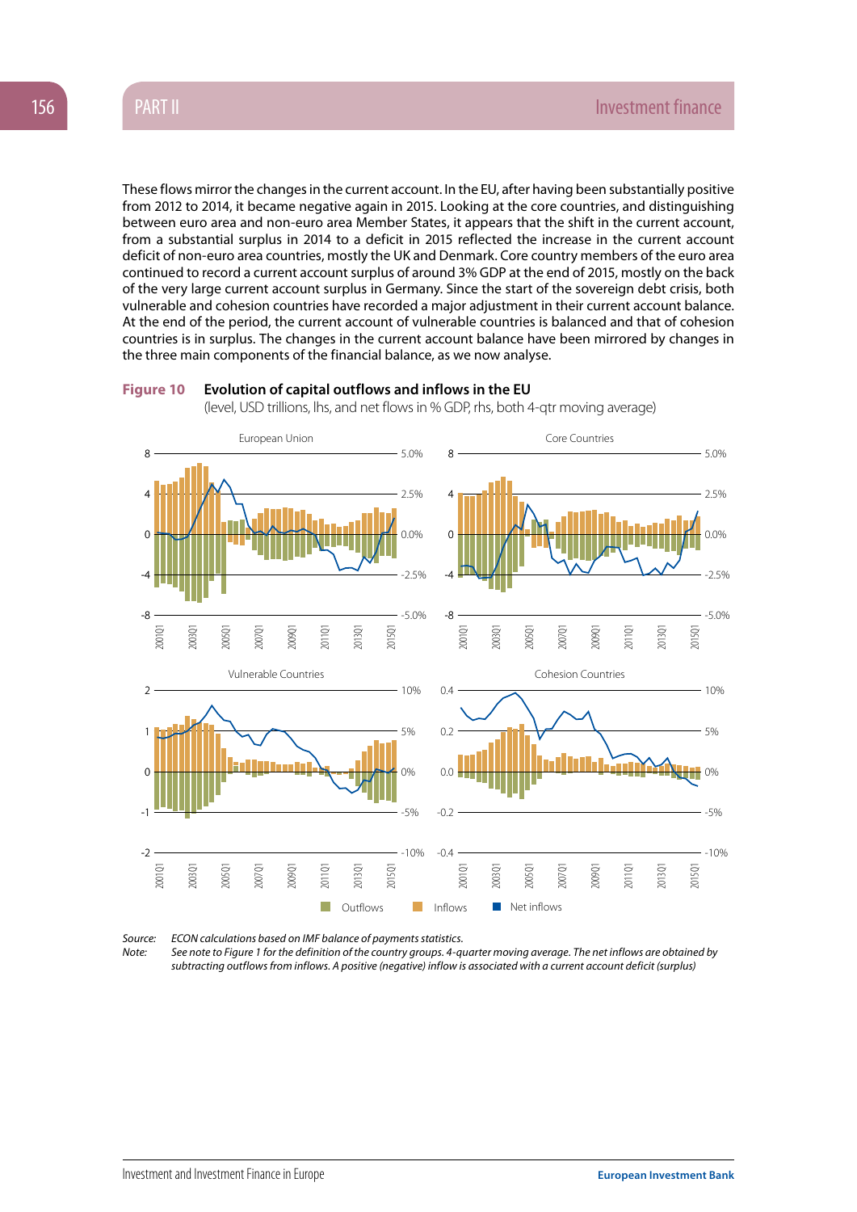These flows mirror the changes in the current account. In the EU, after having been substantially positive from 2012 to 2014, it became negative again in 2015. Looking at the core countries, and distinguishing between euro area and non-euro area Member States, it appears that the shift in the current account, from a substantial surplus in 2014 to a deficit in 2015 reflected the increase in the current account deficit of non-euro area countries, mostly the UK and Denmark. Core country members of the euro area continued to record a current account surplus of around 3% GDP at the end of 2015, mostly on the back of the very large current account surplus in Germany. Since the start of the sovereign debt crisis, both vulnerable and cohesion countries have recorded a major adjustment in their current account balance. At the end of the period, the current account of vulnerable countries is balanced and that of cohesion countries is in surplus. The changes in the current account balance have been mirrored by changes in the three main components of the financial balance, as we now analyse.

**Figure 10 Evolution of capital outflows and inflows in the EU**
(level, USD trillions, lhs, and net flows in % GDP, rhs, both 4-qtr moving average)

*Source:* *ECON calculations based on IMF balance of payments statistics.*
*Note:* *See note to Figure 1 for the definition of the country groups. 4-quarter moving average. The net inflows are obtained by subtracting outflows from inflows. A positive (negative) inflow is associated with a current account deficit (surplus)*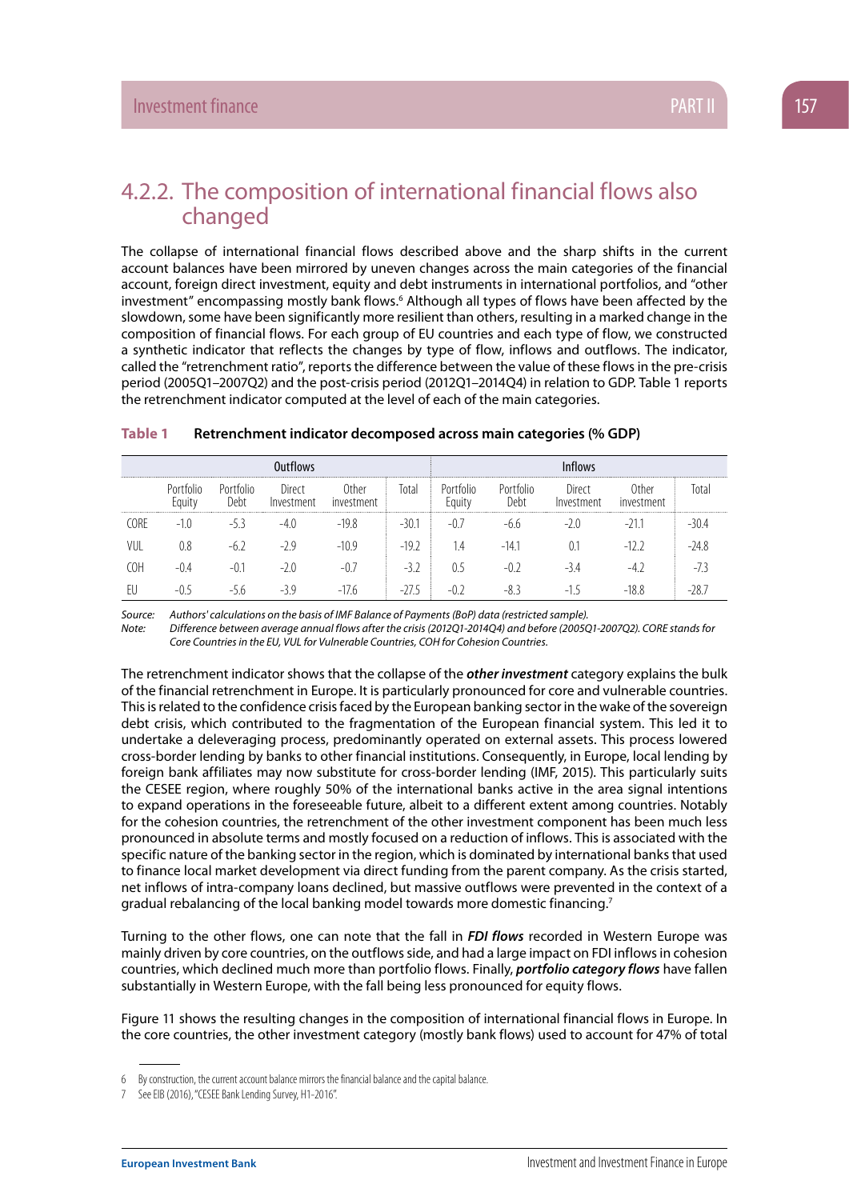## 4.2.2. The composition of international financial flows also changed

The collapse of international financial flows described above and the sharp shifts in the current account balances have been mirrored by uneven changes across the main categories of the financial account, foreign direct investment, equity and debt instruments in international portfolios, and "other investment" encompassing mostly bank flows.[6] Although all types of flows have been affected by the slowdown, some have been significantly more resilient than others, resulting in a marked change in the composition of financial flows. For each group of EU countries and each type of flow, we constructed a synthetic indicator that reflects the changes by type of flow, inflows and outflows. The indicator, called the "retrenchment ratio", reports the difference between the value of these flows in the pre-crisis period (2005Q1–2007Q2) and the post-crisis period (2012Q1–2014Q4) in relation to GDP. Table 1 reports the retrenchment indicator computed at the level of each of the main categories.

**Table 1 Retrenchment indicator decomposed across main categories (% GDP)**

| | Outflows | | | | | Inflows | | | | |
|---|---|---|---|---|---|---|---|---|---|---|
| | Portfolio Equity | Portfolio Debt | Direct Investment | Other investment | Total | Portfolio Equity | Portfolio Debt | Direct Investment | Other investment | Total |
| CORE | -1.0 | -5.3 | -4.0 | -19.8 | -30.1 | -0.7 | -6.6 | -2.0 | -21.1 | -30.4 |
| VUL | 0.8 | -6.2 | -2.9 | -10.9 | -19.2 | 1.4 | -14.1 | 0.1 | -12.2 | -24.8 |
| COH | -0.4 | -0.1 | -2.0 | -0.7 | -3.2 | 0.5 | -0.2 | -3.4 | -4.2 | -7.3 |
| EU | -0.5 | -5.6 | -3.9 | -17.6 | -27.5 | -0.2 | -8.3 | -1.5 | -18.8 | -28.7 |

*Source: Authors' calculations on the basis of IMF Balance of Payments (BoP) data (restricted sample).*
*Note: Difference between average annual flows after the crisis (2012Q1-2014Q4) and before (2005Q1-2007Q2). CORE stands for Core Countries in the EU, VUL for Vulnerable Countries, COH for Cohesion Countries.*

The retrenchment indicator shows that the collapse of the ***other investment*** category explains the bulk of the financial retrenchment in Europe. It is particularly pronounced for core and vulnerable countries. This is related to the confidence crisis faced by the European banking sector in the wake of the sovereign debt crisis, which contributed to the fragmentation of the European financial system. This led it to undertake a deleveraging process, predominantly operated on external assets. This process lowered cross-border lending by banks to other financial institutions. Consequently, in Europe, local lending by foreign bank affiliates may now substitute for cross-border lending (IMF, 2015). This particularly suits the CESEE region, where roughly 50% of the international banks active in the area signal intentions to expand operations in the foreseeable future, albeit to a different extent among countries. Notably for the cohesion countries, the retrenchment of the other investment component has been much less pronounced in absolute terms and mostly focused on a reduction of inflows. This is associated with the specific nature of the banking sector in the region, which is dominated by international banks that used to finance local market development via direct funding from the parent company. As the crisis started, net inflows of intra-company loans declined, but massive outflows were prevented in the context of a gradual rebalancing of the local banking model towards more domestic financing.[7]

Turning to the other flows, one can note that the fall in ***FDI flows*** recorded in Western Europe was mainly driven by core countries, on the outflows side, and had a large impact on FDI inflows in cohesion countries, which declined much more than portfolio flows. Finally, ***portfolio category flows*** have fallen substantially in Western Europe, with the fall being less pronounced for equity flows.

Figure 11 shows the resulting changes in the composition of international financial flows in Europe. In the core countries, the other investment category (mostly bank flows) used to account for 47% of total

6 By construction, the current account balance mirrors the financial balance and the capital balance.

7 See EIB (2016), "CESEE Bank Lending Survey, H1-2016".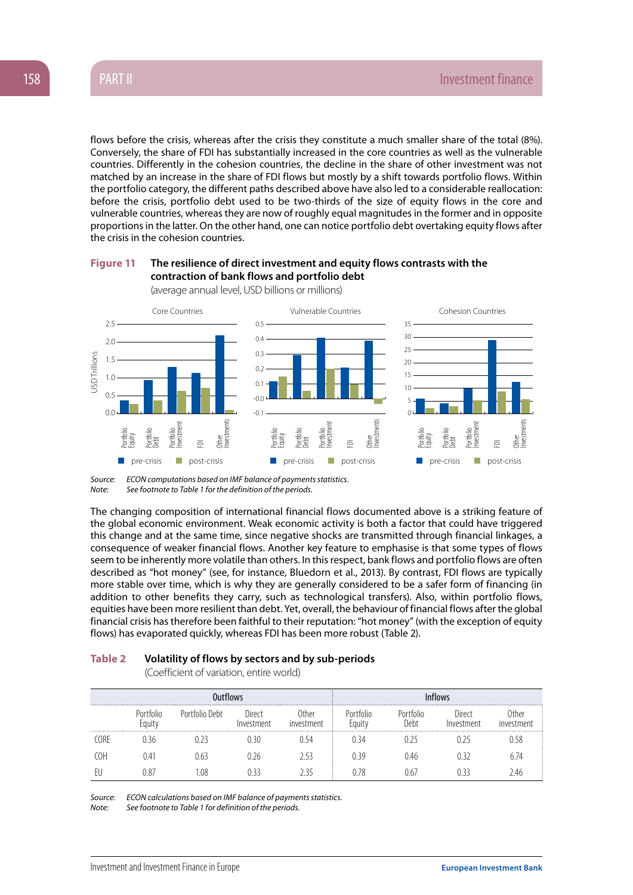flows before the crisis, whereas after the crisis they constitute a much smaller share of the total (8%). Conversely, the share of FDI has substantially increased in the core countries as well as the vulnerable countries. Differently in the cohesion countries, the decline in the share of other investment was not matched by an increase in the share of FDI flows but mostly by a shift towards portfolio flows. Within the portfolio category, the different paths described above have also led to a considerable reallocation: before the crisis, portfolio debt used to be two-thirds of the size of equity flows in the core and vulnerable countries, whereas they are now of roughly equal magnitudes in the former and in opposite proportions in the latter. On the other hand, one can notice portfolio debt overtaking equity flows after the crisis in the cohesion countries.

**Figure 11** **The resilience of direct investment and equity flows contrasts with the contraction of bank flows and portfolio debt**

(average annual level, USD billions or millions)

*Source:* *ECON computations based on IMF balance of payments statistics.*
*Note:* *See footnote to Table 1 for the definition of the periods.*

The changing composition of international financial flows documented above is a striking feature of the global economic environment. Weak economic activity is both a factor that could have triggered this change and at the same time, since negative shocks are transmitted through financial linkages, a consequence of weaker financial flows. Another key feature to emphasise is that some types of flows seem to be inherently more volatile than others. In this respect, bank flows and portfolio flows are often described as "hot money" (see, for instance, Bluedorn et al., 2013). By contrast, FDI flows are typically more stable over time, which is why they are generally considered to be a safer form of financing (in addition to other benefits they carry, such as technological transfers). Also, within portfolio flows, equities have been more resilient than debt. Yet, overall, the behaviour of financial flows after the global financial crisis has therefore been faithful to their reputation: "hot money" (with the exception of equity flows) has evaporated quickly, whereas FDI has been more robust (Table 2).

**Table 2** **Volatility of flows by sectors and by sub-periods**

(Coefficient of variation, entire world)

| | Outflows | | | | Inflows | | | |
|---|---|---|---|---|---|---|---|---|
| | Portfolio Equity | Portfolio Debt | Direct Investment | Other investment | Portfolio Equity | Portfolio Debt | Direct Investment | Other investment |
| CORE | 0.36 | 0.23 | 0.30 | 0.54 | 0.34 | 0.25 | 0.25 | 0.58 |
| COH | 0.41 | 0.63 | 0.26 | 2.53 | 0.39 | 0.46 | 0.32 | 6.74 |
| EU | 0.87 | 1.08 | 0.33 | 2.35 | 0.78 | 0.67 | 0.33 | 2.46 |

*Source:* *ECON calculations based on IMF balance of payments statistics.*
*Note:* *See footnote to Table 1 for definition of the periods.*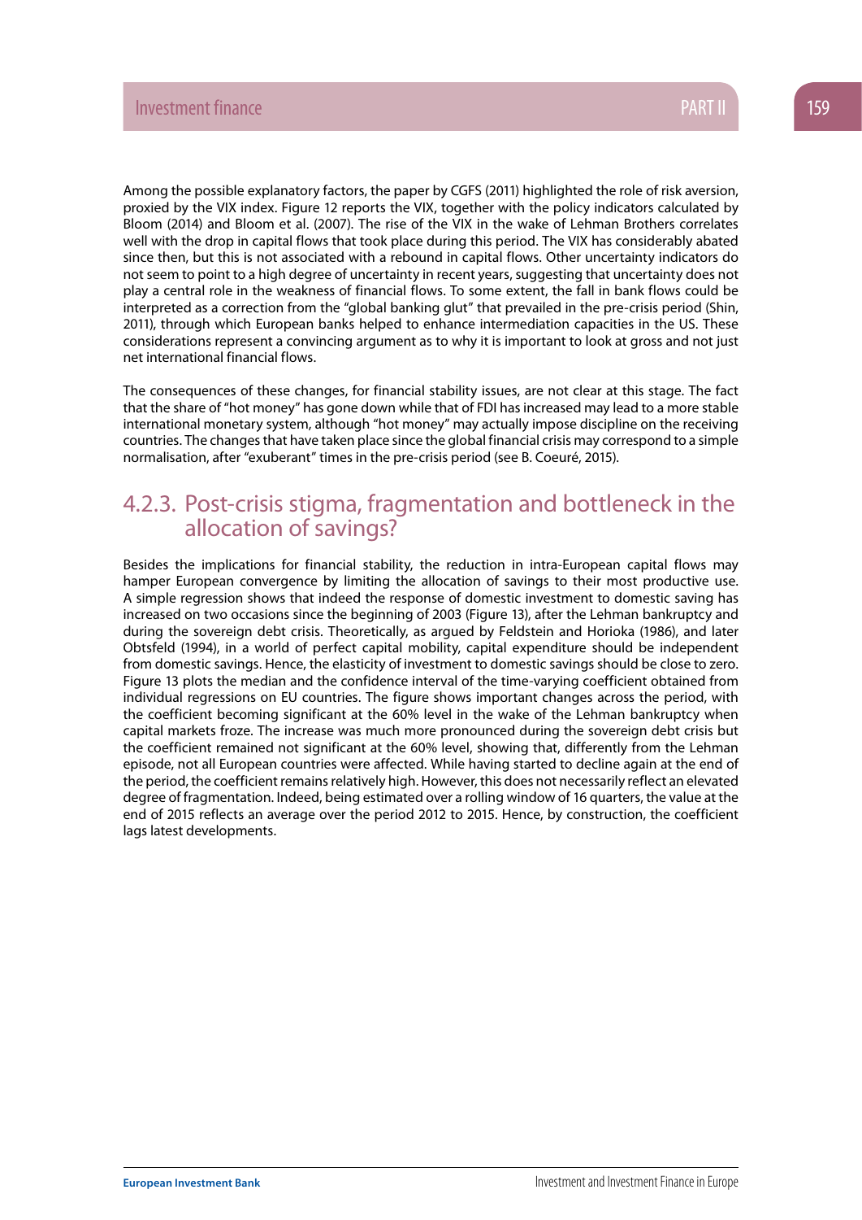Among the possible explanatory factors, the paper by CGFS (2011) highlighted the role of risk aversion, proxied by the VIX index. Figure 12 reports the VIX, together with the policy indicators calculated by Bloom (2014) and Bloom et al. (2007). The rise of the VIX in the wake of Lehman Brothers correlates well with the drop in capital flows that took place during this period. The VIX has considerably abated since then, but this is not associated with a rebound in capital flows. Other uncertainty indicators do not seem to point to a high degree of uncertainty in recent years, suggesting that uncertainty does not play a central role in the weakness of financial flows. To some extent, the fall in bank flows could be interpreted as a correction from the "global banking glut" that prevailed in the pre-crisis period (Shin, 2011), through which European banks helped to enhance intermediation capacities in the US. These considerations represent a convincing argument as to why it is important to look at gross and not just net international financial flows.

The consequences of these changes, for financial stability issues, are not clear at this stage. The fact that the share of "hot money" has gone down while that of FDI has increased may lead to a more stable international monetary system, although "hot money" may actually impose discipline on the receiving countries. The changes that have taken place since the global financial crisis may correspond to a simple normalisation, after "exuberant" times in the pre-crisis period (see B. Coeuré, 2015).

### 4.2.3. Post-crisis stigma, fragmentation and bottleneck in the allocation of savings?

Besides the implications for financial stability, the reduction in intra-European capital flows may hamper European convergence by limiting the allocation of savings to their most productive use. A simple regression shows that indeed the response of domestic investment to domestic saving has increased on two occasions since the beginning of 2003 (Figure 13), after the Lehman bankruptcy and during the sovereign debt crisis. Theoretically, as argued by Feldstein and Horioka (1986), and later Obtsfeld (1994), in a world of perfect capital mobility, capital expenditure should be independent from domestic savings. Hence, the elasticity of investment to domestic savings should be close to zero. Figure 13 plots the median and the confidence interval of the time-varying coefficient obtained from individual regressions on EU countries. The figure shows important changes across the period, with the coefficient becoming significant at the 60% level in the wake of the Lehman bankruptcy when capital markets froze. The increase was much more pronounced during the sovereign debt crisis but the coefficient remained not significant at the 60% level, showing that, differently from the Lehman episode, not all European countries were affected. While having started to decline again at the end of the period, the coefficient remains relatively high. However, this does not necessarily reflect an elevated degree of fragmentation. Indeed, being estimated over a rolling window of 16 quarters, the value at the end of 2015 reflects an average over the period 2012 to 2015. Hence, by construction, the coefficient lags latest developments.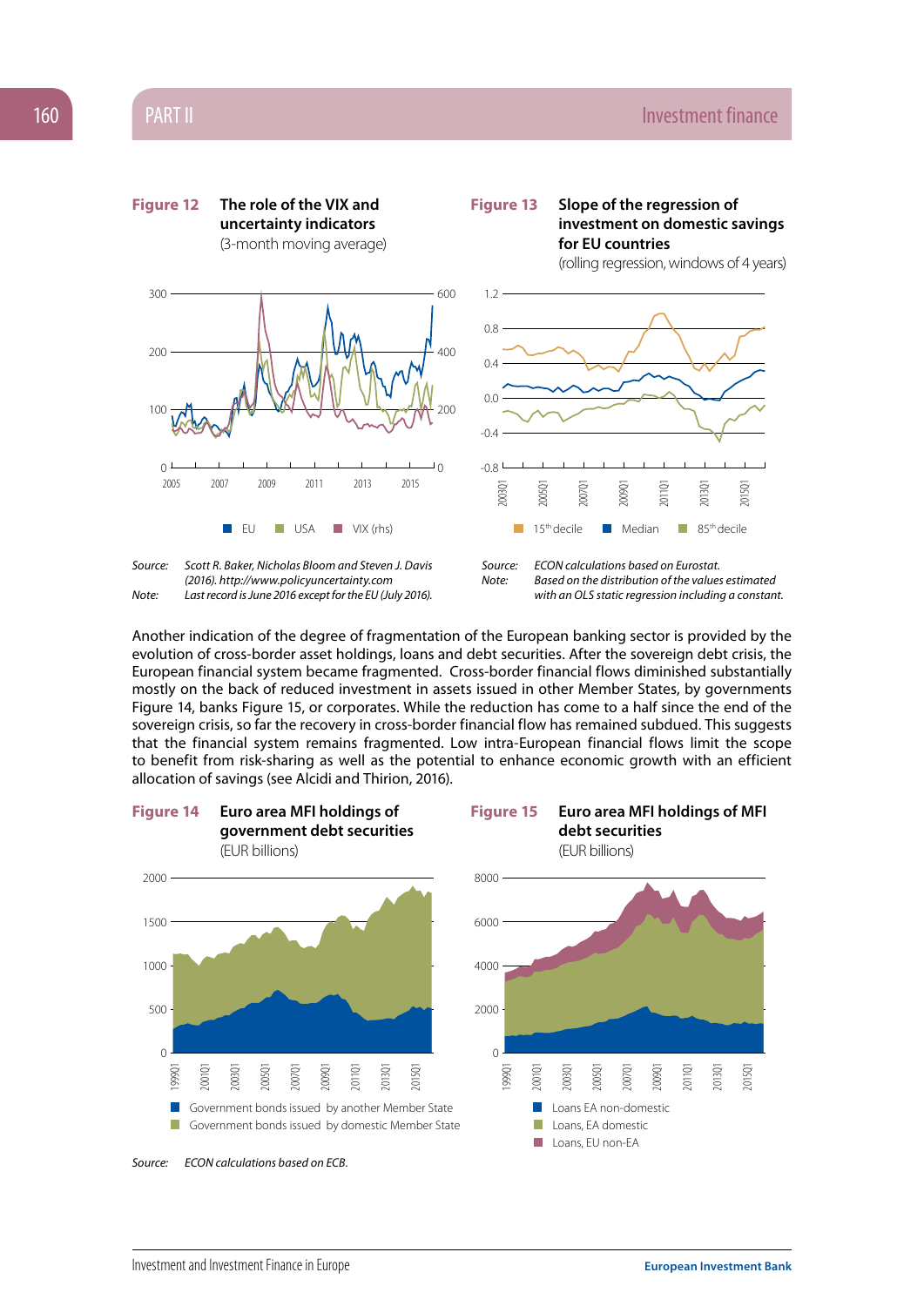**Figure 12** **The role of the VIX and uncertainty indicators**
(3-month moving average)

EU | USA | VIX (rhs)

*Source:* *Scott R. Baker, Nicholas Bloom and Steven J. Davis (2016). http://www.policyuncertainty.com*
*Note:* *Last record is June 2016 except for the EU (July 2016).*

**Figure 13** **Slope of the regression of investment on domestic savings for EU countries**
(rolling regression, windows of 4 years)

15th decile | Median | 85th decile

*Source:* *ECON calculations based on Eurostat.*
*Note:* *Based on the distribution of the values estimated with an OLS static regression including a constant.*

Another indication of the degree of fragmentation of the European banking sector is provided by the evolution of cross-border asset holdings, loans and debt securities. After the sovereign debt crisis, the European financial system became fragmented. Cross-border financial flows diminished substantially mostly on the back of reduced investment in assets issued in other Member States, by governments Figure 14, banks Figure 15, or corporates. While the reduction has come to a half since the end of the sovereign crisis, so far the recovery in cross-border financial flow has remained subdued. This suggests that the financial system remains fragmented. Low intra-European financial flows limit the scope to benefit from risk-sharing as well as the potential to enhance economic growth with an efficient allocation of savings (see Alcidi and Thirion, 2016).

**Figure 14** **Euro area MFI holdings of government debt securities**
(EUR billions)

Government bonds issued by another Member State
Government bonds issued by domestic Member State

**Figure 15** **Euro area MFI holdings of MFI debt securities**
(EUR billions)

Loans EA non-domestic
Loans, EA domestic
Loans, EU non-EA

*Source:* *ECON calculations based on ECB.*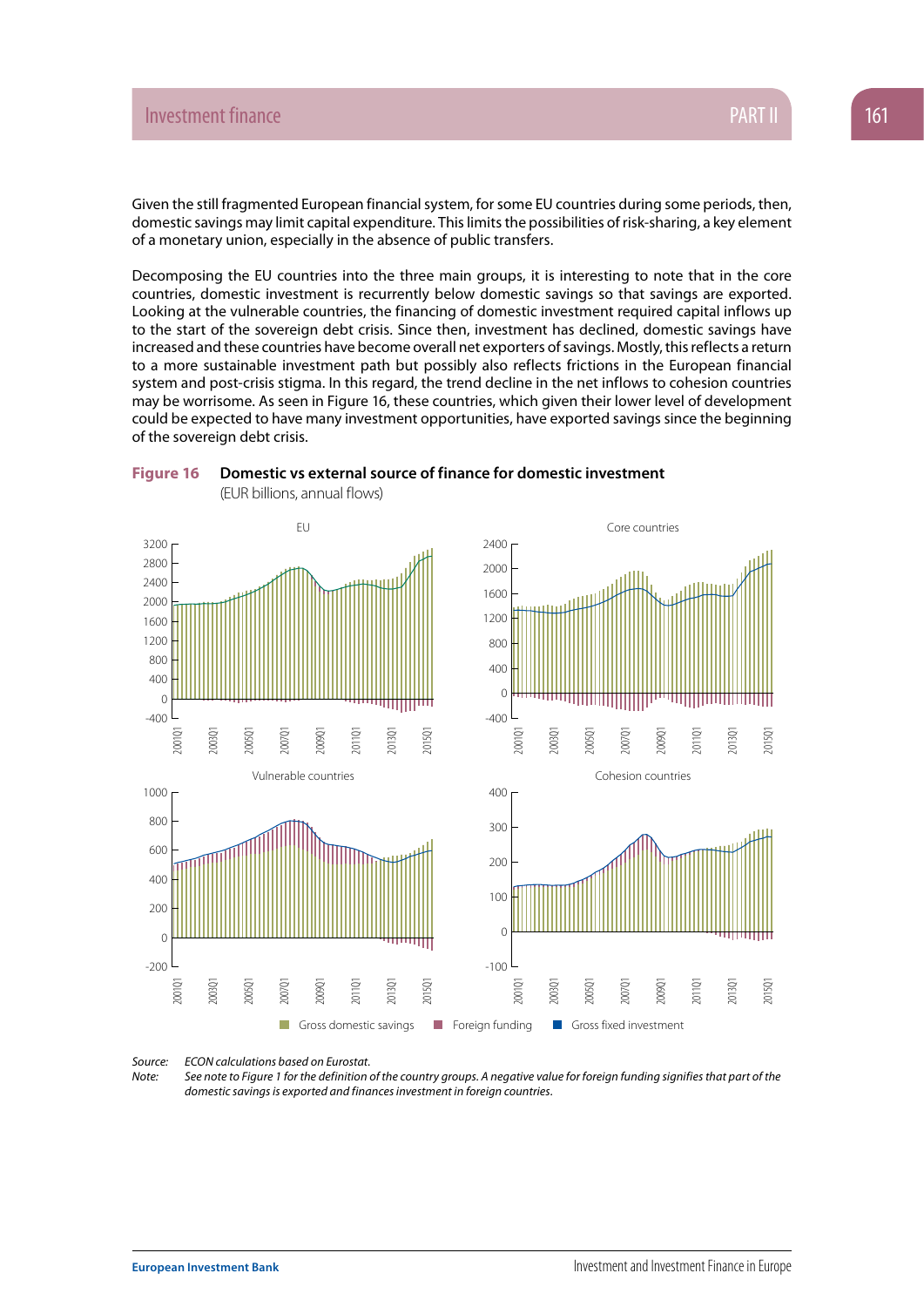Given the still fragmented European financial system, for some EU countries during some periods, then, domestic savings may limit capital expenditure. This limits the possibilities of risk-sharing, a key element of a monetary union, especially in the absence of public transfers.

Decomposing the EU countries into the three main groups, it is interesting to note that in the core countries, domestic investment is recurrently below domestic savings so that savings are exported. Looking at the vulnerable countries, the financing of domestic investment required capital inflows up to the start of the sovereign debt crisis. Since then, investment has declined, domestic savings have increased and these countries have become overall net exporters of savings. Mostly, this reflects a return to a more sustainable investment path but possibly also reflects frictions in the European financial system and post-crisis stigma. In this regard, the trend decline in the net inflows to cohesion countries may be worrisome. As seen in Figure 16, these countries, which given their lower level of development could be expected to have many investment opportunities, have exported savings since the beginning of the sovereign debt crisis.

**Figure 16** **Domestic vs external source of finance for domestic investment**
(EUR billions, annual flows)

*Source:* *ECON calculations based on Eurostat.*
*Note:* *See note to Figure 1 for the definition of the country groups. A negative value for foreign funding signifies that part of the domestic savings is exported and finances investment in foreign countries.*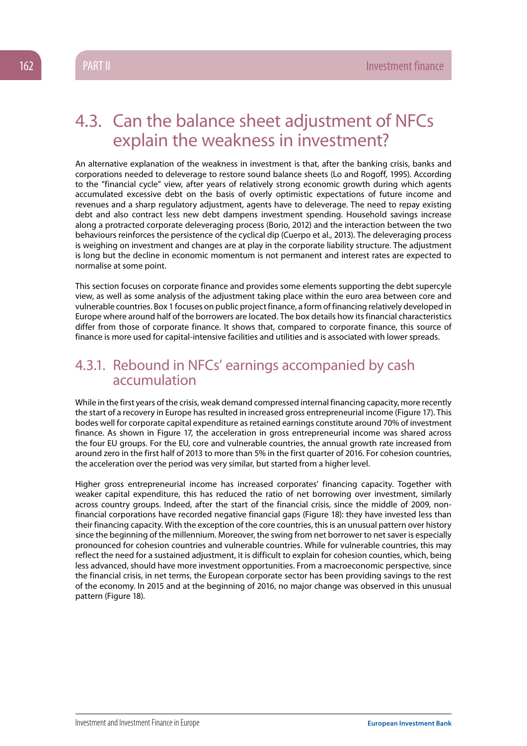## 4.3. Can the balance sheet adjustment of NFCs explain the weakness in investment?

An alternative explanation of the weakness in investment is that, after the banking crisis, banks and corporations needed to deleverage to restore sound balance sheets (Lo and Rogoff, 1995). According to the "financial cycle" view, after years of relatively strong economic growth during which agents accumulated excessive debt on the basis of overly optimistic expectations of future income and revenues and a sharp regulatory adjustment, agents have to deleverage. The need to repay existing debt and also contract less new debt dampens investment spending. Household savings increase along a protracted corporate deleveraging process (Borio, 2012) and the interaction between the two behaviours reinforces the persistence of the cyclical dip (Cuerpo et al., 2013). The deleveraging process is weighing on investment and changes are at play in the corporate liability structure. The adjustment is long but the decline in economic momentum is not permanent and interest rates are expected to normalise at some point.

This section focuses on corporate finance and provides some elements supporting the debt supercyle view, as well as some analysis of the adjustment taking place within the euro area between core and vulnerable countries. Box 1 focuses on public project finance, a form of financing relatively developed in Europe where around half of the borrowers are located. The box details how its financial characteristics differ from those of corporate finance. It shows that, compared to corporate finance, this source of finance is more used for capital-intensive facilities and utilities and is associated with lower spreads.

### 4.3.1. Rebound in NFCs' earnings accompanied by cash accumulation

While in the first years of the crisis, weak demand compressed internal financing capacity, more recently the start of a recovery in Europe has resulted in increased gross entrepreneurial income (Figure 17). This bodes well for corporate capital expenditure as retained earnings constitute around 70% of investment finance. As shown in Figure 17, the acceleration in gross entrepreneurial income was shared across the four EU groups. For the EU, core and vulnerable countries, the annual growth rate increased from around zero in the first half of 2013 to more than 5% in the first quarter of 2016. For cohesion countries, the acceleration over the period was very similar, but started from a higher level.

Higher gross entrepreneurial income has increased corporates' financing capacity. Together with weaker capital expenditure, this has reduced the ratio of net borrowing over investment, similarly across country groups. Indeed, after the start of the financial crisis, since the middle of 2009, non-financial corporations have recorded negative financial gaps (Figure 18): they have invested less than their financing capacity. With the exception of the core countries, this is an unusual pattern over history since the beginning of the millennium. Moreover, the swing from net borrower to net saver is especially pronounced for cohesion countries and vulnerable countries. While for vulnerable countries, this may reflect the need for a sustained adjustment, it is difficult to explain for cohesion counties, which, being less advanced, should have more investment opportunities. From a macroeconomic perspective, since the financial crisis, in net terms, the European corporate sector has been providing savings to the rest of the economy. In 2015 and at the beginning of 2016, no major change was observed in this unusual pattern (Figure 18).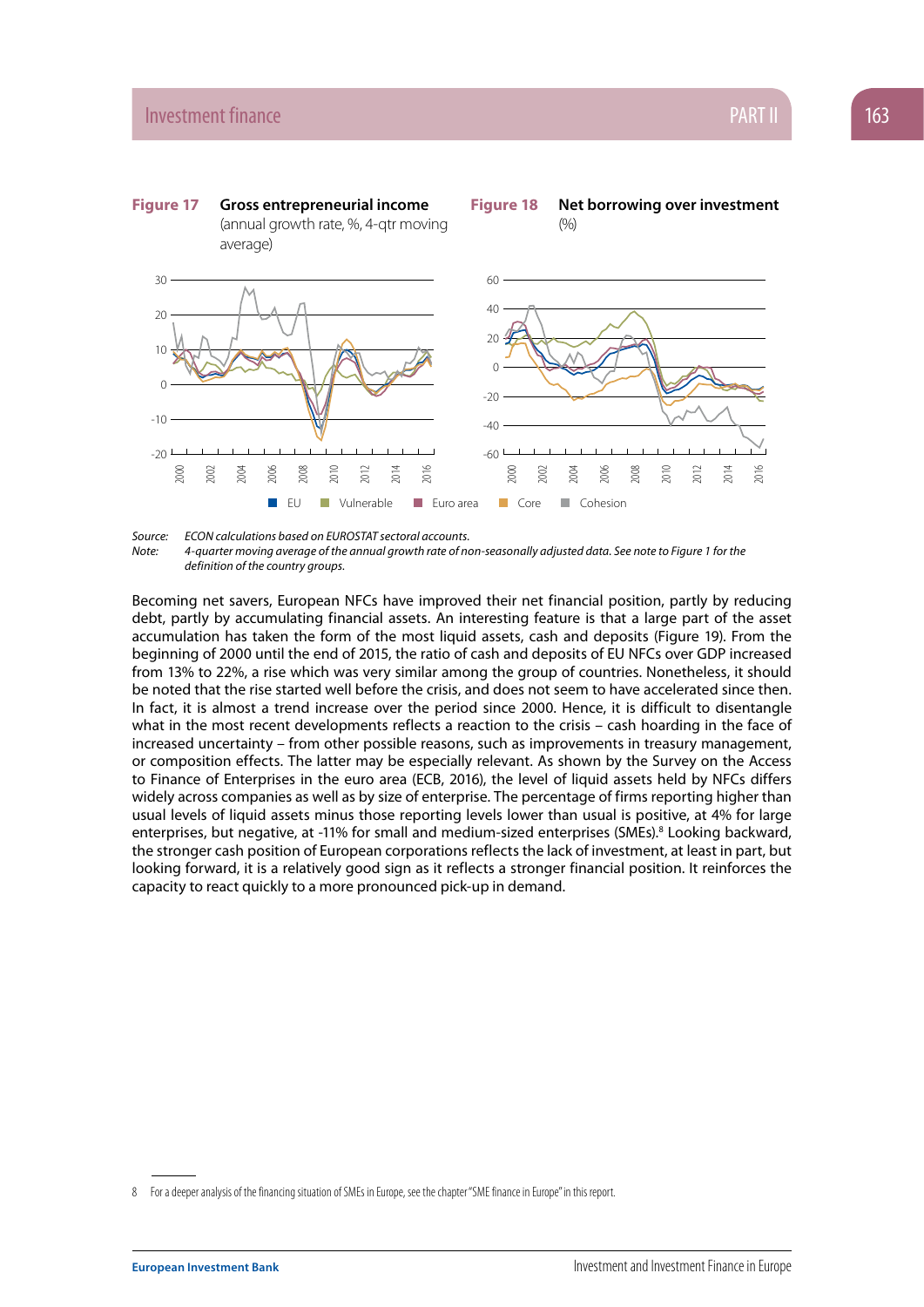**Figure 17** **Gross entrepreneurial income** (annual growth rate, %, 4-qtr moving average)

**Figure 18** **Net borrowing over investment** (%)

EU | Vulnerable | Euro area | Core | Cohesion

*Source: ECON calculations based on EUROSTAT sectoral accounts.*
*Note: 4-quarter moving average of the annual growth rate of non-seasonally adjusted data. See note to Figure 1 for the definition of the country groups.*

Becoming net savers, European NFCs have improved their net financial position, partly by reducing debt, partly by accumulating financial assets. An interesting feature is that a large part of the asset accumulation has taken the form of the most liquid assets, cash and deposits (Figure 19). From the beginning of 2000 until the end of 2015, the ratio of cash and deposits of EU NFCs over GDP increased from 13% to 22%, a rise which was very similar among the group of countries. Nonetheless, it should be noted that the rise started well before the crisis, and does not seem to have accelerated since then. In fact, it is almost a trend increase over the period since 2000. Hence, it is difficult to disentangle what in the most recent developments reflects a reaction to the crisis – cash hoarding in the face of increased uncertainty – from other possible reasons, such as improvements in treasury management, or composition effects. The latter may be especially relevant. As shown by the Survey on the Access to Finance of Enterprises in the euro area (ECB, 2016), the level of liquid assets held by NFCs differs widely across companies as well as by size of enterprise. The percentage of firms reporting higher than usual levels of liquid assets minus those reporting levels lower than usual is positive, at 4% for large enterprises, but negative, at -11% for small and medium-sized enterprises (SMEs).[8] Looking backward, the stronger cash position of European corporations reflects the lack of investment, at least in part, but looking forward, it is a relatively good sign as it reflects a stronger financial position. It reinforces the capacity to react quickly to a more pronounced pick-up in demand.

8 For a deeper analysis of the financing situation of SMEs in Europe, see the chapter "SME finance in Europe" in this report.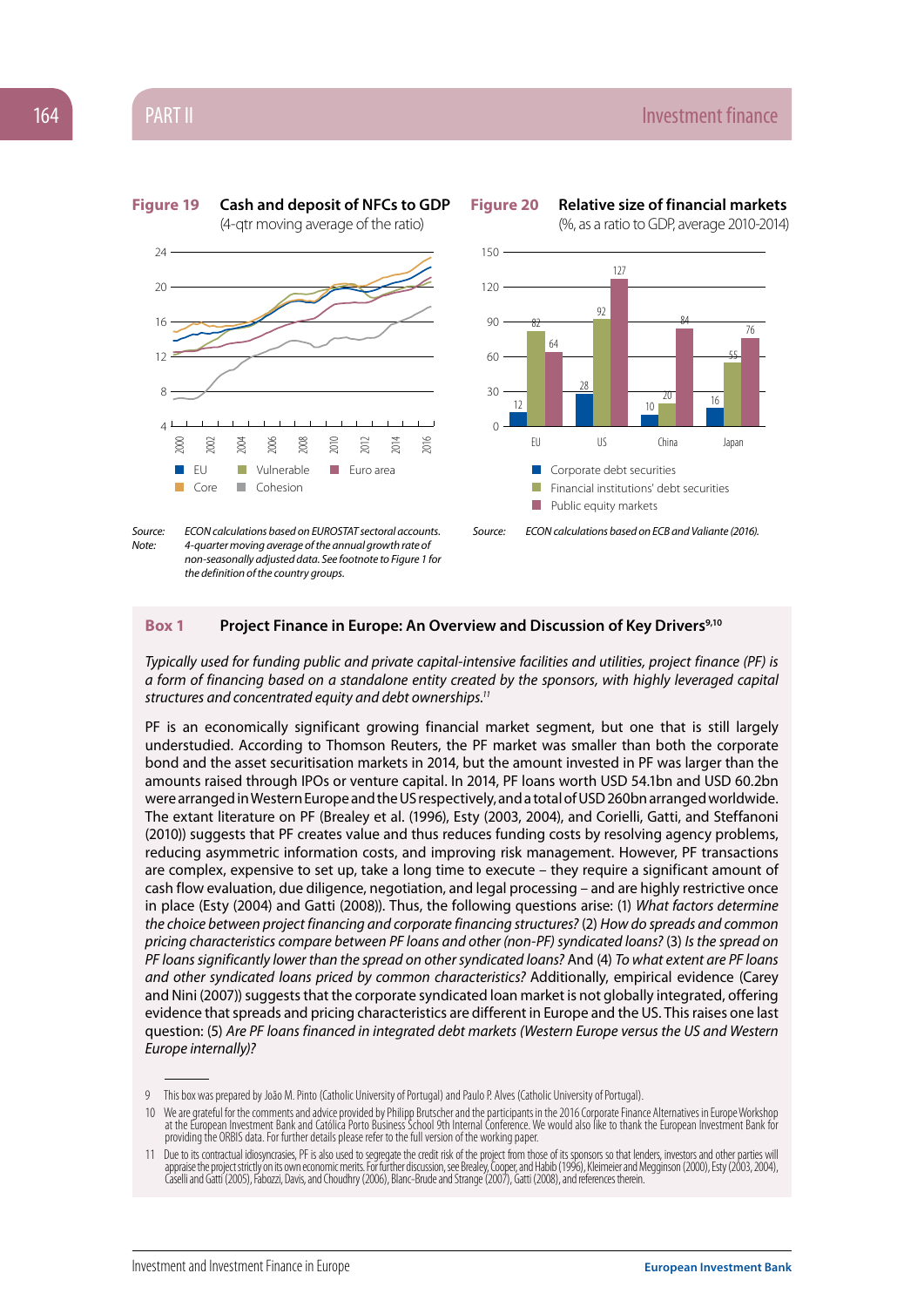**Figure 19** **Cash and deposit of NFCs to GDP**
(4-qtr moving average of the ratio)

Source: ECON calculations based on EUROSTAT sectoral accounts.
Note: 4-quarter moving average of the annual growth rate of non-seasonally adjusted data. See footnote to Figure 1 for the definition of the country groups.

**Figure 20** **Relative size of financial markets**
(%, as a ratio to GDP, average 2010-2014)

| | Corporate debt securities | Financial institutions' debt securities | Public equity markets |
|---|---|---|---|
| EU | 12 | 82 | 64 |
| US | 28 | 92 | 127 |
| China | 10 | 20 | 84 |
| Japan | 16 | 55 | 76 |

Source: ECON calculations based on ECB and Valiante (2016).

## Box 1 Project Finance in Europe: An Overview and Discussion of Key Drivers[9,10]

*Typically used for funding public and private capital-intensive facilities and utilities, project finance (PF) is a form of financing based on a standalone entity created by the sponsors, with highly leveraged capital structures and concentrated equity and debt ownerships.*[11]

PF is an economically significant growing financial market segment, but one that is still largely understudied. According to Thomson Reuters, the PF market was smaller than both the corporate bond and the asset securitisation markets in 2014, but the amount invested in PF was larger than the amounts raised through IPOs or venture capital. In 2014, PF loans worth USD 54.1bn and USD 60.2bn were arranged in Western Europe and the US respectively, and a total of USD 260bn arranged worldwide. The extant literature on PF (Brealey et al. (1996), Esty (2003, 2004), and Corielli, Gatti, and Steffanoni (2010)) suggests that PF creates value and thus reduces funding costs by resolving agency problems, reducing asymmetric information costs, and improving risk management. However, PF transactions are complex, expensive to set up, take a long time to execute – they require a significant amount of cash flow evaluation, due diligence, negotiation, and legal processing – and are highly restrictive once in place (Esty (2004) and Gatti (2008)). Thus, the following questions arise: (1) *What factors determine the choice between project financing and corporate financing structures?* (2) *How do spreads and common pricing characteristics compare between PF loans and other (non-PF) syndicated loans?* (3) *Is the spread on PF loans significantly lower than the spread on other syndicated loans?* And (4) *To what extent are PF loans and other syndicated loans priced by common characteristics?* Additionally, empirical evidence (Carey and Nini (2007)) suggests that the corporate syndicated loan market is not globally integrated, offering evidence that spreads and pricing characteristics are different in Europe and the US. This raises one last question: (5) *Are PF loans financed in integrated debt markets (Western Europe versus the US and Western Europe internally)?*

---

9 This box was prepared by João M. Pinto (Catholic University of Portugal) and Paulo P. Alves (Catholic University of Portugal).

10 We are grateful for the comments and advice provided by Philipp Brutscher and the participants in the 2016 Corporate Finance Alternatives in Europe Workshop at the European Investment Bank and Católica Porto Business School 9th Internal Conference. We would also like to thank the European Investment Bank for providing the ORBIS data. For further details please refer to the full version of the working paper.

11 Due to its contractual idiosyncrasies, PF is also used to segregate the credit risk of the project from those of its sponsors so that lenders, investors and other parties will appraise the project strictly on its own economic merits. For further discussion, see Brealey, Cooper, and Habib (1996), Kleimeier and Megginson (2000), Esty (2003, 2004), Caselli and Gatti (2005), Fabozzi, Davis, and Choudhry (2006), Blanc-Brude and Strange (2007), Gatti (2008), and references therein.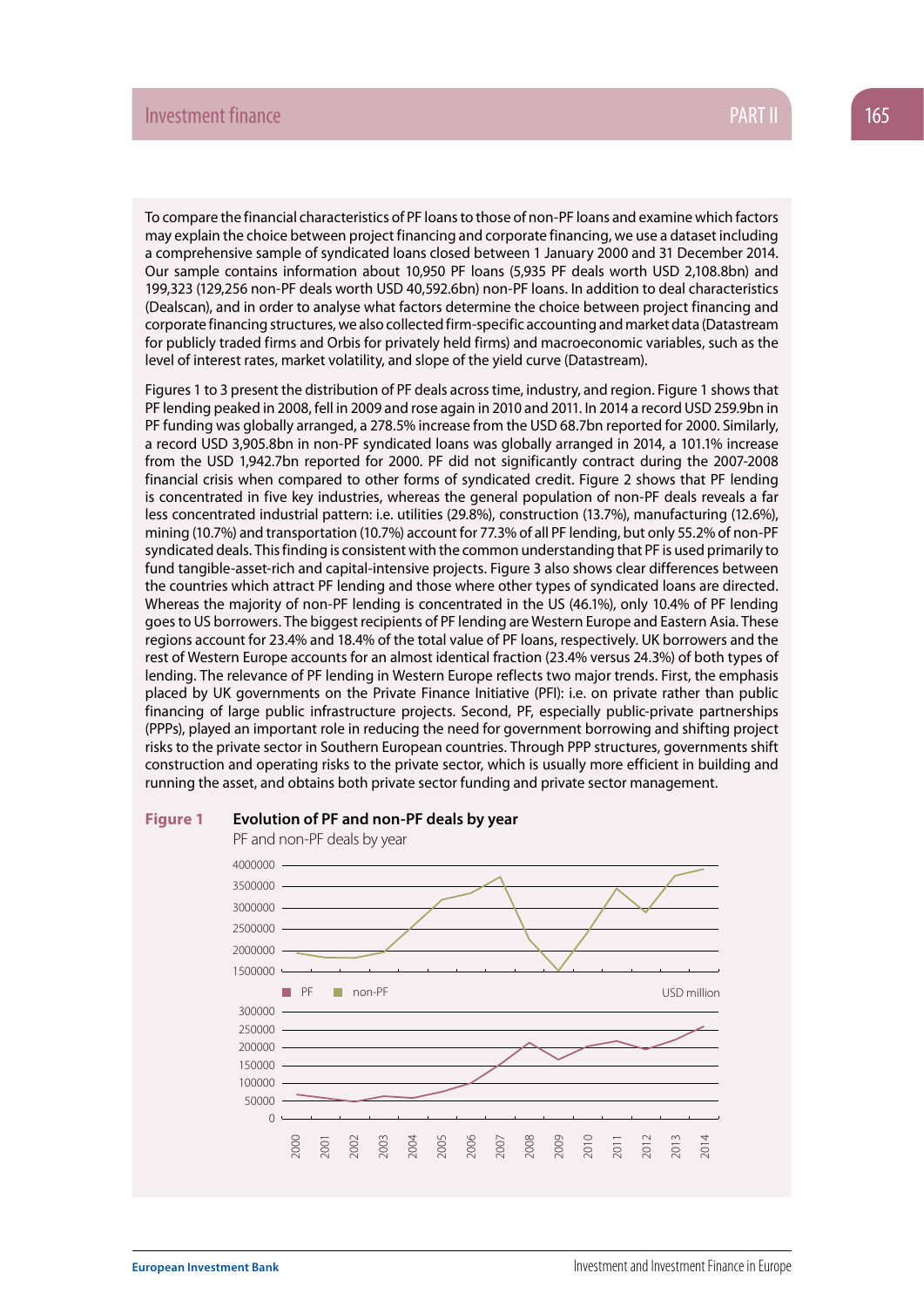To compare the financial characteristics of PF loans to those of non-PF loans and examine which factors may explain the choice between project financing and corporate financing, we use a dataset including a comprehensive sample of syndicated loans closed between 1 January 2000 and 31 December 2014. Our sample contains information about 10,950 PF loans (5,935 PF deals worth USD 2,108.8bn) and 199,323 (129,256 non-PF deals worth USD 40,592.6bn) non-PF loans. In addition to deal characteristics (Dealscan), and in order to analyse what factors determine the choice between project financing and corporate financing structures, we also collected firm-specific accounting and market data (Datastream for publicly traded firms and Orbis for privately held firms) and macroeconomic variables, such as the level of interest rates, market volatility, and slope of the yield curve (Datastream).

Figures 1 to 3 present the distribution of PF deals across time, industry, and region. Figure 1 shows that PF lending peaked in 2008, fell in 2009 and rose again in 2010 and 2011. In 2014 a record USD 259.9bn in PF funding was globally arranged, a 278.5% increase from the USD 68.7bn reported for 2000. Similarly, a record USD 3,905.8bn in non-PF syndicated loans was globally arranged in 2014, a 101.1% increase from the USD 1,942.7bn reported for 2000. PF did not significantly contract during the 2007-2008 financial crisis when compared to other forms of syndicated credit. Figure 2 shows that PF lending is concentrated in five key industries, whereas the general population of non-PF deals reveals a far less concentrated industrial pattern: i.e. utilities (29.8%), construction (13.7%), manufacturing (12.6%), mining (10.7%) and transportation (10.7%) account for 77.3% of all PF lending, but only 55.2% of non-PF syndicated deals. This finding is consistent with the common understanding that PF is used primarily to fund tangible-asset-rich and capital-intensive projects. Figure 3 also shows clear differences between the countries which attract PF lending and those where other types of syndicated loans are directed. Whereas the majority of non-PF lending is concentrated in the US (46.1%), only 10.4% of PF lending goes to US borrowers. The biggest recipients of PF lending are Western Europe and Eastern Asia. These regions account for 23.4% and 18.4% of the total value of PF loans, respectively. UK borrowers and the rest of Western Europe accounts for an almost identical fraction (23.4% versus 24.3%) of both types of lending. The relevance of PF lending in Western Europe reflects two major trends. First, the emphasis placed by UK governments on the Private Finance Initiative (PFI): i.e. on private rather than public financing of large public infrastructure projects. Second, PF, especially public-private partnerships (PPPs), played an important role in reducing the need for government borrowing and shifting project risks to the private sector in Southern European countries. Through PPP structures, governments shift construction and operating risks to the private sector, which is usually more efficient in building and running the asset, and obtains both private sector funding and private sector management.

**Figure 1** **Evolution of PF and non-PF deals by year**

PF and non-PF deals by year

USD million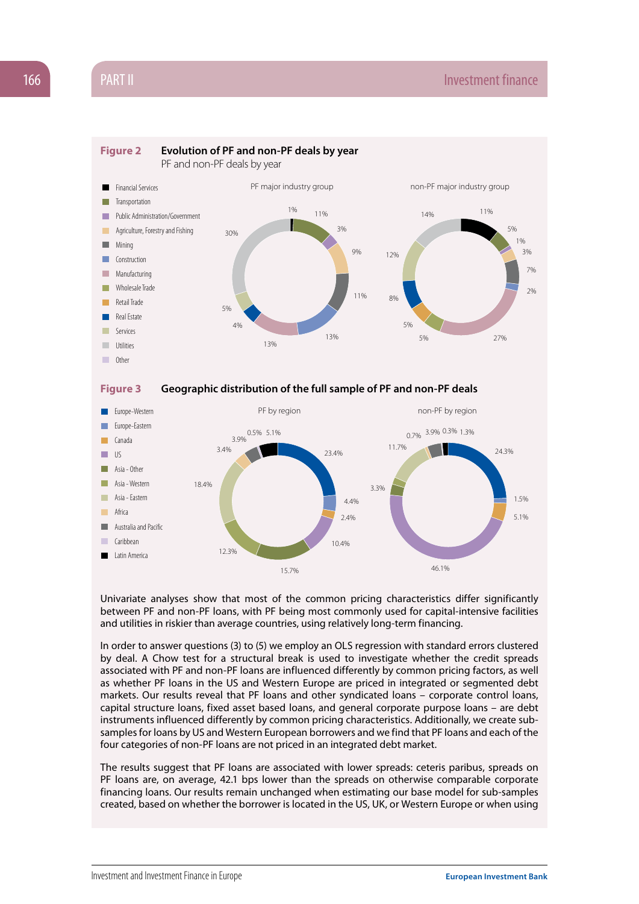**Figure 2** **Evolution of PF and non-PF deals by year**

PF and non-PF deals by year

**Figure 3** **Geographic distribution of the full sample of PF and non-PF deals**

Univariate analyses show that most of the common pricing characteristics differ significantly between PF and non-PF loans, with PF being most commonly used for capital-intensive facilities and utilities in riskier than average countries, using relatively long-term financing.

In order to answer questions (3) to (5) we employ an OLS regression with standard errors clustered by deal. A Chow test for a structural break is used to investigate whether the credit spreads associated with PF and non-PF loans are influenced differently by common pricing factors, as well as whether PF loans in the US and Western Europe are priced in integrated or segmented debt markets. Our results reveal that PF loans and other syndicated loans – corporate control loans, capital structure loans, fixed asset based loans, and general corporate purpose loans – are debt instruments influenced differently by common pricing characteristics. Additionally, we create sub-samples for loans by US and Western European borrowers and we find that PF loans and each of the four categories of non-PF loans are not priced in an integrated debt market.

The results suggest that PF loans are associated with lower spreads: ceteris paribus, spreads on PF loans are, on average, 42.1 bps lower than the spreads on otherwise comparable corporate financing loans. Our results remain unchanged when estimating our base model for sub-samples created, based on whether the borrower is located in the US, UK, or Western Europe or when using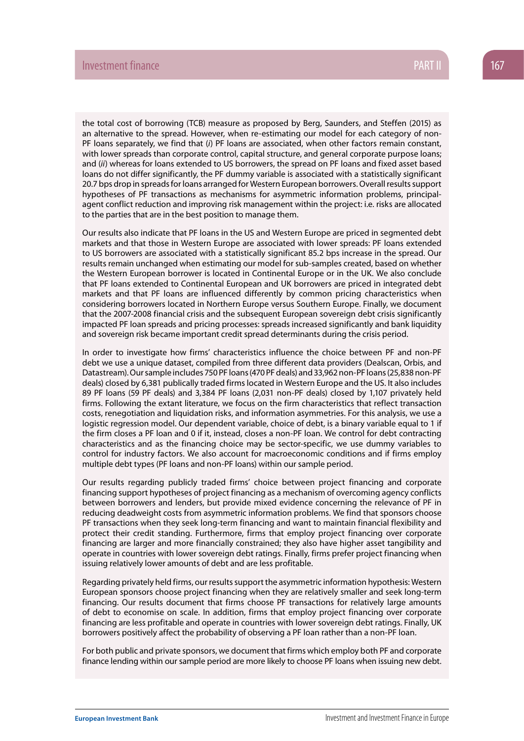the total cost of borrowing (TCB) measure as proposed by Berg, Saunders, and Steffen (2015) as an alternative to the spread. However, when re-estimating our model for each category of non-PF loans separately, we find that (*i*) PF loans are associated, when other factors remain constant, with lower spreads than corporate control, capital structure, and general corporate purpose loans; and (*ii*) whereas for loans extended to US borrowers, the spread on PF loans and fixed asset based loans do not differ significantly, the PF dummy variable is associated with a statistically significant 20.7 bps drop in spreads for loans arranged for Western European borrowers. Overall results support hypotheses of PF transactions as mechanisms for asymmetric information problems, principal-agent conflict reduction and improving risk management within the project: i.e. risks are allocated to the parties that are in the best position to manage them.

Our results also indicate that PF loans in the US and Western Europe are priced in segmented debt markets and that those in Western Europe are associated with lower spreads: PF loans extended to US borrowers are associated with a statistically significant 85.2 bps increase in the spread. Our results remain unchanged when estimating our model for sub-samples created, based on whether the Western European borrower is located in Continental Europe or in the UK. We also conclude that PF loans extended to Continental European and UK borrowers are priced in integrated debt markets and that PF loans are influenced differently by common pricing characteristics when considering borrowers located in Northern Europe versus Southern Europe. Finally, we document that the 2007-2008 financial crisis and the subsequent European sovereign debt crisis significantly impacted PF loan spreads and pricing processes: spreads increased significantly and bank liquidity and sovereign risk became important credit spread determinants during the crisis period.

In order to investigate how firms' characteristics influence the choice between PF and non-PF debt we use a unique dataset, compiled from three different data providers (Dealscan, Orbis, and Datastream). Our sample includes 750 PF loans (470 PF deals) and 33,962 non-PF loans (25,838 non-PF deals) closed by 6,381 publically traded firms located in Western Europe and the US. It also includes 89 PF loans (59 PF deals) and 3,384 PF loans (2,031 non-PF deals) closed by 1,107 privately held firms. Following the extant literature, we focus on the firm characteristics that reflect transaction costs, renegotiation and liquidation risks, and information asymmetries. For this analysis, we use a logistic regression model. Our dependent variable, choice of debt, is a binary variable equal to 1 if the firm closes a PF loan and 0 if it, instead, closes a non-PF loan. We control for debt contracting characteristics and as the financing choice may be sector-specific, we use dummy variables to control for industry factors. We also account for macroeconomic conditions and if firms employ multiple debt types (PF loans and non-PF loans) within our sample period.

Our results regarding publicly traded firms' choice between project financing and corporate financing support hypotheses of project financing as a mechanism of overcoming agency conflicts between borrowers and lenders, but provide mixed evidence concerning the relevance of PF in reducing deadweight costs from asymmetric information problems. We find that sponsors choose PF transactions when they seek long-term financing and want to maintain financial flexibility and protect their credit standing. Furthermore, firms that employ project financing over corporate financing are larger and more financially constrained; they also have higher asset tangibility and operate in countries with lower sovereign debt ratings. Finally, firms prefer project financing when issuing relatively lower amounts of debt and are less profitable.

Regarding privately held firms, our results support the asymmetric information hypothesis: Western European sponsors choose project financing when they are relatively smaller and seek long-term financing. Our results document that firms choose PF transactions for relatively large amounts of debt to economise on scale. In addition, firms that employ project financing over corporate financing are less profitable and operate in countries with lower sovereign debt ratings. Finally, UK borrowers positively affect the probability of observing a PF loan rather than a non-PF loan.

For both public and private sponsors, we document that firms which employ both PF and corporate finance lending within our sample period are more likely to choose PF loans when issuing new debt.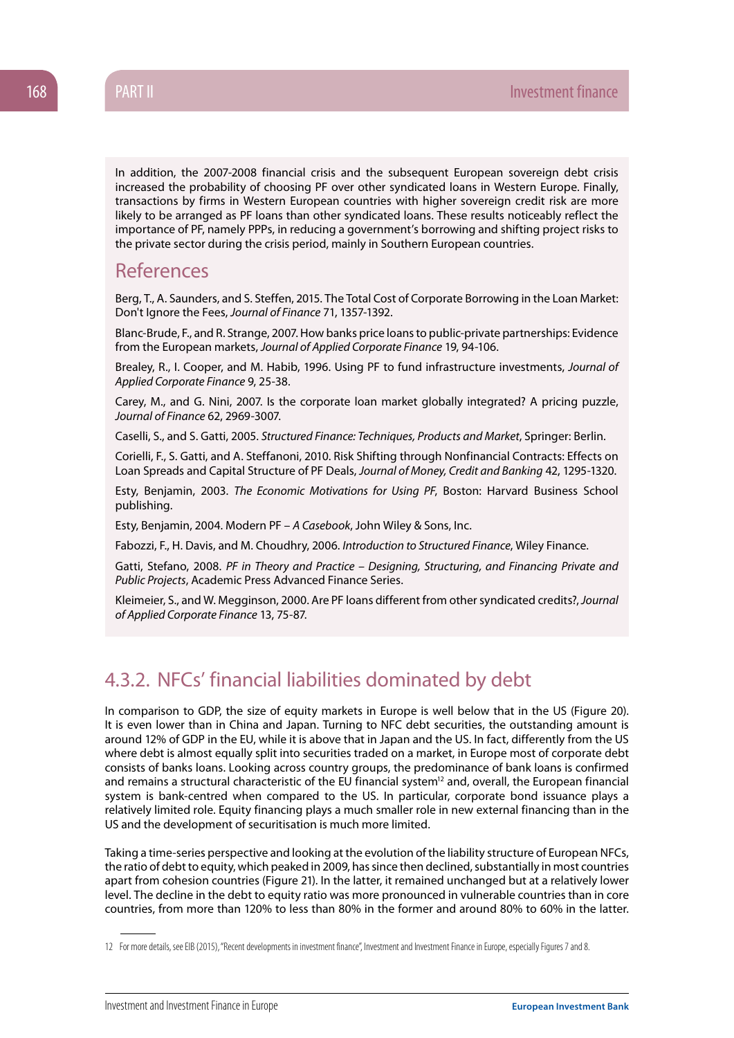In addition, the 2007-2008 financial crisis and the subsequent European sovereign debt crisis increased the probability of choosing PF over other syndicated loans in Western Europe. Finally, transactions by firms in Western European countries with higher sovereign credit risk are more likely to be arranged as PF loans than other syndicated loans. These results noticeably reflect the importance of PF, namely PPPs, in reducing a government's borrowing and shifting project risks to the private sector during the crisis period, mainly in Southern European countries.

## References

Berg, T., A. Saunders, and S. Steffen, 2015. The Total Cost of Corporate Borrowing in the Loan Market: Don't Ignore the Fees, *Journal of Finance* 71, 1357-1392.

Blanc-Brude, F., and R. Strange, 2007. How banks price loans to public-private partnerships: Evidence from the European markets, *Journal of Applied Corporate Finance* 19, 94-106.

Brealey, R., I. Cooper, and M. Habib, 1996. Using PF to fund infrastructure investments, *Journal of Applied Corporate Finance* 9, 25-38.

Carey, M., and G. Nini, 2007. Is the corporate loan market globally integrated? A pricing puzzle, *Journal of Finance* 62, 2969-3007.

Caselli, S., and S. Gatti, 2005. *Structured Finance: Techniques, Products and Market*, Springer: Berlin.

Corielli, F., S. Gatti, and A. Steffanoni, 2010. Risk Shifting through Nonfinancial Contracts: Effects on Loan Spreads and Capital Structure of PF Deals, *Journal of Money, Credit and Banking* 42, 1295-1320.

Esty, Benjamin, 2003. *The Economic Motivations for Using PF*, Boston: Harvard Business School publishing.

Esty, Benjamin, 2004. Modern PF – *A Casebook*, John Wiley & Sons, Inc.

Fabozzi, F., H. Davis, and M. Choudhry, 2006. *Introduction to Structured Finance*, Wiley Finance.

Gatti, Stefano, 2008. *PF in Theory and Practice – Designing, Structuring, and Financing Private and Public Projects*, Academic Press Advanced Finance Series.

Kleimeier, S., and W. Megginson, 2000. Are PF loans different from other syndicated credits?, *Journal of Applied Corporate Finance* 13, 75-87.

## 4.3.2. NFCs' financial liabilities dominated by debt

In comparison to GDP, the size of equity markets in Europe is well below that in the US (Figure 20). It is even lower than in China and Japan. Turning to NFC debt securities, the outstanding amount is around 12% of GDP in the EU, while it is above that in Japan and the US. In fact, differently from the US where debt is almost equally split into securities traded on a market, in Europe most of corporate debt consists of banks loans. Looking across country groups, the predominance of bank loans is confirmed and remains a structural characteristic of the EU financial system[12] and, overall, the European financial system is bank-centred when compared to the US. In particular, corporate bond issuance plays a relatively limited role. Equity financing plays a much smaller role in new external financing than in the US and the development of securitisation is much more limited.

Taking a time-series perspective and looking at the evolution of the liability structure of European NFCs, the ratio of debt to equity, which peaked in 2009, has since then declined, substantially in most countries apart from cohesion countries (Figure 21). In the latter, it remained unchanged but at a relatively lower level. The decline in the debt to equity ratio was more pronounced in vulnerable countries than in core countries, from more than 120% to less than 80% in the former and around 80% to 60% in the latter.

---

12 For more details, see EIB (2015), "Recent developments in investment finance", Investment and Investment Finance in Europe, especially Figures 7 and 8.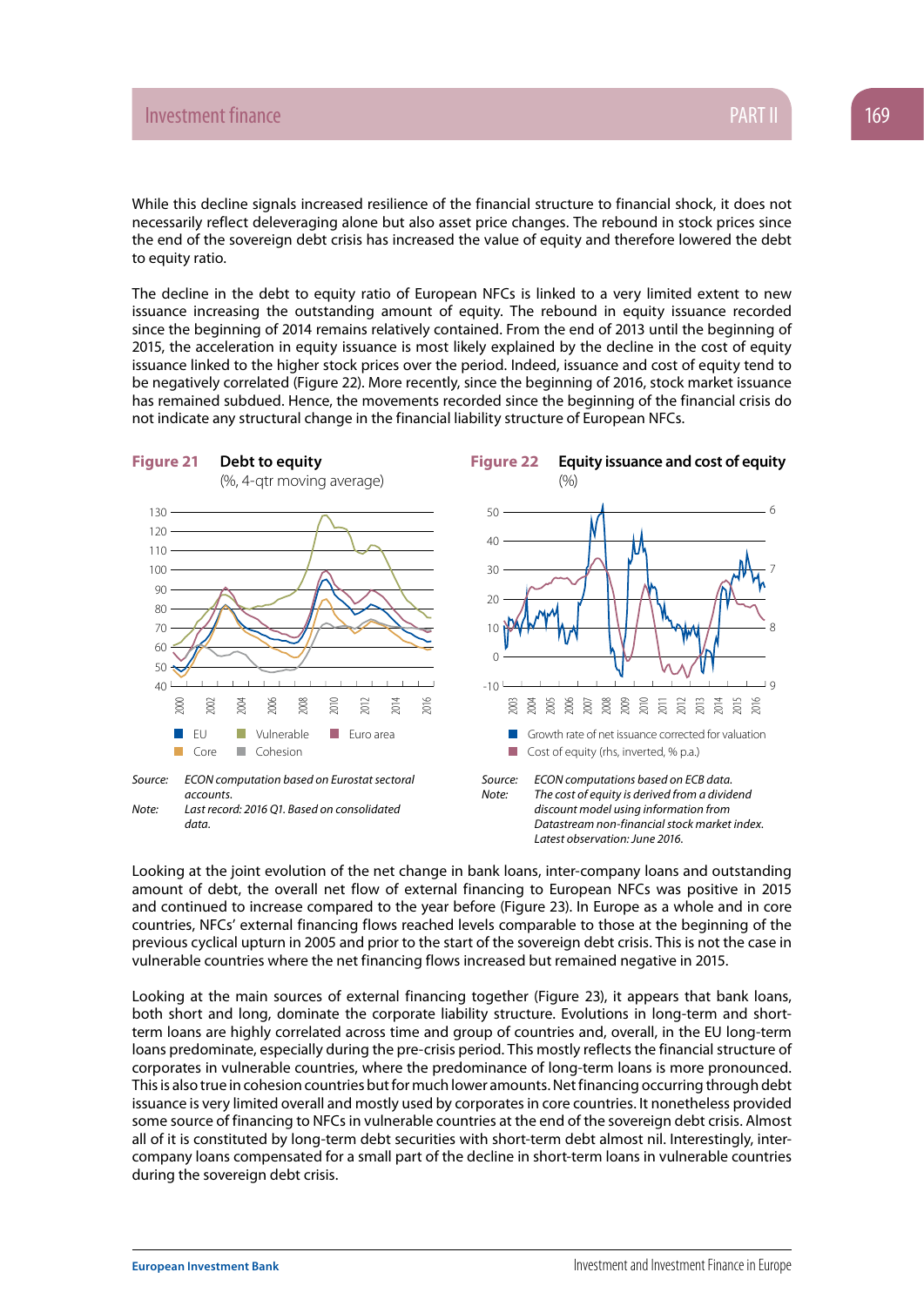While this decline signals increased resilience of the financial structure to financial shock, it does not necessarily reflect deleveraging alone but also asset price changes. The rebound in stock prices since the end of the sovereign debt crisis has increased the value of equity and therefore lowered the debt to equity ratio.

The decline in the debt to equity ratio of European NFCs is linked to a very limited extent to new issuance increasing the outstanding amount of equity. The rebound in equity issuance recorded since the beginning of 2014 remains relatively contained. From the end of 2013 until the beginning of 2015, the acceleration in equity issuance is most likely explained by the decline in the cost of equity issuance linked to the higher stock prices over the period. Indeed, issuance and cost of equity tend to be negatively correlated (Figure 22). More recently, since the beginning of 2016, stock market issuance has remained subdued. Hence, the movements recorded since the beginning of the financial crisis do not indicate any structural change in the financial liability structure of European NFCs.

**Figure 21** **Debt to equity**
(%, 4-qtr moving average)

Legend: EU, Vulnerable, Euro area, Core, Cohesion

*Source: ECON computation based on Eurostat sectoral accounts.*
*Note: Last record: 2016 Q1. Based on consolidated data.*

**Figure 22** **Equity issuance and cost of equity**
(%)

Legend: Growth rate of net issuance corrected for valuation; Cost of equity (rhs, inverted, % p.a.)

*Source: ECON computations based on ECB data.*
*Note: The cost of equity is derived from a dividend discount model using information from Datastream non-financial stock market index. Latest observation: June 2016.*

Looking at the joint evolution of the net change in bank loans, inter-company loans and outstanding amount of debt, the overall net flow of external financing to European NFCs was positive in 2015 and continued to increase compared to the year before (Figure 23). In Europe as a whole and in core countries, NFCs' external financing flows reached levels comparable to those at the beginning of the previous cyclical upturn in 2005 and prior to the start of the sovereign debt crisis. This is not the case in vulnerable countries where the net financing flows increased but remained negative in 2015.

Looking at the main sources of external financing together (Figure 23), it appears that bank loans, both short and long, dominate the corporate liability structure. Evolutions in long-term and short-term loans are highly correlated across time and group of countries and, overall, in the EU long-term loans predominate, especially during the pre-crisis period. This mostly reflects the financial structure of corporates in vulnerable countries, where the predominance of long-term loans is more pronounced. This is also true in cohesion countries but for much lower amounts. Net financing occurring through debt issuance is very limited overall and mostly used by corporates in core countries. It nonetheless provided some source of financing to NFCs in vulnerable countries at the end of the sovereign debt crisis. Almost all of it is constituted by long-term debt securities with short-term debt almost nil. Interestingly, inter-company loans compensated for a small part of the decline in short-term loans in vulnerable countries during the sovereign debt crisis.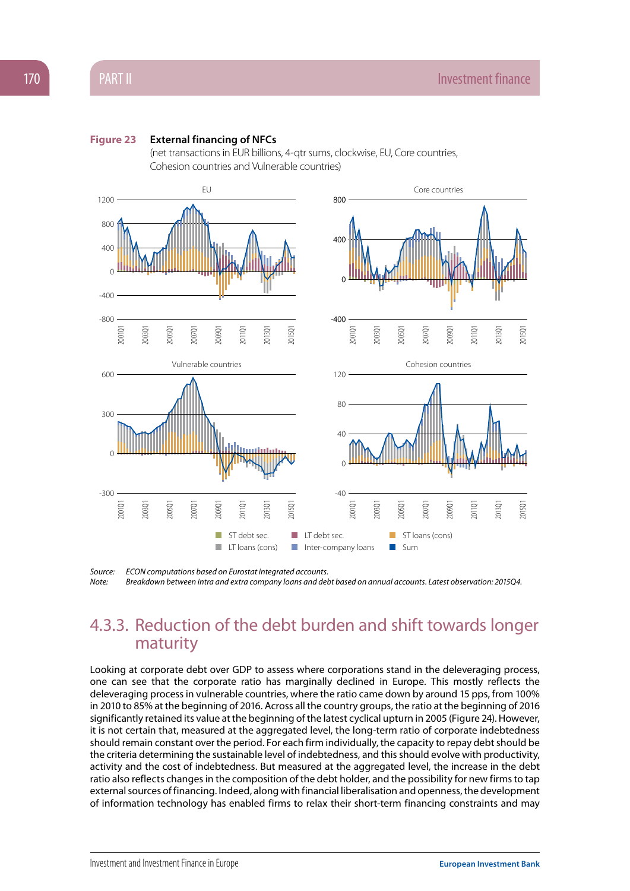**Figure 23 External financing of NFCs**

(net transactions in EUR billions, 4-qtr sums, clockwise, EU, Core countries, Cohesion countries and Vulnerable countries)

Source: ECON computations based on Eurostat integrated accounts.
Note: Breakdown between intra and extra company loans and debt based on annual accounts. Latest observation: 2015Q4.

## 4.3.3. Reduction of the debt burden and shift towards longer maturity

Looking at corporate debt over GDP to assess where corporations stand in the deleveraging process, one can see that the corporate ratio has marginally declined in Europe. This mostly reflects the deleveraging process in vulnerable countries, where the ratio came down by around 15 pps, from 100% in 2010 to 85% at the beginning of 2016. Across all the country groups, the ratio at the beginning of 2016 significantly retained its value at the beginning of the latest cyclical upturn in 2005 (Figure 24). However, it is not certain that, measured at the aggregated level, the long-term ratio of corporate indebtedness should remain constant over the period. For each firm individually, the capacity to repay debt should be the criteria determining the sustainable level of indebtedness, and this should evolve with productivity, activity and the cost of indebtedness. But measured at the aggregated level, the increase in the debt ratio also reflects changes in the composition of the debt holder, and the possibility for new firms to tap external sources of financing. Indeed, along with financial liberalisation and openness, the development of information technology has enabled firms to relax their short-term financing constraints and may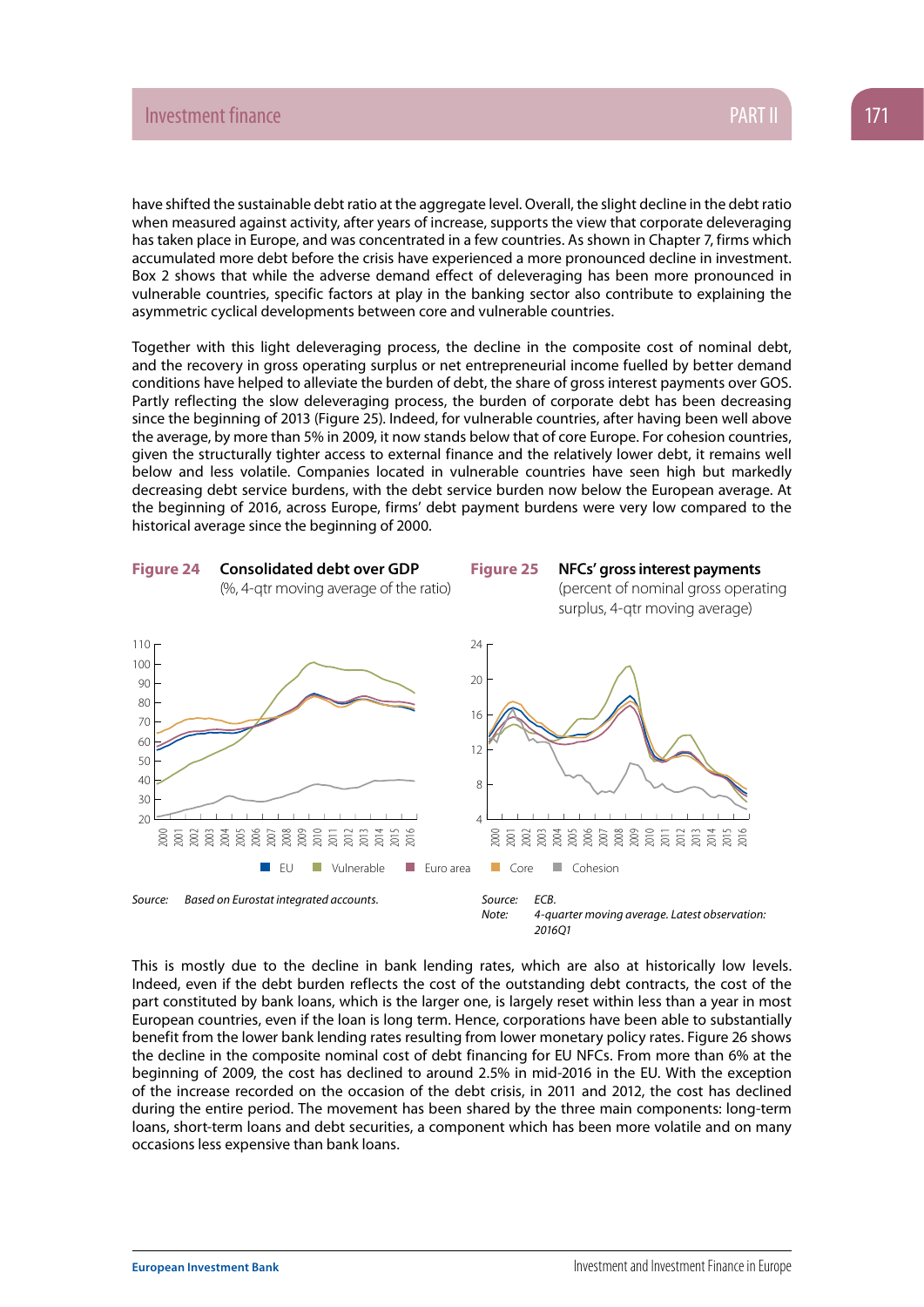have shifted the sustainable debt ratio at the aggregate level. Overall, the slight decline in the debt ratio when measured against activity, after years of increase, supports the view that corporate deleveraging has taken place in Europe, and was concentrated in a few countries. As shown in Chapter 7, firms which accumulated more debt before the crisis have experienced a more pronounced decline in investment. Box 2 shows that while the adverse demand effect of deleveraging has been more pronounced in vulnerable countries, specific factors at play in the banking sector also contribute to explaining the asymmetric cyclical developments between core and vulnerable countries.

Together with this light deleveraging process, the decline in the composite cost of nominal debt, and the recovery in gross operating surplus or net entrepreneurial income fuelled by better demand conditions have helped to alleviate the burden of debt, the share of gross interest payments over GOS. Partly reflecting the slow deleveraging process, the burden of corporate debt has been decreasing since the beginning of 2013 (Figure 25). Indeed, for vulnerable countries, after having been well above the average, by more than 5% in 2009, it now stands below that of core Europe. For cohesion countries, given the structurally tighter access to external finance and the relatively lower debt, it remains well below and less volatile. Companies located in vulnerable countries have seen high but markedly decreasing debt service burdens, with the debt service burden now below the European average. At the beginning of 2016, across Europe, firms' debt payment burdens were very low compared to the historical average since the beginning of 2000.

**Figure 24 Consolidated debt over GDP**
(%, 4-qtr moving average of the ratio)

Source: *Based on Eurostat integrated accounts.*

**Figure 25 NFCs' gross interest payments**
(percent of nominal gross operating surplus, 4-qtr moving average)

Source: *ECB.*
Note: *4-quarter moving average. Latest observation: 2016Q1*

Legend: EU, Vulnerable, Euro area, Core, Cohesion

This is mostly due to the decline in bank lending rates, which are also at historically low levels. Indeed, even if the debt burden reflects the cost of the outstanding debt contracts, the cost of the part constituted by bank loans, which is the larger one, is largely reset within less than a year in most European countries, even if the loan is long term. Hence, corporations have been able to substantially benefit from the lower bank lending rates resulting from lower monetary policy rates. Figure 26 shows the decline in the composite nominal cost of debt financing for EU NFCs. From more than 6% at the beginning of 2009, the cost has declined to around 2.5% in mid-2016 in the EU. With the exception of the increase recorded on the occasion of the debt crisis, in 2011 and 2012, the cost has declined during the entire period. The movement has been shared by the three main components: long-term loans, short-term loans and debt securities, a component which has been more volatile and on many occasions less expensive than bank loans.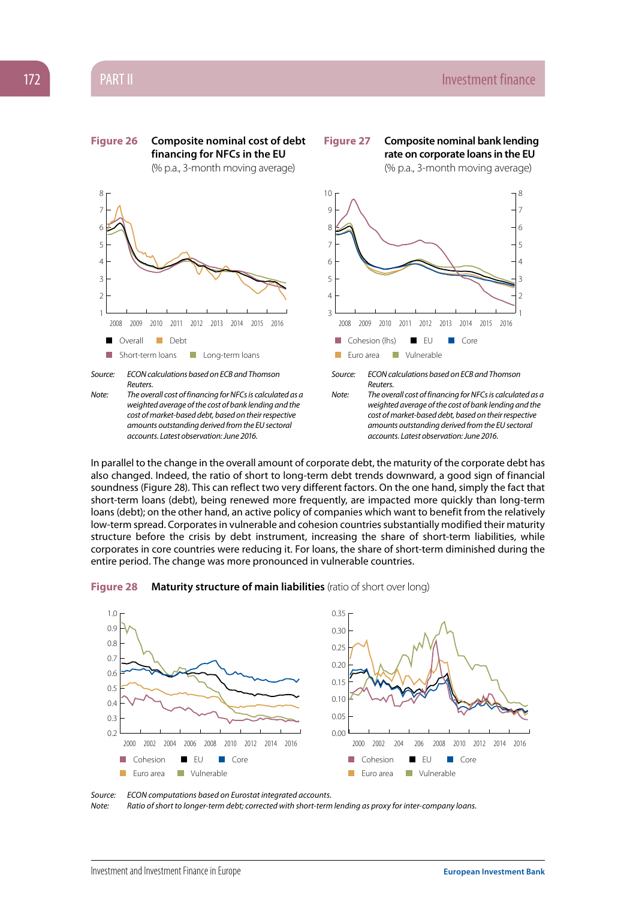**Figure 26** **Composite nominal cost of debt financing for NFCs in the EU** (% p.a., 3-month moving average)

Overall · Debt · Short-term loans · Long-term loans

*Source:* *ECON calculations based on ECB and Thomson Reuters.*

*Note:* *The overall cost of financing for NFCs is calculated as a weighted average of the cost of bank lending and the cost of market-based debt, based on their respective amounts outstanding derived from the EU sectoral accounts. Latest observation: June 2016.*

**Figure 27** **Composite nominal bank lending rate on corporate loans in the EU** (% p.a., 3-month moving average)

Cohesion (lhs) · EU · Core · Euro area · Vulnerable

*Source:* *ECON calculations based on ECB and Thomson Reuters.*

*Note:* *The overall cost of financing for NFCs is calculated as a weighted average of the cost of bank lending and the cost of market-based debt, based on their respective amounts outstanding derived from the EU sectoral accounts. Latest observation: June 2016.*

In parallel to the change in the overall amount of corporate debt, the maturity of the corporate debt has also changed. Indeed, the ratio of short to long-term debt trends downward, a good sign of financial soundness (Figure 28). This can reflect two very different factors. On the one hand, simply the fact that short-term loans (debt), being renewed more frequently, are impacted more quickly than long-term loans (debt); on the other hand, an active policy of companies which want to benefit from the relatively low-term spread. Corporates in vulnerable and cohesion countries substantially modified their maturity structure before the crisis by debt instrument, increasing the share of short-term liabilities, while corporates in core countries were reducing it. For loans, the share of short-term diminished during the entire period. The change was more pronounced in vulnerable countries.

**Figure 28** **Maturity structure of main liabilities** (ratio of short over long)

Cohesion · EU · Core · Euro area · Vulnerable

*Source:* *ECON computations based on Eurostat integrated accounts.*

*Note:* *Ratio of short to longer-term debt; corrected with short-term lending as proxy for inter-company loans.*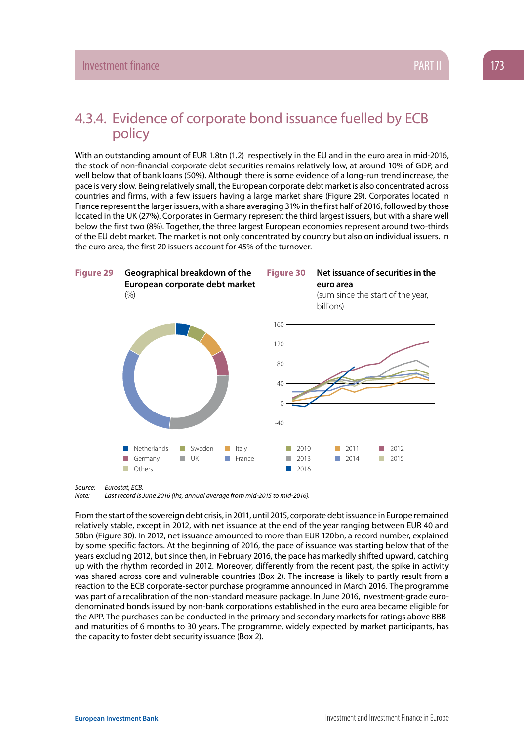## 4.3.4. Evidence of corporate bond issuance fuelled by ECB policy

With an outstanding amount of EUR 1.8tn (1.2) respectively in the EU and in the euro area in mid-2016, the stock of non-financial corporate debt securities remains relatively low, at around 10% of GDP, and well below that of bank loans (50%). Although there is some evidence of a long-run trend increase, the pace is very slow. Being relatively small, the European corporate debt market is also concentrated across countries and firms, with a few issuers having a large market share (Figure 29). Corporates located in France represent the larger issuers, with a share averaging 31% in the first half of 2016, followed by those located in the UK (27%). Corporates in Germany represent the third largest issuers, but with a share well below the first two (8%). Together, the three largest European economies represent around two-thirds of the EU debt market. The market is not only concentrated by country but also on individual issuers. In the euro area, the first 20 issuers account for 45% of the turnover.

**Figure 29** **Geographical breakdown of the European corporate debt market**
(%)

Netherlands, Sweden, Italy, Germany, UK, France, Others

**Figure 30** **Net issuance of securities in the euro area**
(sum since the start of the year, billions)

2010, 2011, 2012, 2013, 2014, 2015, 2016

*Source:* *Eurostat, ECB.*
*Note:* *Last record is June 2016 (lhs, annual average from mid-2015 to mid-2016).*

From the start of the sovereign debt crisis, in 2011, until 2015, corporate debt issuance in Europe remained relatively stable, except in 2012, with net issuance at the end of the year ranging between EUR 40 and 50bn (Figure 30). In 2012, net issuance amounted to more than EUR 120bn, a record number, explained by some specific factors. At the beginning of 2016, the pace of issuance was starting below that of the years excluding 2012, but since then, in February 2016, the pace has markedly shifted upward, catching up with the rhythm recorded in 2012. Moreover, differently from the recent past, the spike in activity was shared across core and vulnerable countries (Box 2). The increase is likely to partly result from a reaction to the ECB corporate-sector purchase programme announced in March 2016. The programme was part of a recalibration of the non-standard measure package. In June 2016, investment-grade euro-denominated bonds issued by non-bank corporations established in the euro area became eligible for the APP. The purchases can be conducted in the primary and secondary markets for ratings above BBB- and maturities of 6 months to 30 years. The programme, widely expected by market participants, has the capacity to foster debt security issuance (Box 2).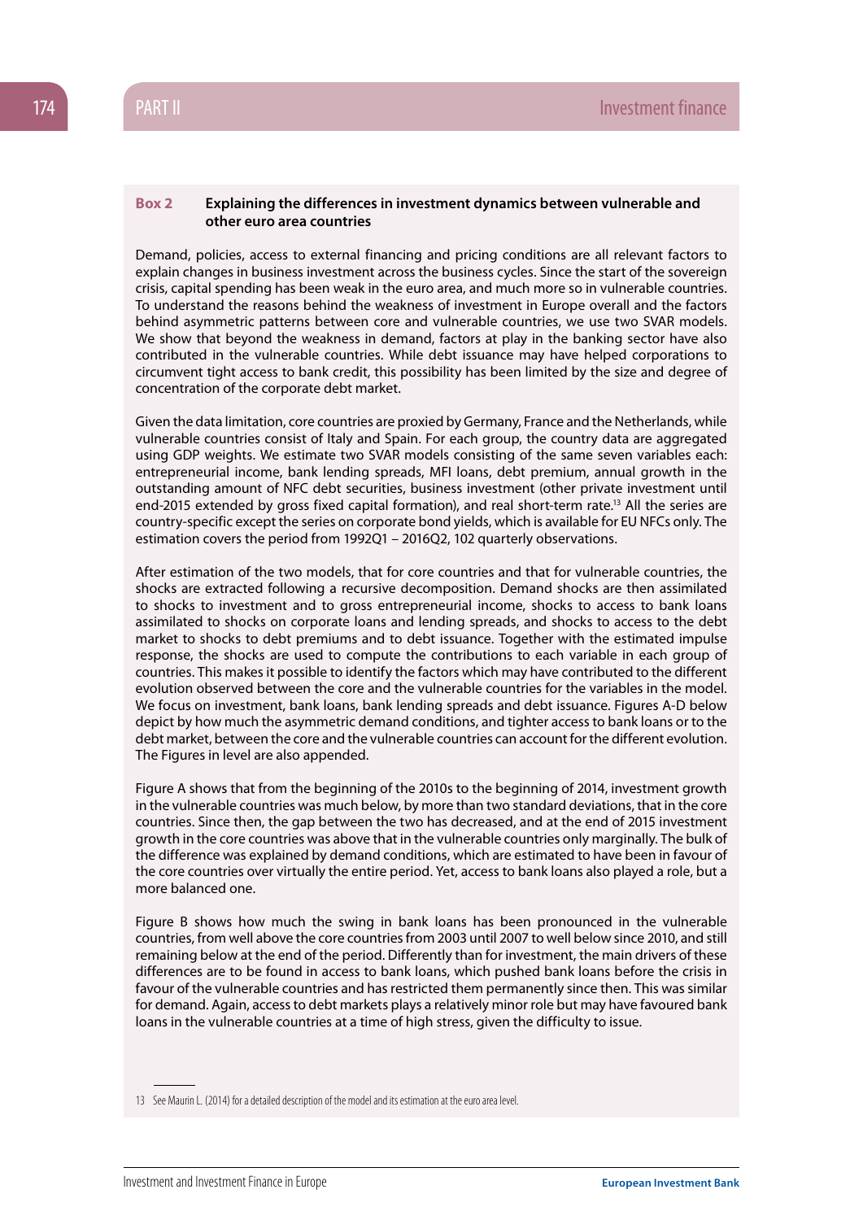**Box 2 Explaining the differences in investment dynamics between vulnerable and other euro area countries**

Demand, policies, access to external financing and pricing conditions are all relevant factors to explain changes in business investment across the business cycles. Since the start of the sovereign crisis, capital spending has been weak in the euro area, and much more so in vulnerable countries. To understand the reasons behind the weakness of investment in Europe overall and the factors behind asymmetric patterns between core and vulnerable countries, we use two SVAR models. We show that beyond the weakness in demand, factors at play in the banking sector have also contributed in the vulnerable countries. While debt issuance may have helped corporations to circumvent tight access to bank credit, this possibility has been limited by the size and degree of concentration of the corporate debt market.

Given the data limitation, core countries are proxied by Germany, France and the Netherlands, while vulnerable countries consist of Italy and Spain. For each group, the country data are aggregated using GDP weights. We estimate two SVAR models consisting of the same seven variables each: entrepreneurial income, bank lending spreads, MFI loans, debt premium, annual growth in the outstanding amount of NFC debt securities, business investment (other private investment until end-2015 extended by gross fixed capital formation), and real short-term rate.[13] All the series are country-specific except the series on corporate bond yields, which is available for EU NFCs only. The estimation covers the period from 1992Q1 – 2016Q2, 102 quarterly observations.

After estimation of the two models, that for core countries and that for vulnerable countries, the shocks are extracted following a recursive decomposition. Demand shocks are then assimilated to shocks to investment and to gross entrepreneurial income, shocks to access to bank loans assimilated to shocks on corporate loans and lending spreads, and shocks to access to the debt market to shocks to debt premiums and to debt issuance. Together with the estimated impulse response, the shocks are used to compute the contributions to each variable in each group of countries. This makes it possible to identify the factors which may have contributed to the different evolution observed between the core and the vulnerable countries for the variables in the model. We focus on investment, bank loans, bank lending spreads and debt issuance. Figures A-D below depict by how much the asymmetric demand conditions, and tighter access to bank loans or to the debt market, between the core and the vulnerable countries can account for the different evolution. The Figures in level are also appended.

Figure A shows that from the beginning of the 2010s to the beginning of 2014, investment growth in the vulnerable countries was much below, by more than two standard deviations, that in the core countries. Since then, the gap between the two has decreased, and at the end of 2015 investment growth in the core countries was above that in the vulnerable countries only marginally. The bulk of the difference was explained by demand conditions, which are estimated to have been in favour of the core countries over virtually the entire period. Yet, access to bank loans also played a role, but a more balanced one.

Figure B shows how much the swing in bank loans has been pronounced in the vulnerable countries, from well above the core countries from 2003 until 2007 to well below since 2010, and still remaining below at the end of the period. Differently than for investment, the main drivers of these differences are to be found in access to bank loans, which pushed bank loans before the crisis in favour of the vulnerable countries and has restricted them permanently since then. This was similar for demand. Again, access to debt markets plays a relatively minor role but may have favoured bank loans in the vulnerable countries at a time of high stress, given the difficulty to issue.

13 See Maurin L. (2014) for a detailed description of the model and its estimation at the euro area level.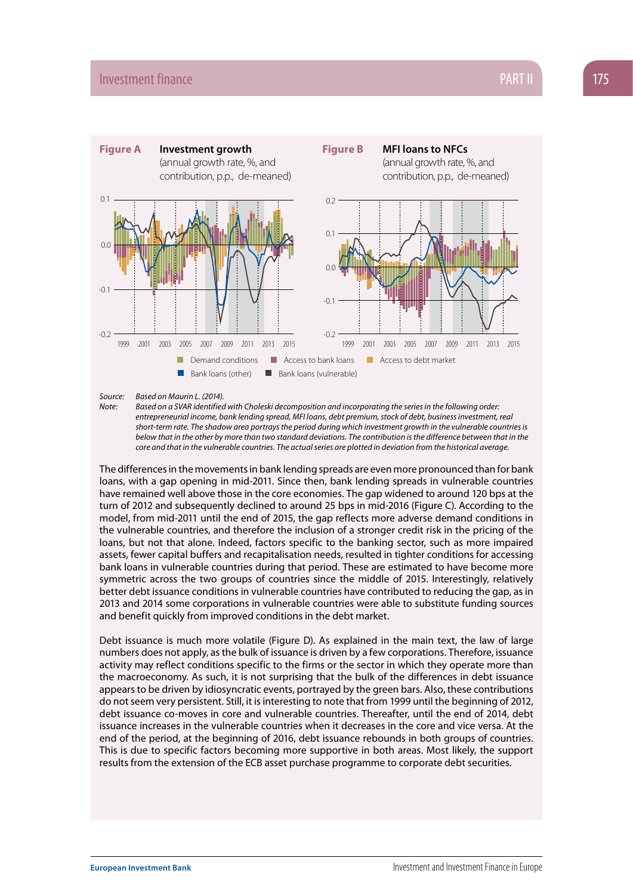**Figure A** **Investment growth** (annual growth rate, %, and contribution, p.p., de-meaned)

**Figure B** **MFI loans to NFCs** (annual growth rate, %, and contribution, p.p., de-meaned)

Demand conditions · Access to bank loans · Access to debt market · Bank loans (other) · Bank loans (vulnerable)

*Source: Based on Maurin L. (2014).*

*Note: Based on a SVAR identified with Choleski decomposition and incorporating the series in the following order: entrepreneurial income, bank lending spread, MFI loans, debt premium, stock of debt, business investment, real short-term rate. The shadow area portrays the period during which investment growth in the vulnerable countries is below that in the other by more than two standard deviations. The contribution is the difference between that in the core and that in the vulnerable countries. The actual series are plotted in deviation from the historical average.*

The differences in the movements in bank lending spreads are even more pronounced than for bank loans, with a gap opening in mid-2011. Since then, bank lending spreads in vulnerable countries have remained well above those in the core economies. The gap widened to around 120 bps at the turn of 2012 and subsequently declined to around 25 bps in mid-2016 (Figure C). According to the model, from mid-2011 until the end of 2015, the gap reflects more adverse demand conditions in the vulnerable countries, and therefore the inclusion of a stronger credit risk in the pricing of the loans, but not that alone. Indeed, factors specific to the banking sector, such as more impaired assets, fewer capital buffers and recapitalisation needs, resulted in tighter conditions for accessing bank loans in vulnerable countries during that period. These are estimated to have become more symmetric across the two groups of countries since the middle of 2015. Interestingly, relatively better debt issuance conditions in vulnerable countries have contributed to reducing the gap, as in 2013 and 2014 some corporations in vulnerable countries were able to substitute funding sources and benefit quickly from improved conditions in the debt market.

Debt issuance is much more volatile (Figure D). As explained in the main text, the law of large numbers does not apply, as the bulk of issuance is driven by a few corporations. Therefore, issuance activity may reflect conditions specific to the firms or the sector in which they operate more than the macroeconomy. As such, it is not surprising that the bulk of the differences in debt issuance appears to be driven by idiosyncratic events, portrayed by the green bars. Also, these contributions do not seem very persistent. Still, it is interesting to note that from 1999 until the beginning of 2012, debt issuance co-moves in core and vulnerable countries. Thereafter, until the end of 2014, debt issuance increases in the vulnerable countries when it decreases in the core and vice versa. At the end of the period, at the beginning of 2016, debt issuance rebounds in both groups of countries. This is due to specific factors becoming more supportive in both areas. Most likely, the support results from the extension of the ECB asset purchase programme to corporate debt securities.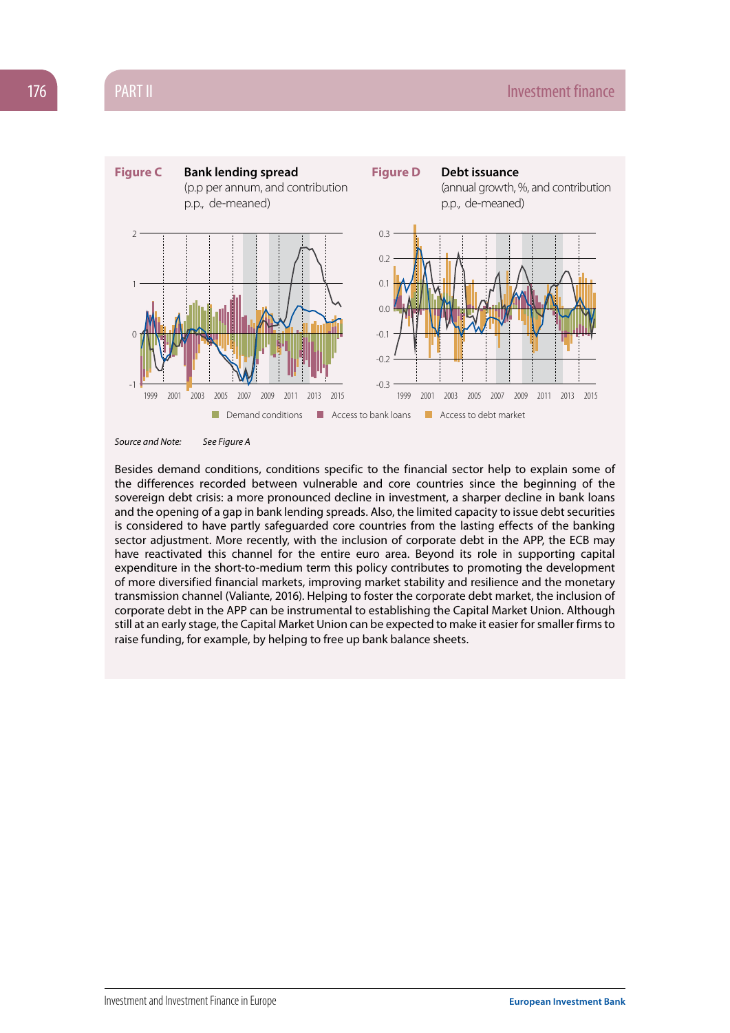**Figure C** **Bank lending spread**
(p.p per annum, and contribution p.p., de-meaned)

**Figure D** **Debt issuance**
(annual growth, %, and contribution p.p., de-meaned)

Demand conditions | Access to bank loans | Access to debt market

*Source and Note:* *See Figure A*

Besides demand conditions, conditions specific to the financial sector help to explain some of the differences recorded between vulnerable and core countries since the beginning of the sovereign debt crisis: a more pronounced decline in investment, a sharper decline in bank loans and the opening of a gap in bank lending spreads. Also, the limited capacity to issue debt securities is considered to have partly safeguarded core countries from the lasting effects of the banking sector adjustment. More recently, with the inclusion of corporate debt in the APP, the ECB may have reactivated this channel for the entire euro area. Beyond its role in supporting capital expenditure in the short-to-medium term this policy contributes to promoting the development of more diversified financial markets, improving market stability and resilience and the monetary transmission channel (Valiante, 2016). Helping to foster the corporate debt market, the inclusion of corporate debt in the APP can be instrumental to establishing the Capital Market Union. Although still at an early stage, the Capital Market Union can be expected to make it easier for smaller firms to raise funding, for example, by helping to free up bank balance sheets.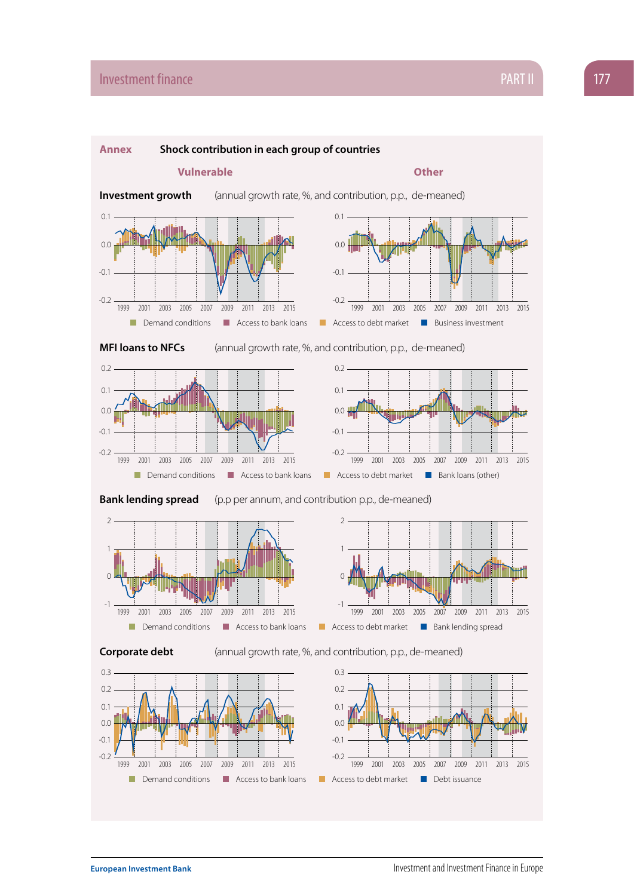**Annex Shock contribution in each group of countries**

**Vulnerable** / **Other**

**Investment growth** (annual growth rate, %, and contribution, p.p., de-meaned)

Demand conditions | Access to bank loans | Access to debt market | Business investment

**MFI loans to NFCs** (annual growth rate, %, and contribution, p.p., de-meaned)

Demand conditions | Access to bank loans | Access to debt market | Bank loans (other)

**Bank lending spread** (p.p per annum, and contribution p.p., de-meaned)

Demand conditions | Access to bank loans | Access to debt market | Bank lending spread

**Corporate debt** (annual growth rate, %, and contribution, p.p., de-meaned)

Demand conditions | Access to bank loans | Access to debt market | Debt issuance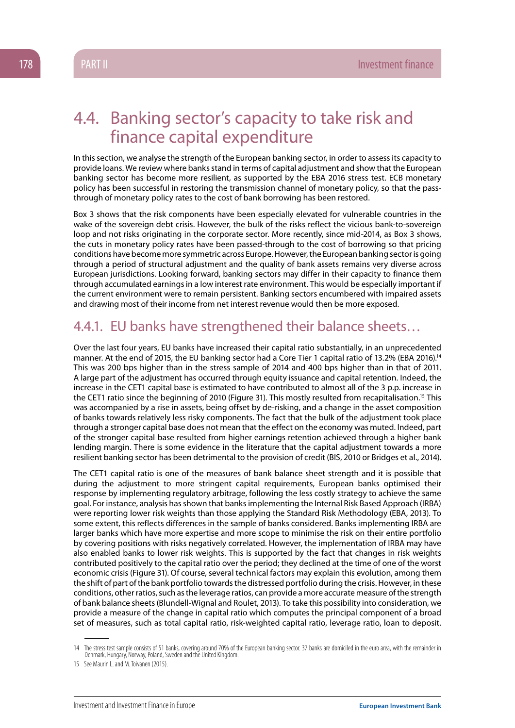## 4.4. Banking sector's capacity to take risk and finance capital expenditure

In this section, we analyse the strength of the European banking sector, in order to assess its capacity to provide loans. We review where banks stand in terms of capital adjustment and show that the European banking sector has become more resilient, as supported by the EBA 2016 stress test. ECB monetary policy has been successful in restoring the transmission channel of monetary policy, so that the pass-through of monetary policy rates to the cost of bank borrowing has been restored.

Box 3 shows that the risk components have been especially elevated for vulnerable countries in the wake of the sovereign debt crisis. However, the bulk of the risks reflect the vicious bank-to-sovereign loop and not risks originating in the corporate sector. More recently, since mid-2014, as Box 3 shows, the cuts in monetary policy rates have been passed-through to the cost of borrowing so that pricing conditions have become more symmetric across Europe. However, the European banking sector is going through a period of structural adjustment and the quality of bank assets remains very diverse across European jurisdictions. Looking forward, banking sectors may differ in their capacity to finance them through accumulated earnings in a low interest rate environment. This would be especially important if the current environment were to remain persistent. Banking sectors encumbered with impaired assets and drawing most of their income from net interest revenue would then be more exposed.

### 4.4.1. EU banks have strengthened their balance sheets…

Over the last four years, EU banks have increased their capital ratio substantially, in an unprecedented manner. At the end of 2015, the EU banking sector had a Core Tier 1 capital ratio of 13.2% (EBA 2016).[14] This was 200 bps higher than in the stress sample of 2014 and 400 bps higher than in that of 2011. A large part of the adjustment has occurred through equity issuance and capital retention. Indeed, the increase in the CET1 capital base is estimated to have contributed to almost all of the 3 p.p. increase in the CET1 ratio since the beginning of 2010 (Figure 31). This mostly resulted from recapitalisation.[15] This was accompanied by a rise in assets, being offset by de-risking, and a change in the asset composition of banks towards relatively less risky components. The fact that the bulk of the adjustment took place through a stronger capital base does not mean that the effect on the economy was muted. Indeed, part of the stronger capital base resulted from higher earnings retention achieved through a higher bank lending margin. There is some evidence in the literature that the capital adjustment towards a more resilient banking sector has been detrimental to the provision of credit (BIS, 2010 or Bridges et al., 2014).

The CET1 capital ratio is one of the measures of bank balance sheet strength and it is possible that during the adjustment to more stringent capital requirements, European banks optimised their response by implementing regulatory arbitrage, following the less costly strategy to achieve the same goal. For instance, analysis has shown that banks implementing the Internal Risk Based Approach (IRBA) were reporting lower risk weights than those applying the Standard Risk Methodology (EBA, 2013). To some extent, this reflects differences in the sample of banks considered. Banks implementing IRBA are larger banks which have more expertise and more scope to minimise the risk on their entire portfolio by covering positions with risks negatively correlated. However, the implementation of IRBA may have also enabled banks to lower risk weights. This is supported by the fact that changes in risk weights contributed positively to the capital ratio over the period; they declined at the time of one of the worst economic crisis (Figure 31). Of course, several technical factors may explain this evolution, among them the shift of part of the bank portfolio towards the distressed portfolio during the crisis. However, in these conditions, other ratios, such as the leverage ratios, can provide a more accurate measure of the strength of bank balance sheets (Blundell-Wignal and Roulet, 2013). To take this possibility into consideration, we provide a measure of the change in capital ratio which computes the principal component of a broad set of measures, such as total capital ratio, risk-weighted capital ratio, leverage ratio, loan to deposit.

---

14 The stress test sample consists of 51 banks, covering around 70% of the European banking sector. 37 banks are domiciled in the euro area, with the remainder in Denmark, Hungary, Norway, Poland, Sweden and the United Kingdom.

15 See Maurin L. and M. Toivanen (2015).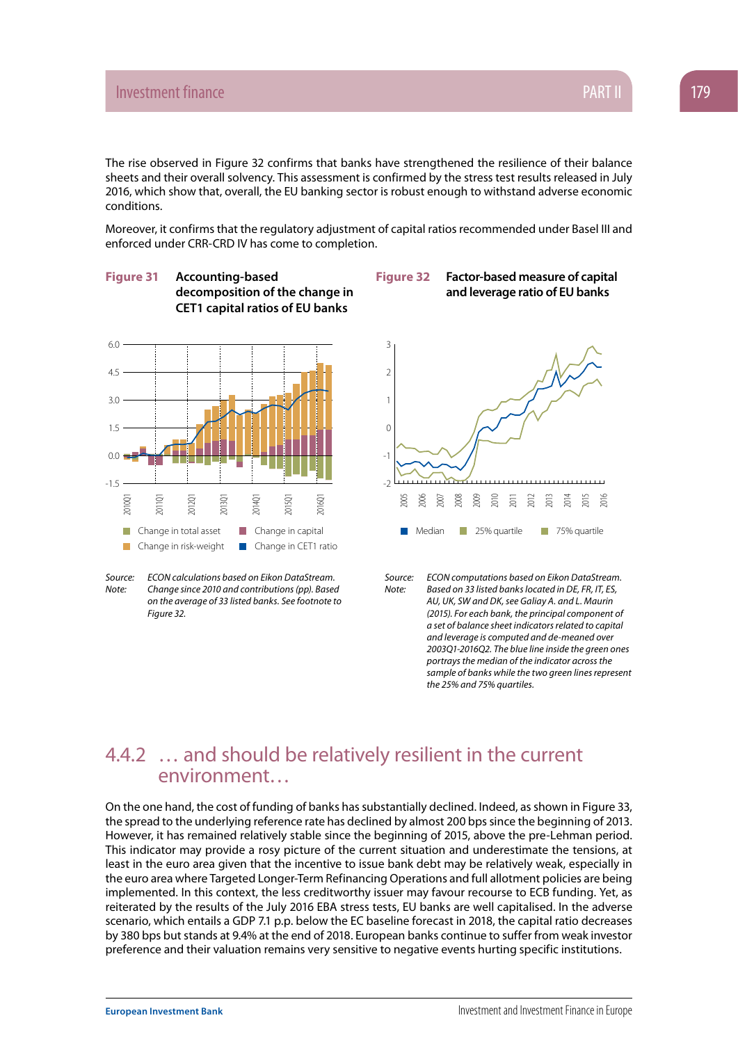The rise observed in Figure 32 confirms that banks have strengthened the resilience of their balance sheets and their overall solvency. This assessment is confirmed by the stress test results released in July 2016, which show that, overall, the EU banking sector is robust enough to withstand adverse economic conditions.

Moreover, it confirms that the regulatory adjustment of capital ratios recommended under Basel III and enforced under CRR-CRD IV has come to completion.

**Figure 31 Accounting-based decomposition of the change in CET1 capital ratios of EU banks**

Change in total asset | Change in capital | Change in risk-weight | Change in CET1 ratio

*Source: ECON calculations based on Eikon DataStream.*
*Note: Change since 2010 and contributions (pp). Based on the average of 33 listed banks. See footnote to Figure 32.*

**Figure 32 Factor-based measure of capital and leverage ratio of EU banks**

Median | 25% quartile | 75% quartile

*Source: ECON computations based on Eikon DataStream.*
*Note: Based on 33 listed banks located in DE, FR, IT, ES, AU, UK, SW and DK, see Galiay A. and L. Maurin (2015). For each bank, the principal component of a set of balance sheet indicators related to capital and leverage is computed and de-meaned over 2003Q1-2016Q2. The blue line inside the green ones portrays the median of the indicator across the sample of banks while the two green lines represent the 25% and 75% quartiles.*

## 4.4.2 … and should be relatively resilient in the current environment…

On the one hand, the cost of funding of banks has substantially declined. Indeed, as shown in Figure 33, the spread to the underlying reference rate has declined by almost 200 bps since the beginning of 2013. However, it has remained relatively stable since the beginning of 2015, above the pre-Lehman period. This indicator may provide a rosy picture of the current situation and underestimate the tensions, at least in the euro area given that the incentive to issue bank debt may be relatively weak, especially in the euro area where Targeted Longer-Term Refinancing Operations and full allotment policies are being implemented. In this context, the less creditworthy issuer may favour recourse to ECB funding. Yet, as reiterated by the results of the July 2016 EBA stress tests, EU banks are well capitalised. In the adverse scenario, which entails a GDP 7.1 p.p. below the EC baseline forecast in 2018, the capital ratio decreases by 380 bps but stands at 9.4% at the end of 2018. European banks continue to suffer from weak investor preference and their valuation remains very sensitive to negative events hurting specific institutions.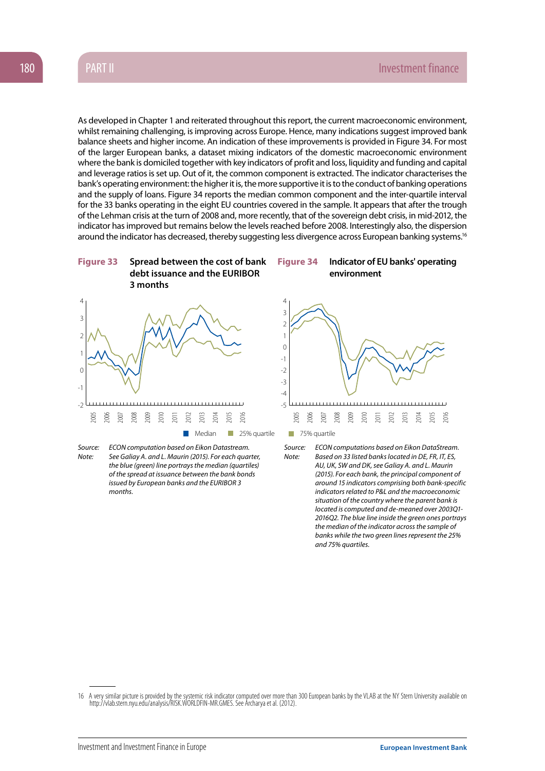As developed in Chapter 1 and reiterated throughout this report, the current macroeconomic environment, whilst remaining challenging, is improving across Europe. Hence, many indications suggest improved bank balance sheets and higher income. An indication of these improvements is provided in Figure 34. For most of the larger European banks, a dataset mixing indicators of the domestic macroeconomic environment where the bank is domiciled together with key indicators of profit and loss, liquidity and funding and capital and leverage ratios is set up. Out of it, the common component is extracted. The indicator characterises the bank's operating environment: the higher it is, the more supportive it is to the conduct of banking operations and the supply of loans. Figure 34 reports the median common component and the inter-quartile interval for the 33 banks operating in the eight EU countries covered in the sample. It appears that after the trough of the Lehman crisis at the turn of 2008 and, more recently, that of the sovereign debt crisis, in mid-2012, the indicator has improved but remains below the levels reached before 2008. Interestingly also, the dispersion around the indicator has decreased, thereby suggesting less divergence across European banking systems.[16]

**Figure 33** **Spread between the cost of bank debt issuance and the EURIBOR 3 months**

*Source:* *ECON computation based on Eikon Datastream.*

*Note:* *See Galiay A. and L. Maurin (2015). For each quarter, the blue (green) line portrays the median (quartiles) of the spread at issuance between the bank bonds issued by European banks and the EURIBOR 3 months.*

**Figure 34** **Indicator of EU banks' operating environment**

Median | 25% quartile | 75% quartile

*Source:* *ECON computations based on Eikon DataStream.*

*Note:* *Based on 33 listed banks located in DE, FR, IT, ES, AU, UK, SW and DK, see Galiay A. and L. Maurin (2015). For each bank, the principal component of around 15 indicators comprising both bank-specific indicators related to P&L and the macroeconomic situation of the country where the parent bank is located is computed and de-meaned over 2003Q1-2016Q2. The blue line inside the green ones portrays the median of the indicator across the sample of banks while the two green lines represent the 25% and 75% quartiles.*

---

16 A very similar picture is provided by the systemic risk indicator computed over more than 300 European banks by the VLAB at the NY Stern University available on http://vlab.stern.nyu.edu/analysis/RISK.WORLDFIN-MR.GMES. See Archarya et al. (2012).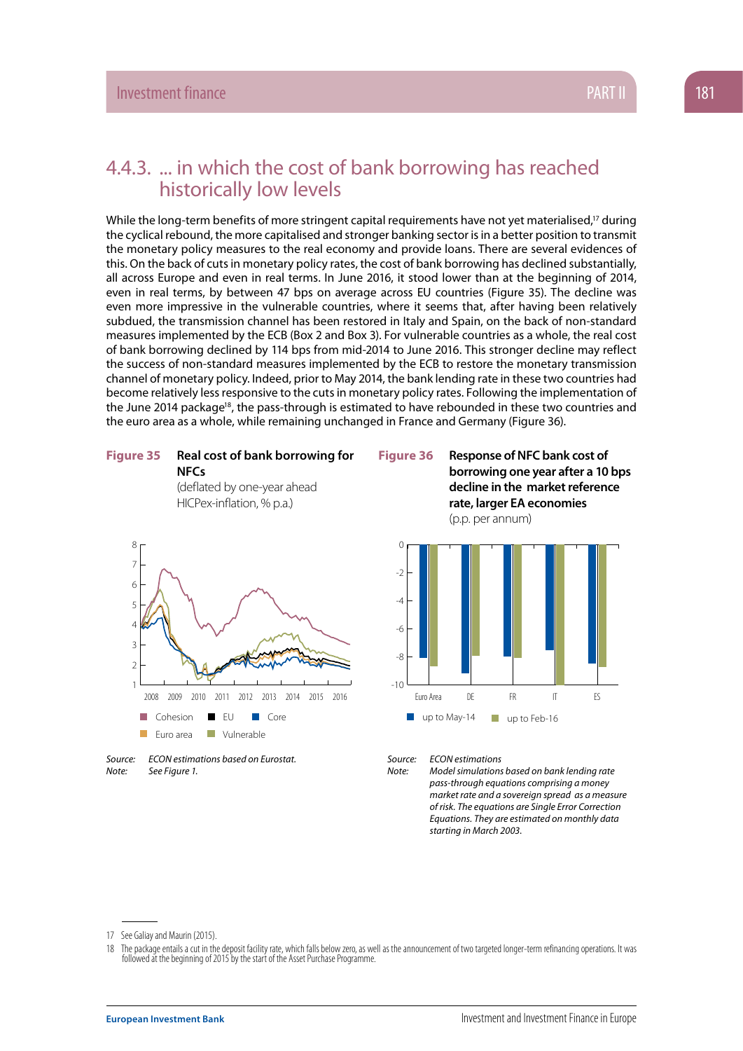### 4.4.3. ... in which the cost of bank borrowing has reached historically low levels

While the long-term benefits of more stringent capital requirements have not yet materialised,[17] during the cyclical rebound, the more capitalised and stronger banking sector is in a better position to transmit the monetary policy measures to the real economy and provide loans. There are several evidences of this. On the back of cuts in monetary policy rates, the cost of bank borrowing has declined substantially, all across Europe and even in real terms. In June 2016, it stood lower than at the beginning of 2014, even in real terms, by between 47 bps on average across EU countries (Figure 35). The decline was even more impressive in the vulnerable countries, where it seems that, after having been relatively subdued, the transmission channel has been restored in Italy and Spain, on the back of non-standard measures implemented by the ECB (Box 2 and Box 3). For vulnerable countries as a whole, the real cost of bank borrowing declined by 114 bps from mid-2014 to June 2016. This stronger decline may reflect the success of non-standard measures implemented by the ECB to restore the monetary transmission channel of monetary policy. Indeed, prior to May 2014, the bank lending rate in these two countries had become relatively less responsive to the cuts in monetary policy rates. Following the implementation of the June 2014 package[18], the pass-through is estimated to have rebounded in these two countries and the euro area as a whole, while remaining unchanged in France and Germany (Figure 36).

**Figure 35** **Real cost of bank borrowing for NFCs**
(deflated by one-year ahead HICPex-inflation, % p.a.)

*Source:* *ECON estimations based on Eurostat.*
*Note:* *See Figure 1.*

**Figure 36** **Response of NFC bank cost of borrowing one year after a 10 bps decline in the market reference rate, larger EA economies**
(p.p. per annum)

*Source:* *ECON estimations*
*Note:* *Model simulations based on bank lending rate pass-through equations comprising a money market rate and a sovereign spread as a measure of risk. The equations are Single Error Correction Equations. They are estimated on monthly data starting in March 2003.*

---

17 See Galiay and Maurin (2015).

18 The package entails a cut in the deposit facility rate, which falls below zero, as well as the announcement of two targeted longer-term refinancing operations. It was followed at the beginning of 2015 by the start of the Asset Purchase Programme.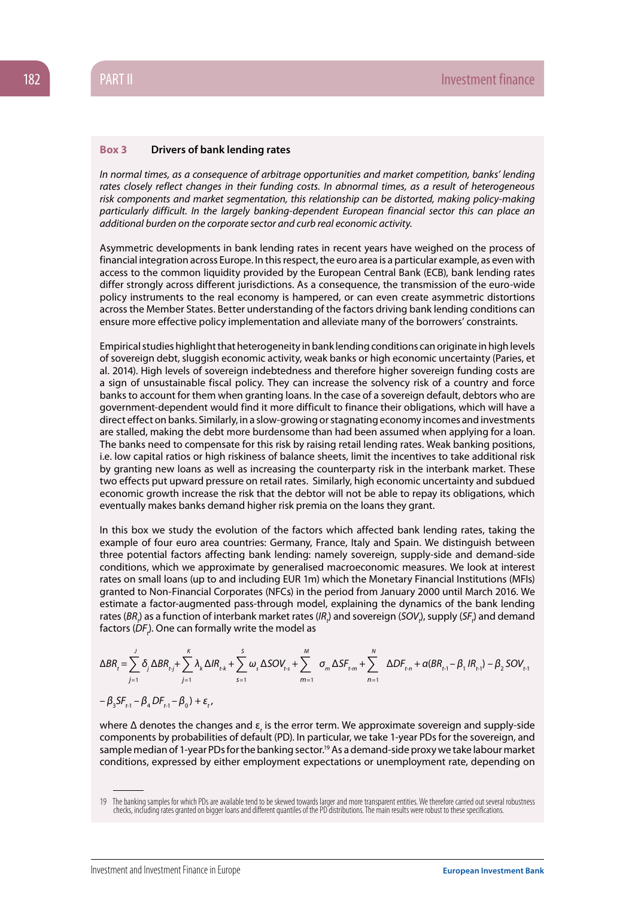**Box 3** **Drivers of bank lending rates**

*In normal times, as a consequence of arbitrage opportunities and market competition, banks' lending rates closely reflect changes in their funding costs. In abnormal times, as a result of heterogeneous risk components and market segmentation, this relationship can be distorted, making policy-making particularly difficult. In the largely banking-dependent European financial sector this can place an additional burden on the corporate sector and curb real economic activity.*

Asymmetric developments in bank lending rates in recent years have weighed on the process of financial integration across Europe. In this respect, the euro area is a particular example, as even with access to the common liquidity provided by the European Central Bank (ECB), bank lending rates differ strongly across different jurisdictions. As a consequence, the transmission of the euro-wide policy instruments to the real economy is hampered, or can even create asymmetric distortions across the Member States. Better understanding of the factors driving bank lending conditions can ensure more effective policy implementation and alleviate many of the borrowers' constraints.

Empirical studies highlight that heterogeneity in bank lending conditions can originate in high levels of sovereign debt, sluggish economic activity, weak banks or high economic uncertainty (Paries, et al. 2014). High levels of sovereign indebtedness and therefore higher sovereign funding costs are a sign of unsustainable fiscal policy. They can increase the solvency risk of a country and force banks to account for them when granting loans. In the case of a sovereign default, debtors who are government-dependent would find it more difficult to finance their obligations, which will have a direct effect on banks. Similarly, in a slow-growing or stagnating economy incomes and investments are stalled, making the debt more burdensome than had been assumed when applying for a loan. The banks need to compensate for this risk by raising retail lending rates. Weak banking positions, i.e. low capital ratios or high riskiness of balance sheets, limit the incentives to take additional risk by granting new loans as well as increasing the counterparty risk in the interbank market. These two effects put upward pressure on retail rates. Similarly, high economic uncertainty and subdued economic growth increase the risk that the debtor will not be able to repay its obligations, which eventually makes banks demand higher risk premia on the loans they grant.

In this box we study the evolution of the factors which affected bank lending rates, taking the example of four euro area countries: Germany, France, Italy and Spain. We distinguish between three potential factors affecting bank lending: namely sovereign, supply-side and demand-side conditions, which we approximate by generalised macroeconomic measures. We look at interest rates on small loans (up to and including EUR 1m) which the Monetary Financial Institutions (MFIs) granted to Non-Financial Corporates (NFCs) in the period from January 2000 until March 2016. We estimate a factor-augmented pass-through model, explaining the dynamics of the bank lending rates ($BR_t$) as a function of interbank market rates ($IR_t$) and sovereign ($SOV_t$), supply ($SF_t$) and demand factors ($DF_t$). One can formally write the model as

$$\Delta BR_t = \sum_{j=1}^{J} \delta_j \Delta BR_{t-j} + \sum_{j=1}^{K} \lambda_k \Delta IR_{t-k} + \sum_{s=1}^{S} \omega_s \Delta SOV_{t-s} + \sum_{m=1}^{M} \sigma_m \Delta SF_{t-m} + \sum_{n=1}^{N} \Delta DF_{t-n} + \alpha(BR_{t-1} - \beta_1 IR_{t-1}) - \beta_2 SOV_{t-1}$$

$$- \beta_3 SF_{t-1} - \beta_4 DF_{t-1} - \beta_0) + \varepsilon_t,$$

where $\Delta$ denotes the changes and $\varepsilon_t$ is the error term. We approximate sovereign and supply-side components by probabilities of default (PD). In particular, we take 1-year PDs for the sovereign, and sample median of 1-year PDs for the banking sector.[19] As a demand-side proxy we take labour market conditions, expressed by either employment expectations or unemployment rate, depending on

---

19 The banking samples for which PDs are available tend to be skewed towards larger and more transparent entities. We therefore carried out several robustness checks, including rates granted on bigger loans and different quantiles of the PD distributions. The main results were robust to these specifications.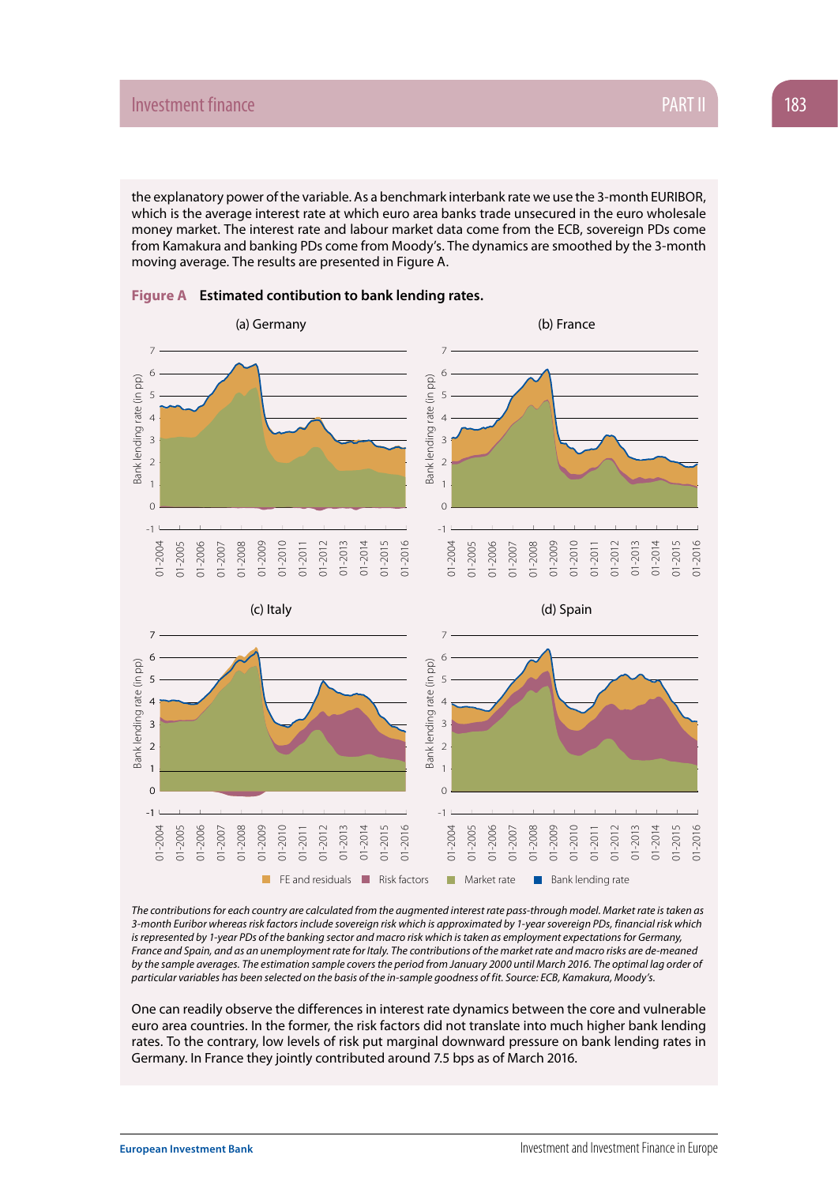the explanatory power of the variable. As a benchmark interbank rate we use the 3-month EURIBOR, which is the average interest rate at which euro area banks trade unsecured in the euro wholesale money market. The interest rate and labour market data come from the ECB, sovereign PDs come from Kamakura and banking PDs come from Moody's. The dynamics are smoothed by the 3-month moving average. The results are presented in Figure A.

**Figure A** **Estimated contibution to bank lending rates.**

*The contributions for each country are calculated from the augmented interest rate pass-through model. Market rate is taken as 3-month Euribor whereas risk factors include sovereign risk which is approximated by 1-year sovereign PDs, financial risk which is represented by 1-year PDs of the banking sector and macro risk which is taken as employment expectations for Germany, France and Spain, and as an unemployment rate for Italy. The contributions of the market rate and macro risks are de-meaned by the sample averages. The estimation sample covers the period from January 2000 until March 2016. The optimal lag order of particular variables has been selected on the basis of the in-sample goodness of fit. Source: ECB, Kamakura, Moody's.*

One can readily observe the differences in interest rate dynamics between the core and vulnerable euro area countries. In the former, the risk factors did not translate into much higher bank lending rates. To the contrary, low levels of risk put marginal downward pressure on bank lending rates in Germany. In France they jointly contributed around 7.5 bps as of March 2016.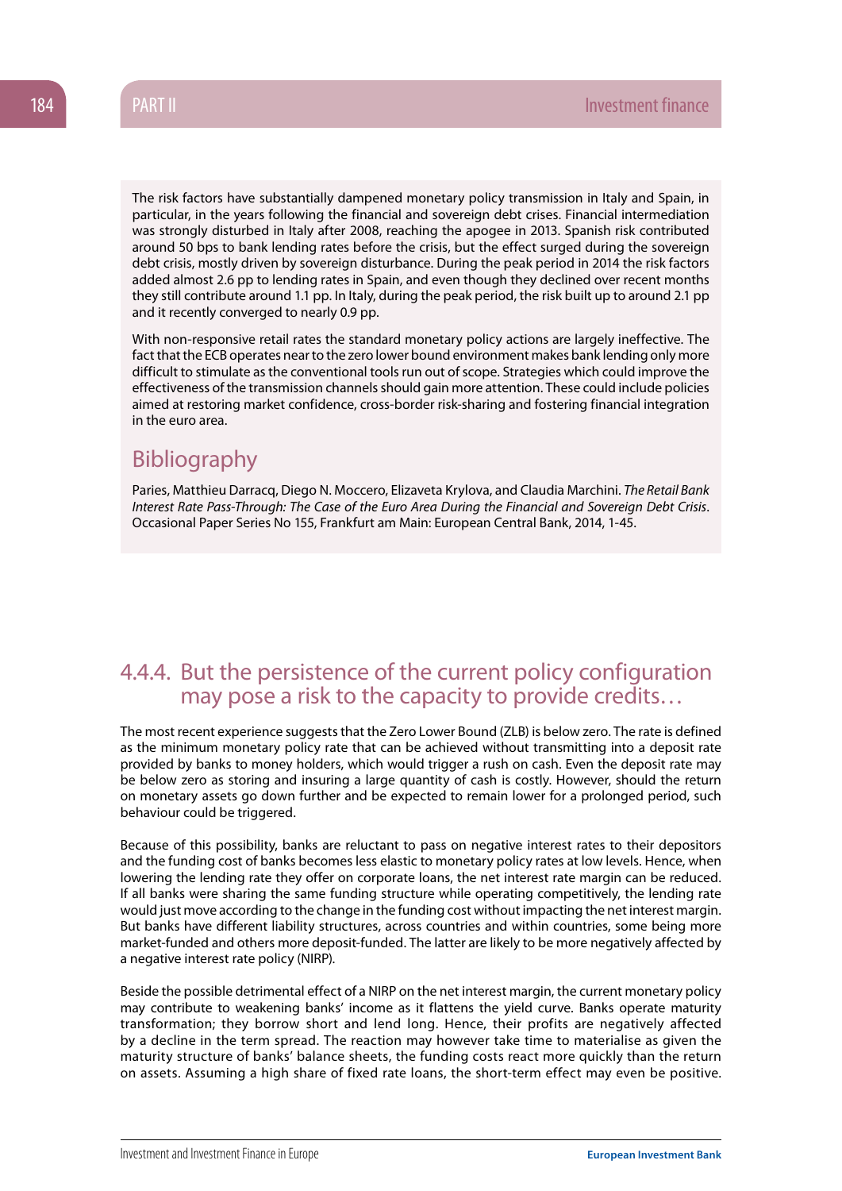The risk factors have substantially dampened monetary policy transmission in Italy and Spain, in particular, in the years following the financial and sovereign debt crises. Financial intermediation was strongly disturbed in Italy after 2008, reaching the apogee in 2013. Spanish risk contributed around 50 bps to bank lending rates before the crisis, but the effect surged during the sovereign debt crisis, mostly driven by sovereign disturbance. During the peak period in 2014 the risk factors added almost 2.6 pp to lending rates in Spain, and even though they declined over recent months they still contribute around 1.1 pp. In Italy, during the peak period, the risk built up to around 2.1 pp and it recently converged to nearly 0.9 pp.

With non-responsive retail rates the standard monetary policy actions are largely ineffective. The fact that the ECB operates near to the zero lower bound environment makes bank lending only more difficult to stimulate as the conventional tools run out of scope. Strategies which could improve the effectiveness of the transmission channels should gain more attention. These could include policies aimed at restoring market confidence, cross-border risk-sharing and fostering financial integration in the euro area.

## Bibliography

Paries, Matthieu Darracq, Diego N. Moccero, Elizaveta Krylova, and Claudia Marchini. *The Retail Bank Interest Rate Pass-Through: The Case of the Euro Area During the Financial and Sovereign Debt Crisis*. Occasional Paper Series No 155, Frankfurt am Main: European Central Bank, 2014, 1-45.

## 4.4.4. But the persistence of the current policy configuration may pose a risk to the capacity to provide credits…

The most recent experience suggests that the Zero Lower Bound (ZLB) is below zero. The rate is defined as the minimum monetary policy rate that can be achieved without transmitting into a deposit rate provided by banks to money holders, which would trigger a rush on cash. Even the deposit rate may be below zero as storing and insuring a large quantity of cash is costly. However, should the return on monetary assets go down further and be expected to remain lower for a prolonged period, such behaviour could be triggered.

Because of this possibility, banks are reluctant to pass on negative interest rates to their depositors and the funding cost of banks becomes less elastic to monetary policy rates at low levels. Hence, when lowering the lending rate they offer on corporate loans, the net interest rate margin can be reduced. If all banks were sharing the same funding structure while operating competitively, the lending rate would just move according to the change in the funding cost without impacting the net interest margin. But banks have different liability structures, across countries and within countries, some being more market-funded and others more deposit-funded. The latter are likely to be more negatively affected by a negative interest rate policy (NIRP).

Beside the possible detrimental effect of a NIRP on the net interest margin, the current monetary policy may contribute to weakening banks' income as it flattens the yield curve. Banks operate maturity transformation; they borrow short and lend long. Hence, their profits are negatively affected by a decline in the term spread. The reaction may however take time to materialise as given the maturity structure of banks' balance sheets, the funding costs react more quickly than the return on assets. Assuming a high share of fixed rate loans, the short-term effect may even be positive.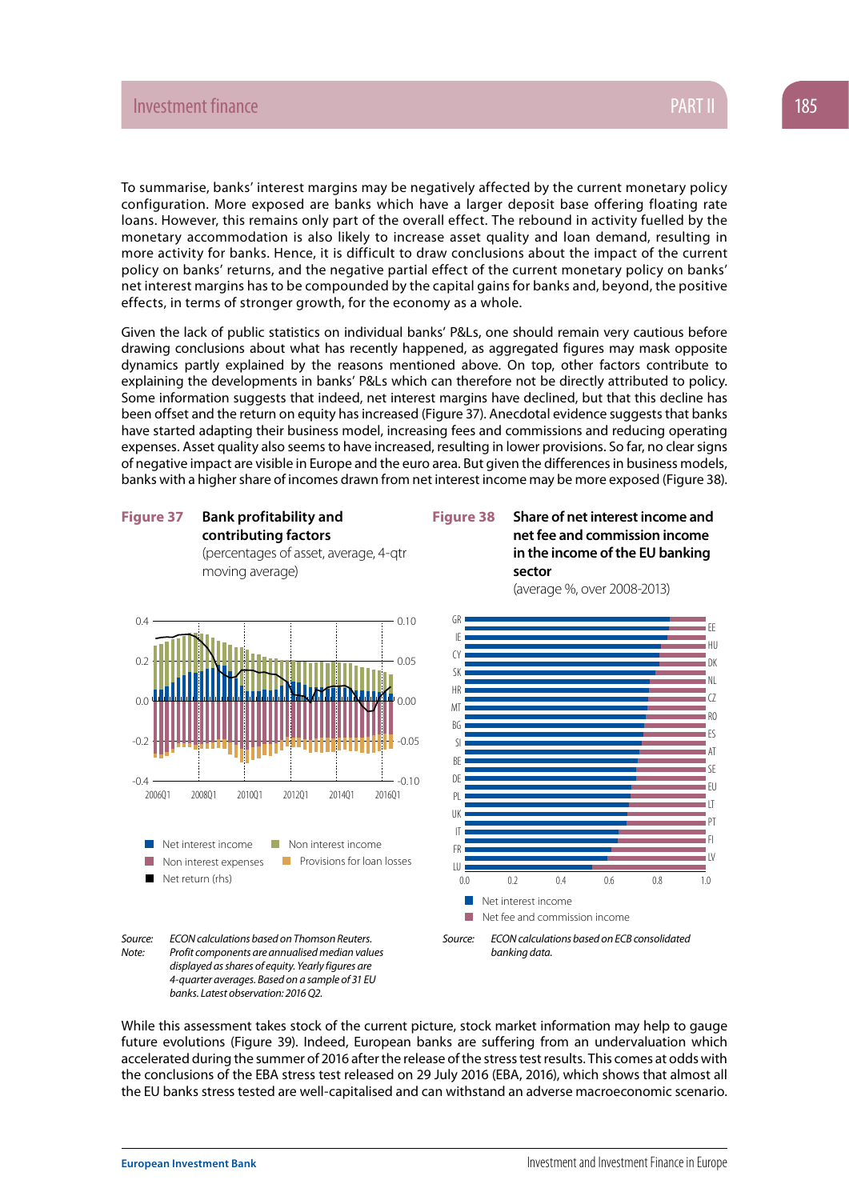To summarise, banks' interest margins may be negatively affected by the current monetary policy configuration. More exposed are banks which have a larger deposit base offering floating rate loans. However, this remains only part of the overall effect. The rebound in activity fuelled by the monetary accommodation is also likely to increase asset quality and loan demand, resulting in more activity for banks. Hence, it is difficult to draw conclusions about the impact of the current policy on banks' returns, and the negative partial effect of the current monetary policy on banks' net interest margins has to be compounded by the capital gains for banks and, beyond, the positive effects, in terms of stronger growth, for the economy as a whole.

Given the lack of public statistics on individual banks' P&Ls, one should remain very cautious before drawing conclusions about what has recently happened, as aggregated figures may mask opposite dynamics partly explained by the reasons mentioned above. On top, other factors contribute to explaining the developments in banks' P&Ls which can therefore not be directly attributed to policy. Some information suggests that indeed, net interest margins have declined, but that this decline has been offset and the return on equity has increased (Figure 37). Anecdotal evidence suggests that banks have started adapting their business model, increasing fees and commissions and reducing operating expenses. Asset quality also seems to have increased, resulting in lower provisions. So far, no clear signs of negative impact are visible in Europe and the euro area. But given the differences in business models, banks with a higher share of incomes drawn from net interest income may be more exposed (Figure 38).

**Figure 37** **Bank profitability and contributing factors**
(percentages of asset, average, 4-qtr moving average)

Net interest income | Non interest income | Non interest expenses | Provisions for loan losses | Net return (rhs)

*Source:* *ECON calculations based on Thomson Reuters.*
*Note:* *Profit components are annualised median values displayed as shares of equity. Yearly figures are 4-quarter averages. Based on a sample of 31 EU banks. Latest observation: 2016 Q2.*

**Figure 38** **Share of net interest income and net fee and commission income in the income of the EU banking sector**
(average %, over 2008-2013)

Net interest income | Net fee and commission income

*Source:* *ECON calculations based on ECB consolidated banking data.*

While this assessment takes stock of the current picture, stock market information may help to gauge future evolutions (Figure 39). Indeed, European banks are suffering from an undervaluation which accelerated during the summer of 2016 after the release of the stress test results. This comes at odds with the conclusions of the EBA stress test released on 29 July 2016 (EBA, 2016), which shows that almost all the EU banks stress tested are well-capitalised and can withstand an adverse macroeconomic scenario.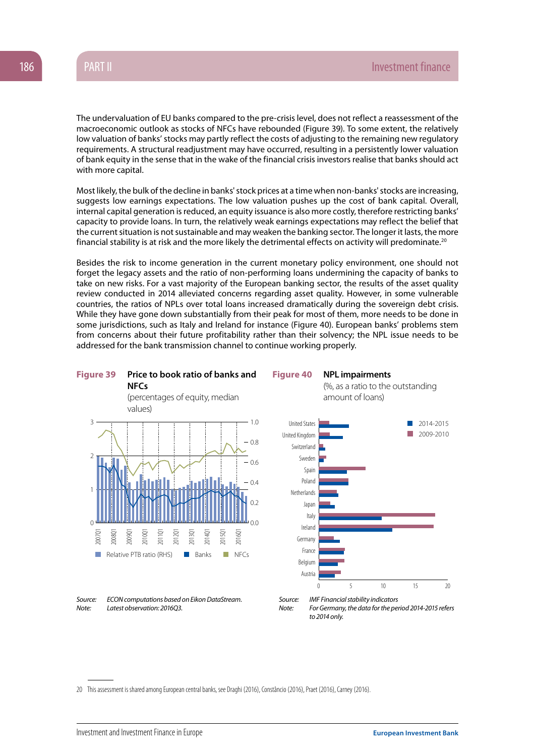The undervaluation of EU banks compared to the pre-crisis level, does not reflect a reassessment of the macroeconomic outlook as stocks of NFCs have rebounded (Figure 39). To some extent, the relatively low valuation of banks' stocks may partly reflect the costs of adjusting to the remaining new regulatory requirements. A structural readjustment may have occurred, resulting in a persistently lower valuation of bank equity in the sense that in the wake of the financial crisis investors realise that banks should act with more capital.

Most likely, the bulk of the decline in banks' stock prices at a time when non-banks' stocks are increasing, suggests low earnings expectations. The low valuation pushes up the cost of bank capital. Overall, internal capital generation is reduced, an equity issuance is also more costly, therefore restricting banks' capacity to provide loans. In turn, the relatively weak earnings expectations may reflect the belief that the current situation is not sustainable and may weaken the banking sector. The longer it lasts, the more financial stability is at risk and the more likely the detrimental effects on activity will predominate.[20]

Besides the risk to income generation in the current monetary policy environment, one should not forget the legacy assets and the ratio of non-performing loans undermining the capacity of banks to take on new risks. For a vast majority of the European banking sector, the results of the asset quality review conducted in 2014 alleviated concerns regarding asset quality. However, in some vulnerable countries, the ratios of NPLs over total loans increased dramatically during the sovereign debt crisis. While they have gone down substantially from their peak for most of them, more needs to be done in some jurisdictions, such as Italy and Ireland for instance (Figure 40). European banks' problems stem from concerns about their future profitability rather than their solvency; the NPL issue needs to be addressed for the bank transmission channel to continue working properly.

**Figure 39** **Price to book ratio of banks and NFCs**
(percentages of equity, median values)

Source: *ECON computations based on Eikon DataStream.*
Note: *Latest observation: 2016Q3.*

**Figure 40** **NPL impairments**
(%, as a ratio to the outstanding amount of loans)

Source: *IMF Financial stability indicators*
Note: *For Germany, the data for the period 2014-2015 refers to 2014 only.*

20 This assessment is shared among European central banks, see Draghi (2016), Constâncio (2016), Praet (2016), Carney (2016).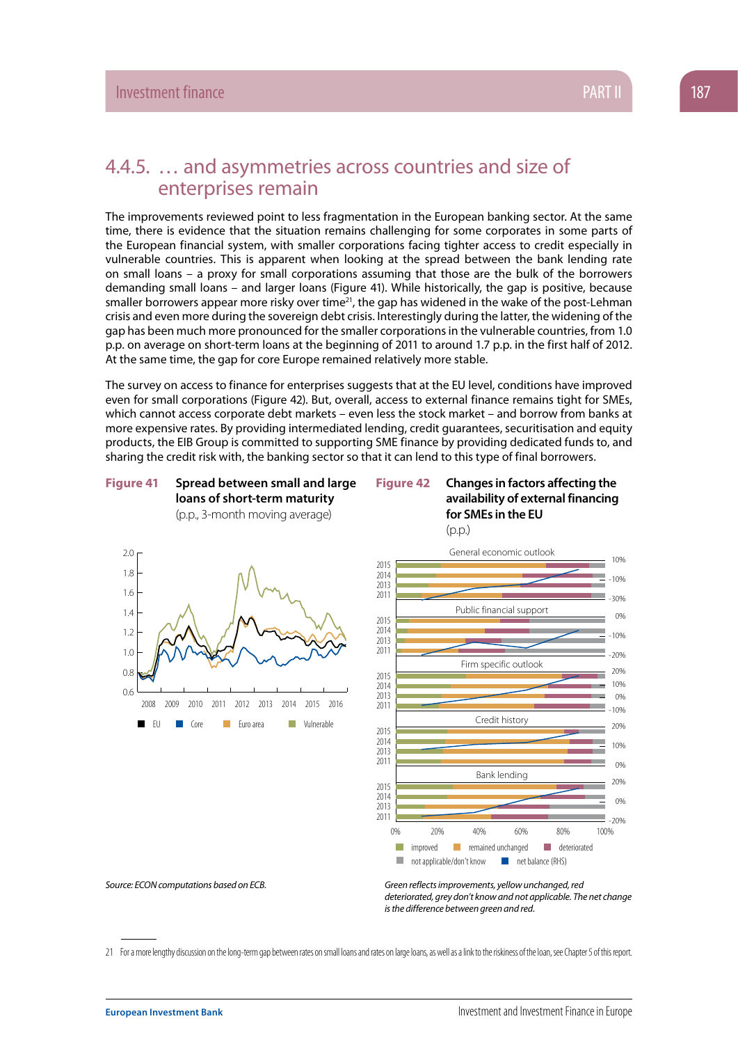## 4.4.5. … and asymmetries across countries and size of enterprises remain

The improvements reviewed point to less fragmentation in the European banking sector. At the same time, there is evidence that the situation remains challenging for some corporates in some parts of the European financial system, with smaller corporations facing tighter access to credit especially in vulnerable countries. This is apparent when looking at the spread between the bank lending rate on small loans – a proxy for small corporations assuming that those are the bulk of the borrowers demanding small loans – and larger loans (Figure 41). While historically, the gap is positive, because smaller borrowers appear more risky over time[21], the gap has widened in the wake of the post-Lehman crisis and even more during the sovereign debt crisis. Interestingly during the latter, the widening of the gap has been much more pronounced for the smaller corporations in the vulnerable countries, from 1.0 p.p. on average on short-term loans at the beginning of 2011 to around 1.7 p.p. in the first half of 2012. At the same time, the gap for core Europe remained relatively more stable.

The survey on access to finance for enterprises suggests that at the EU level, conditions have improved even for small corporations (Figure 42). But, overall, access to external finance remains tight for SMEs, which cannot access corporate debt markets – even less the stock market – and borrow from banks at more expensive rates. By providing intermediated lending, credit guarantees, securitisation and equity products, the EIB Group is committed to supporting SME finance by providing dedicated funds to, and sharing the credit risk with, the banking sector so that it can lend to this type of final borrowers.

**Figure 41** **Spread between small and large loans of short-term maturity**
(p.p., 3-month moving average)

Source: ECON computations based on ECB.

**Figure 42** **Changes in factors affecting the availability of external financing for SMEs in the EU**
(p.p.)

Green reflects improvements, yellow unchanged, red deteriorated, grey don't know and not applicable. The net change is the difference between green and red.

---

21 For a more lengthy discussion on the long-term gap between rates on small loans and rates on large loans, as well as a link to the riskiness of the loan, see Chapter 5 of this report.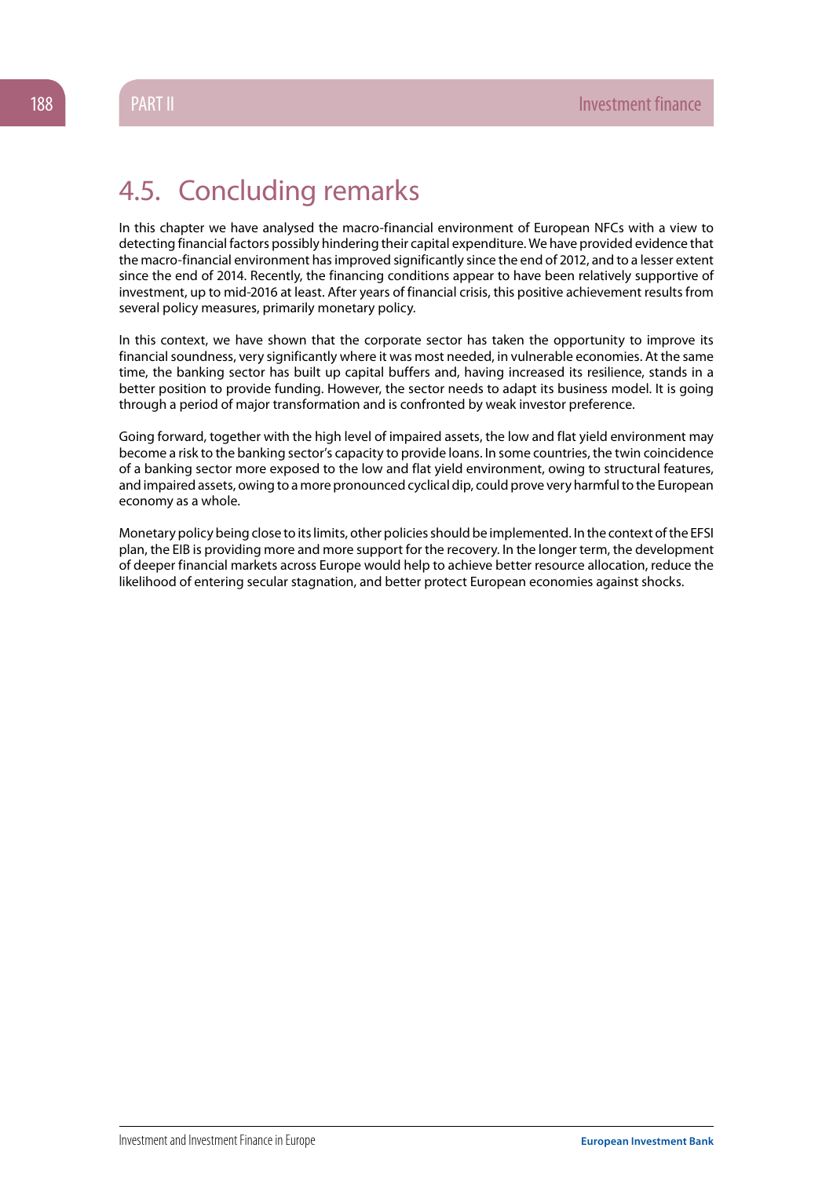## 4.5. Concluding remarks

In this chapter we have analysed the macro-financial environment of European NFCs with a view to detecting financial factors possibly hindering their capital expenditure. We have provided evidence that the macro-financial environment has improved significantly since the end of 2012, and to a lesser extent since the end of 2014. Recently, the financing conditions appear to have been relatively supportive of investment, up to mid-2016 at least. After years of financial crisis, this positive achievement results from several policy measures, primarily monetary policy.

In this context, we have shown that the corporate sector has taken the opportunity to improve its financial soundness, very significantly where it was most needed, in vulnerable economies. At the same time, the banking sector has built up capital buffers and, having increased its resilience, stands in a better position to provide funding. However, the sector needs to adapt its business model. It is going through a period of major transformation and is confronted by weak investor preference.

Going forward, together with the high level of impaired assets, the low and flat yield environment may become a risk to the banking sector's capacity to provide loans. In some countries, the twin coincidence of a banking sector more exposed to the low and flat yield environment, owing to structural features, and impaired assets, owing to a more pronounced cyclical dip, could prove very harmful to the European economy as a whole.

Monetary policy being close to its limits, other policies should be implemented. In the context of the EFSI plan, the EIB is providing more and more support for the recovery. In the longer term, the development of deeper financial markets across Europe would help to achieve better resource allocation, reduce the likelihood of entering secular stagnation, and better protect European economies against shocks.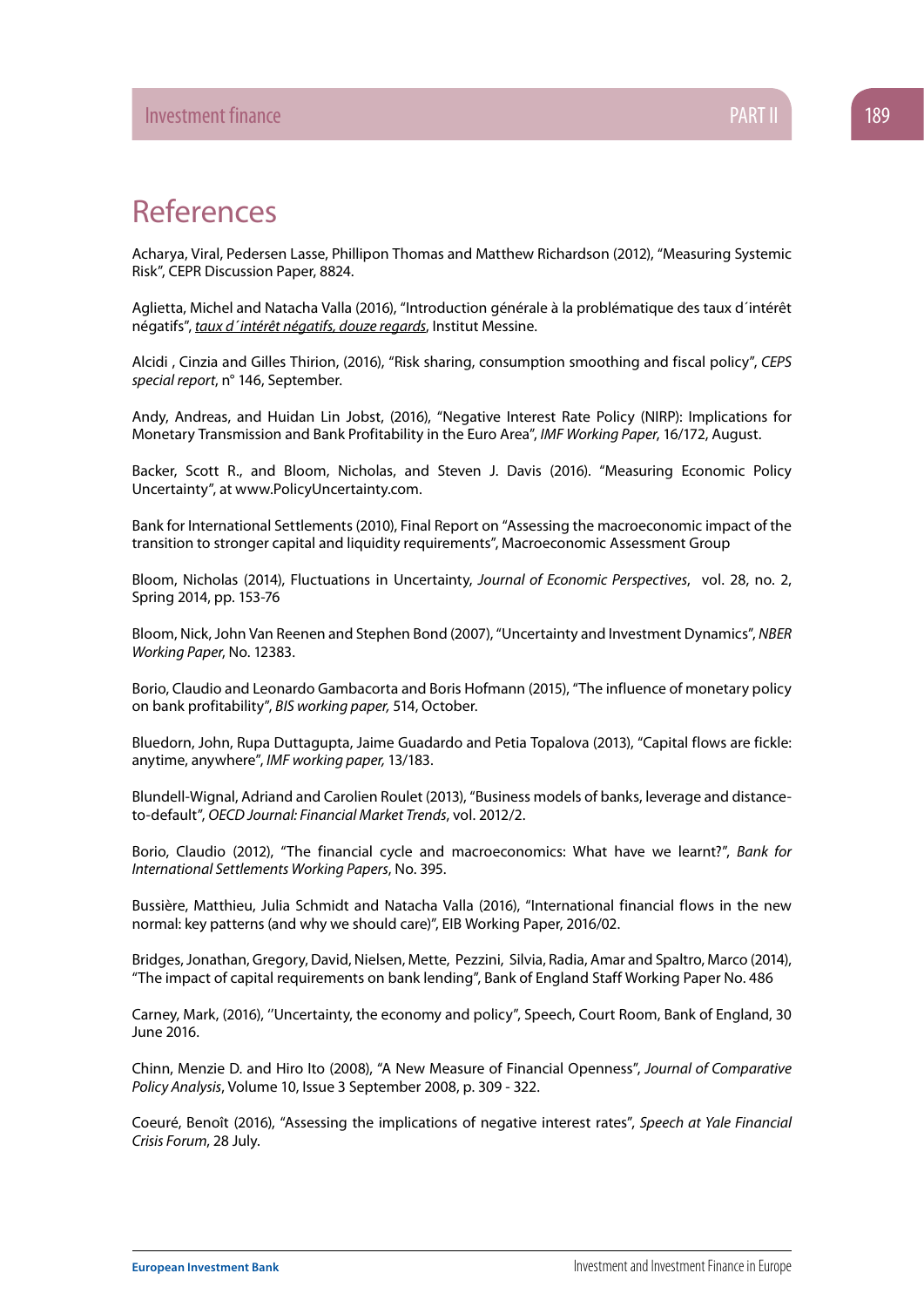# References

Acharya, Viral, Pedersen Lasse, Phillipon Thomas and Matthew Richardson (2012), "Measuring Systemic Risk", CEPR Discussion Paper, 8824.

Aglietta, Michel and Natacha Valla (2016), "Introduction générale à la problématique des taux d´intérêt négatifs", *taux d´intérêt négatifs, douze regards*, Institut Messine.

Alcidi , Cinzia and Gilles Thirion, (2016), "Risk sharing, consumption smoothing and fiscal policy", *CEPS special report*, n° 146, September.

Andy, Andreas, and Huidan Lin Jobst, (2016), "Negative Interest Rate Policy (NIRP): Implications for Monetary Transmission and Bank Profitability in the Euro Area", *IMF Working Paper*, 16/172, August.

Backer, Scott R., and Bloom, Nicholas, and Steven J. Davis (2016). "Measuring Economic Policy Uncertainty", at www.PolicyUncertainty.com.

Bank for International Settlements (2010), Final Report on "Assessing the macroeconomic impact of the transition to stronger capital and liquidity requirements", Macroeconomic Assessment Group

Bloom, Nicholas (2014), Fluctuations in Uncertainty, *Journal of Economic Perspectives*, vol. 28, no. 2, Spring 2014, pp. 153-76

Bloom, Nick, John Van Reenen and Stephen Bond (2007), "Uncertainty and Investment Dynamics", *NBER Working Paper*, No. 12383.

Borio, Claudio and Leonardo Gambacorta and Boris Hofmann (2015), "The influence of monetary policy on bank profitability", *BIS working paper,* 514, October.

Bluedorn, John, Rupa Duttagupta, Jaime Guadardo and Petia Topalova (2013), "Capital flows are fickle: anytime, anywhere", *IMF working paper,* 13/183.

Blundell-Wignal, Adriand and Carolien Roulet (2013), "Business models of banks, leverage and distance-to-default", *OECD Journal: Financial Market Trends*, vol. 2012/2.

Borio, Claudio (2012), "The financial cycle and macroeconomics: What have we learnt?", *Bank for International Settlements Working Papers*, No. 395.

Bussière, Matthieu, Julia Schmidt and Natacha Valla (2016), "International financial flows in the new normal: key patterns (and why we should care)", EIB Working Paper, 2016/02.

Bridges, Jonathan, Gregory, David, Nielsen, Mette, Pezzini, Silvia, Radia, Amar and Spaltro, Marco (2014), "The impact of capital requirements on bank lending", Bank of England Staff Working Paper No. 486

Carney, Mark, (2016), ''Uncertainty, the economy and policy", Speech, Court Room, Bank of England, 30 June 2016.

Chinn, Menzie D. and Hiro Ito (2008), "A New Measure of Financial Openness", *Journal of Comparative Policy Analysis*, Volume 10, Issue 3 September 2008, p. 309 - 322.

Coeuré, Benoît (2016), "Assessing the implications of negative interest rates", *Speech at Yale Financial Crisis Forum*, 28 July.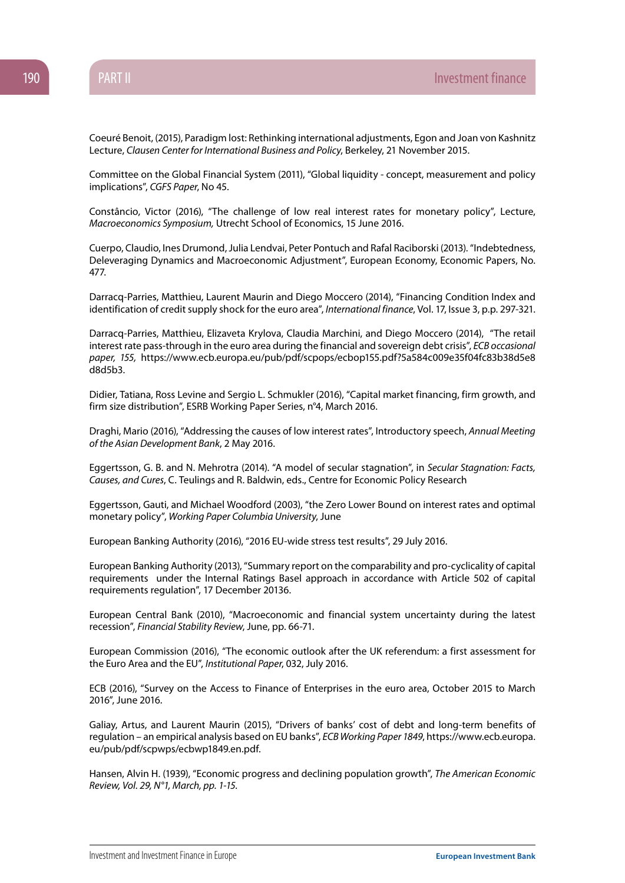Coeuré Benoit, (2015), Paradigm lost: Rethinking international adjustments, Egon and Joan von Kashnitz Lecture, *Clausen Center for International Business and Policy*, Berkeley, 21 November 2015.

Committee on the Global Financial System (2011), "Global liquidity - concept, measurement and policy implications", *CGFS Paper*, No 45.

Constâncio, Victor (2016), "The challenge of low real interest rates for monetary policy", Lecture, *Macroeconomics Symposium,* Utrecht School of Economics, 15 June 2016.

Cuerpo, Claudio, Ines Drumond, Julia Lendvai, Peter Pontuch and Rafal Raciborski (2013). "Indebtedness, Deleveraging Dynamics and Macroeconomic Adjustment", European Economy, Economic Papers, No. 477.

Darracq-Parries, Matthieu, Laurent Maurin and Diego Moccero (2014), "Financing Condition Index and identification of credit supply shock for the euro area", *International finance*, Vol. 17, Issue 3, p.p. 297-321.

Darracq-Parries, Matthieu, Elizaveta Krylova, Claudia Marchini, and Diego Moccero (2014), "The retail interest rate pass-through in the euro area during the financial and sovereign debt crisis", *ECB occasional paper, 155,* https://www.ecb.europa.eu/pub/pdf/scpops/ecbop155.pdf?5a584c009e35f04fc83b38d5e8d8d5b3.

Didier, Tatiana, Ross Levine and Sergio L. Schmukler (2016), "Capital market financing, firm growth, and firm size distribution", ESRB Working Paper Series, n°4, March 2016.

Draghi, Mario (2016), "Addressing the causes of low interest rates", Introductory speech, *Annual Meeting of the Asian Development Bank*, 2 May 2016.

Eggertsson, G. B. and N. Mehrotra (2014). "A model of secular stagnation", in *Secular Stagnation: Facts, Causes, and Cures*, C. Teulings and R. Baldwin, eds., Centre for Economic Policy Research

Eggertsson, Gauti, and Michael Woodford (2003), "the Zero Lower Bound on interest rates and optimal monetary policy", *Working Paper Columbia University*, June

European Banking Authority (2016), "2016 EU-wide stress test results", 29 July 2016.

European Banking Authority (2013), "Summary report on the comparability and pro-cyclicality of capital requirements under the Internal Ratings Basel approach in accordance with Article 502 of capital requirements regulation", 17 December 20136.

European Central Bank (2010), "Macroeconomic and financial system uncertainty during the latest recession", *Financial Stability Review*, June, pp. 66-71.

European Commission (2016), "The economic outlook after the UK referendum: a first assessment for the Euro Area and the EU", *Institutional Paper*, 032, July 2016.

ECB (2016), "Survey on the Access to Finance of Enterprises in the euro area, October 2015 to March 2016", June 2016.

Galiay, Artus, and Laurent Maurin (2015), "Drivers of banks' cost of debt and long-term benefits of regulation – an empirical analysis based on EU banks", *ECB Working Paper 1849*, https://www.ecb.europa.eu/pub/pdf/scpwps/ecbwp1849.en.pdf.

Hansen, Alvin H. (1939), "Economic progress and declining population growth", *The American Economic Review, Vol. 29, N°1, March, pp. 1-15.*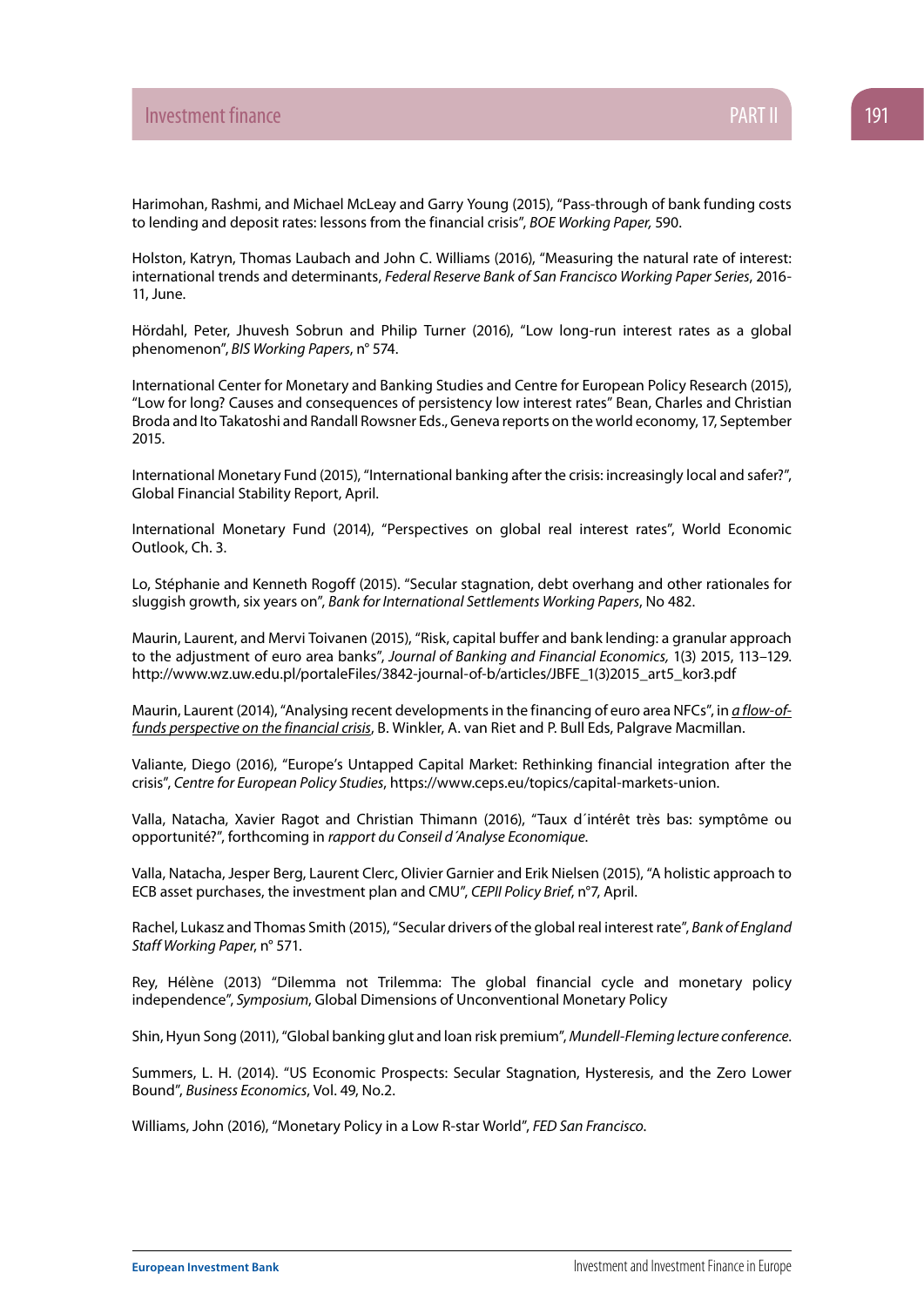Harimohan, Rashmi, and Michael McLeay and Garry Young (2015), "Pass-through of bank funding costs to lending and deposit rates: lessons from the financial crisis", *BOE Working Paper,* 590.

Holston, Katryn, Thomas Laubach and John C. Williams (2016), "Measuring the natural rate of interest: international trends and determinants, *Federal Reserve Bank of San Francisco Working Paper Series*, 2016-11, June.

Hördahl, Peter, Jhuvesh Sobrun and Philip Turner (2016), "Low long-run interest rates as a global phenomenon", *BIS Working Papers*, n° 574.

International Center for Monetary and Banking Studies and Centre for European Policy Research (2015), "Low for long? Causes and consequences of persistency low interest rates" Bean, Charles and Christian Broda and Ito Takatoshi and Randall Rowsner Eds., Geneva reports on the world economy, 17, September 2015.

International Monetary Fund (2015), "International banking after the crisis: increasingly local and safer?", Global Financial Stability Report, April.

International Monetary Fund (2014), "Perspectives on global real interest rates", World Economic Outlook, Ch. 3.

Lo, Stéphanie and Kenneth Rogoff (2015). "Secular stagnation, debt overhang and other rationales for sluggish growth, six years on", *Bank for International Settlements Working Papers*, No 482.

Maurin, Laurent, and Mervi Toivanen (2015), "Risk, capital buffer and bank lending: a granular approach to the adjustment of euro area banks", *Journal of Banking and Financial Economics,* 1(3) 2015, 113–129. http://www.wz.uw.edu.pl/portaleFiles/3842-journal-of-b/articles/JBFE_1(3)2015_art5_kor3.pdf

Maurin, Laurent (2014), "Analysing recent developments in the financing of euro area NFCs", in *a flow-of-funds perspective on the financial crisis*, B. Winkler, A. van Riet and P. Bull Eds, Palgrave Macmillan.

Valiante, Diego (2016), "Europe's Untapped Capital Market: Rethinking financial integration after the crisis", *Centre for European Policy Studies*, https://www.ceps.eu/topics/capital-markets-union.

Valla, Natacha, Xavier Ragot and Christian Thimann (2016), "Taux d´intérêt très bas: symptôme ou opportunité?", forthcoming in *rapport du Conseil d´Analyse Economique.*

Valla, Natacha, Jesper Berg, Laurent Clerc, Olivier Garnier and Erik Nielsen (2015), "A holistic approach to ECB asset purchases, the investment plan and CMU", *CEPII Policy Brief,* n°7, April.

Rachel, Lukasz and Thomas Smith (2015), "Secular drivers of the global real interest rate", *Bank of England Staff Working Paper*, n° 571.

Rey, Hélène (2013) "Dilemma not Trilemma: The global financial cycle and monetary policy independence", *Symposium*, Global Dimensions of Unconventional Monetary Policy

Shin, Hyun Song (2011), "Global banking glut and loan risk premium", *Mundell-Fleming lecture conference.*

Summers, L. H. (2014). "US Economic Prospects: Secular Stagnation, Hysteresis, and the Zero Lower Bound", *Business Economics*, Vol. 49, No.2.

Williams, John (2016), "Monetary Policy in a Low R-star World", *FED San Francisco.*